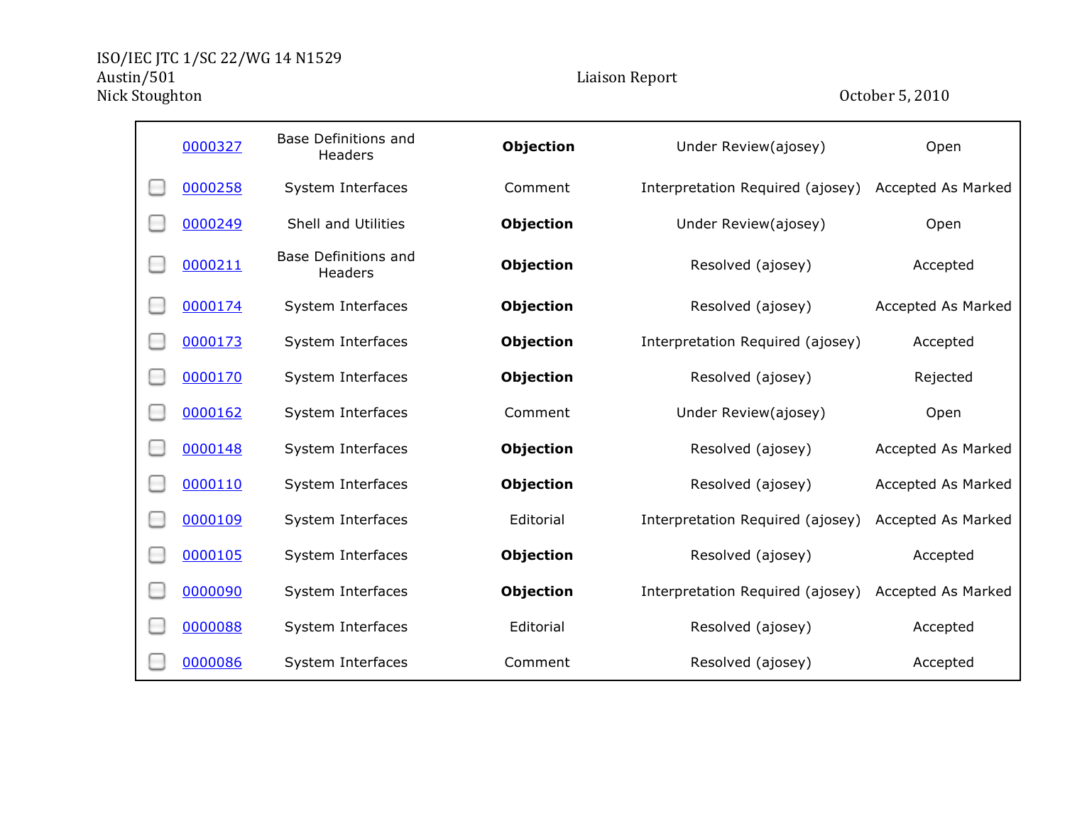ISO/IEC JTC 1/SC 22/WG 14 N1529
Austin/501
Nick Stoughton

Liaison Report

October 5, 2010

| | ID | Category | Severity | Status | Resolution |
|---|---|---|---|---|---|
| | 0000327 | Base Definitions and Headers | **Objection** | Under Review(ajosey) | Open |
| ☐ | 0000258 | System Interfaces | Comment | Interpretation Required (ajosey) | Accepted As Marked |
| ☐ | 0000249 | Shell and Utilities | **Objection** | Under Review(ajosey) | Open |
| ☐ | 0000211 | Base Definitions and Headers | **Objection** | Resolved (ajosey) | Accepted |
| ☐ | 0000174 | System Interfaces | **Objection** | Resolved (ajosey) | Accepted As Marked |
| ☐ | 0000173 | System Interfaces | **Objection** | Interpretation Required (ajosey) | Accepted |
| ☐ | 0000170 | System Interfaces | **Objection** | Resolved (ajosey) | Rejected |
| ☐ | 0000162 | System Interfaces | Comment | Under Review(ajosey) | Open |
| ☐ | 0000148 | System Interfaces | **Objection** | Resolved (ajosey) | Accepted As Marked |
| ☐ | 0000110 | System Interfaces | **Objection** | Resolved (ajosey) | Accepted As Marked |
| ☐ | 0000109 | System Interfaces | Editorial | Interpretation Required (ajosey) | Accepted As Marked |
| ☐ | 0000105 | System Interfaces | **Objection** | Resolved (ajosey) | Accepted |
| ☐ | 0000090 | System Interfaces | **Objection** | Interpretation Required (ajosey) | Accepted As Marked |
| ☐ | 0000088 | System Interfaces | Editorial | Resolved (ajosey) | Accepted |
| ☐ | 0000086 | System Interfaces | Comment | Resolved (ajosey) | Accepted |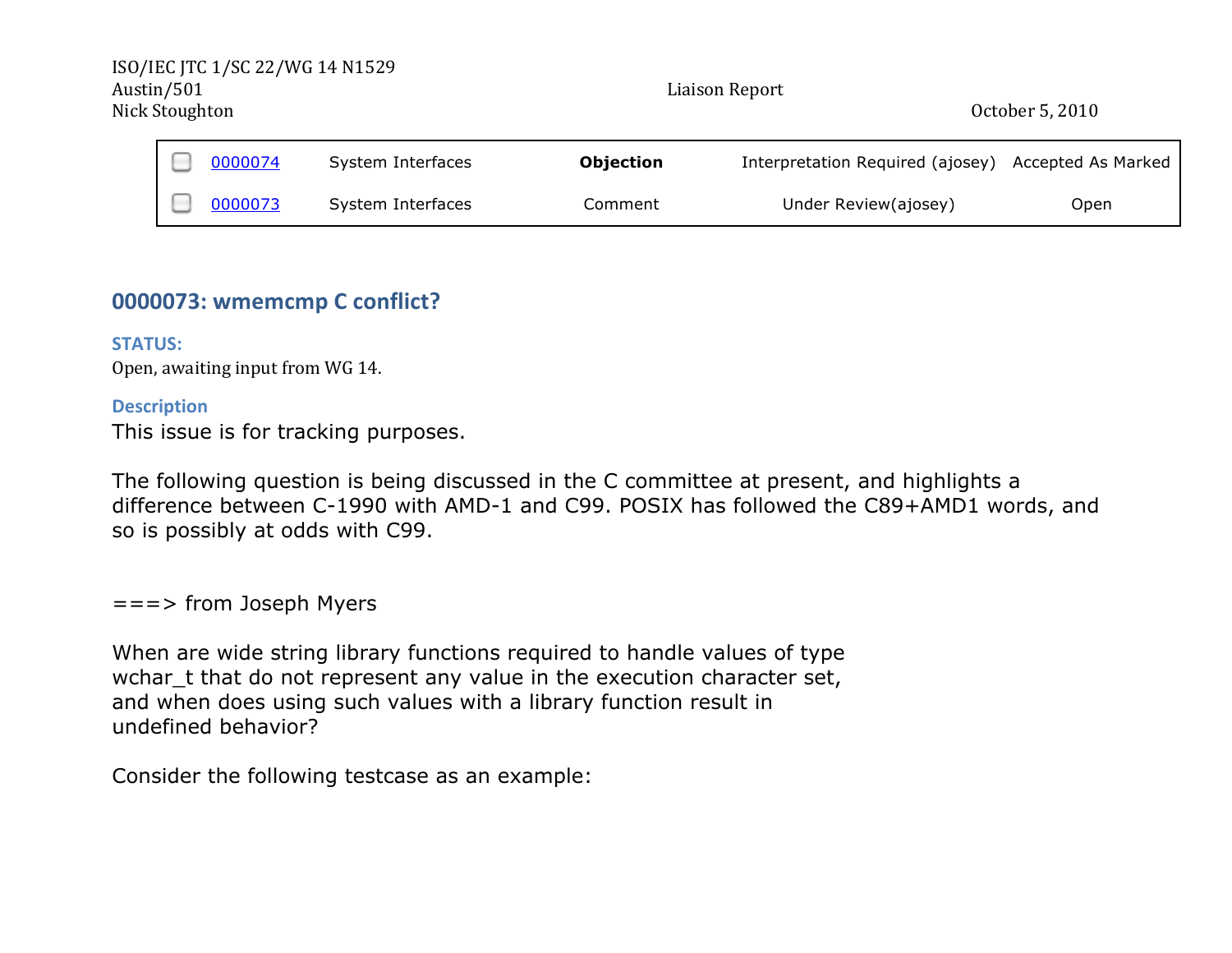| | | | | | |
|---|---|---|---|---|---|
| ☐ | 0000074 | System Interfaces | **Objection** | Interpretation Required (ajosey) | Accepted As Marked |
| ☐ | 0000073 | System Interfaces | Comment | Under Review(ajosey) | Open |

## 0000073: wmemcmp C conflict?

### STATUS:

Open, awaiting input from WG 14.

### Description

This issue is for tracking purposes.

The following question is being discussed in the C committee at present, and highlights a difference between C-1990 with AMD-1 and C99. POSIX has followed the C89+AMD1 words, and so is possibly at odds with C99.

===> from Joseph Myers

When are wide string library functions required to handle values of type wchar_t that do not represent any value in the execution character set, and when does using such values with a library function result in undefined behavior?

Consider the following testcase as an example: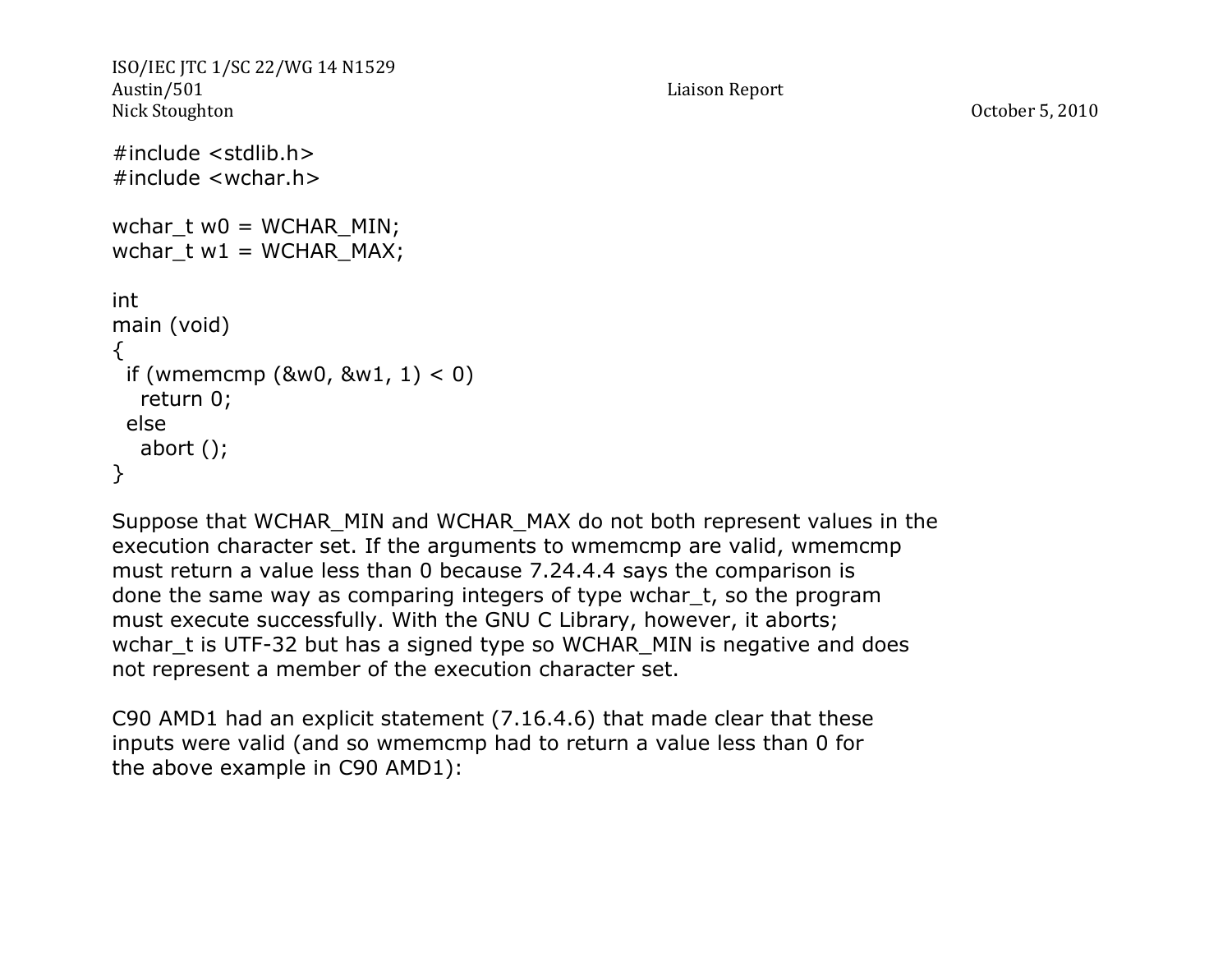```
#include <stdlib.h>
#include <wchar.h>

wchar_t w0 = WCHAR_MIN;
wchar_t w1 = WCHAR_MAX;

int
main (void)
{
  if (wmemcmp (&w0, &w1, 1) < 0)
    return 0;
  else
    abort ();
}
```

Suppose that WCHAR_MIN and WCHAR_MAX do not both represent values in the execution character set. If the arguments to wmemcmp are valid, wmemcmp must return a value less than 0 because 7.24.4.4 says the comparison is done the same way as comparing integers of type wchar_t, so the program must execute successfully. With the GNU C Library, however, it aborts; wchar_t is UTF-32 but has a signed type so WCHAR_MIN is negative and does not represent a member of the execution character set.

C90 AMD1 had an explicit statement (7.16.4.6) that made clear that these inputs were valid (and so wmemcmp had to return a value less than 0 for the above example in C90 AMD1):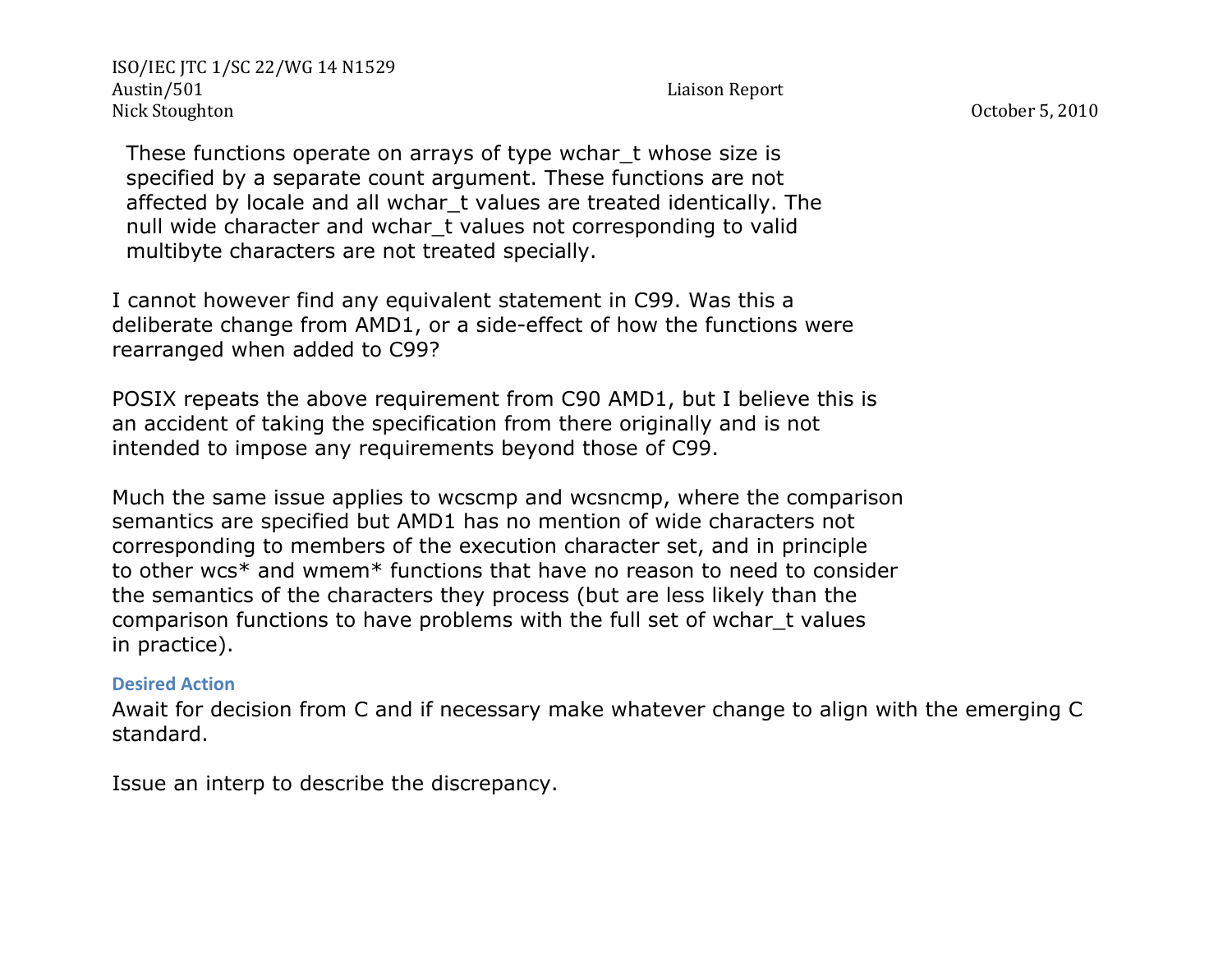These functions operate on arrays of type wchar_t whose size is specified by a separate count argument. These functions are not affected by locale and all wchar_t values are treated identically. The null wide character and wchar_t values not corresponding to valid multibyte characters are not treated specially.

I cannot however find any equivalent statement in C99. Was this a deliberate change from AMD1, or a side-effect of how the functions were rearranged when added to C99?

POSIX repeats the above requirement from C90 AMD1, but I believe this is an accident of taking the specification from there originally and is not intended to impose any requirements beyond those of C99.

Much the same issue applies to wcscmp and wcsncmp, where the comparison semantics are specified but AMD1 has no mention of wide characters not corresponding to members of the execution character set, and in principle to other wcs* and wmem* functions that have no reason to need to consider the semantics of the characters they process (but are less likely than the comparison functions to have problems with the full set of wchar_t values in practice).

#### Desired Action

Await for decision from C and if necessary make whatever change to align with the emerging C standard.

Issue an interp to describe the discrepancy.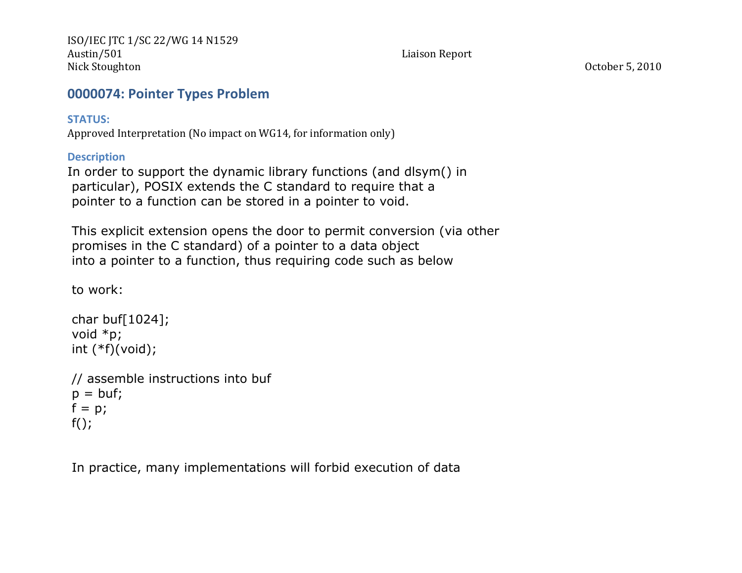## 0000074: Pointer Types Problem

### STATUS:

Approved Interpretation (No impact on WG14, for information only)

### Description

In order to support the dynamic library functions (and dlsym() in particular), POSIX extends the C standard to require that a pointer to a function can be stored in a pointer to void.

This explicit extension opens the door to permit conversion (via other promises in the C standard) of a pointer to a data object into a pointer to a function, thus requiring code such as below

to work:

```
char buf[1024];
void *p;
int (*f)(void);

// assemble instructions into buf
p = buf;
f = p;
f();
```

In practice, many implementations will forbid execution of data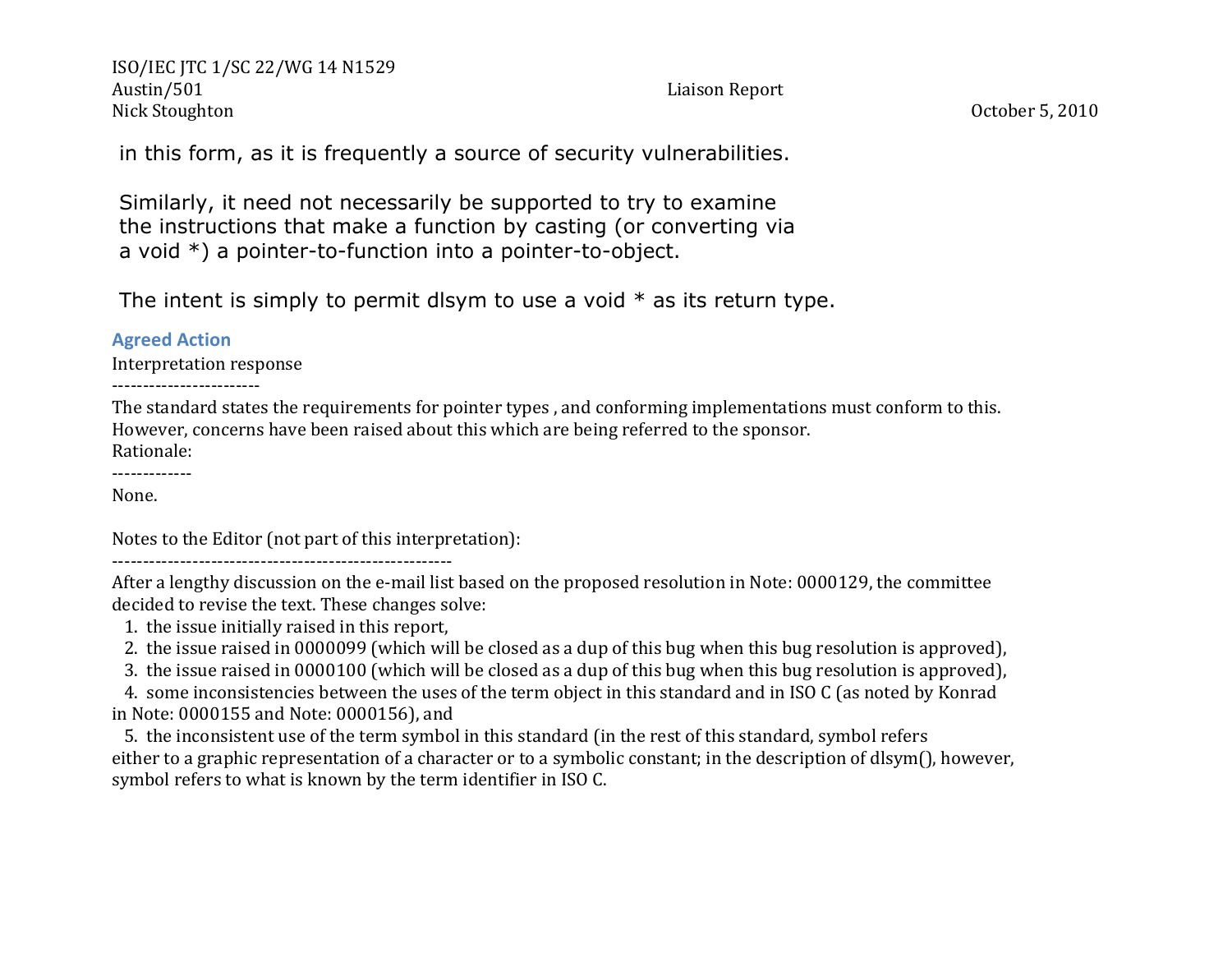```
in this form, as it is frequently a source of security vulnerabilities.

Similarly, it need not necessarily be supported to try to examine
the instructions that make a function by casting (or converting via
a void *) a pointer-to-function into a pointer-to-object.

The intent is simply to permit dlsym to use a void * as its return type.
```

### Agreed Action

Interpretation response

------------------------

The standard states the requirements for pointer types , and conforming implementations must conform to this. However, concerns have been raised about this which are being referred to the sponsor.

Rationale:

-------------

None.

Notes to the Editor (not part of this interpretation):

--------------------------------------------------------

After a lengthy discussion on the e-mail list based on the proposed resolution in Note: 0000129, the committee decided to revise the text. These changes solve:

1. the issue initially raised in this report,
2. the issue raised in 0000099 (which will be closed as a dup of this bug when this bug resolution is approved),
3. the issue raised in 0000100 (which will be closed as a dup of this bug when this bug resolution is approved),
4. some inconsistencies between the uses of the term object in this standard and in ISO C (as noted by Konrad in Note: 0000155 and Note: 0000156), and
5. the inconsistent use of the term symbol in this standard (in the rest of this standard, symbol refers either to a graphic representation of a character or to a symbolic constant; in the description of dlsym(), however, symbol refers to what is known by the term identifier in ISO C.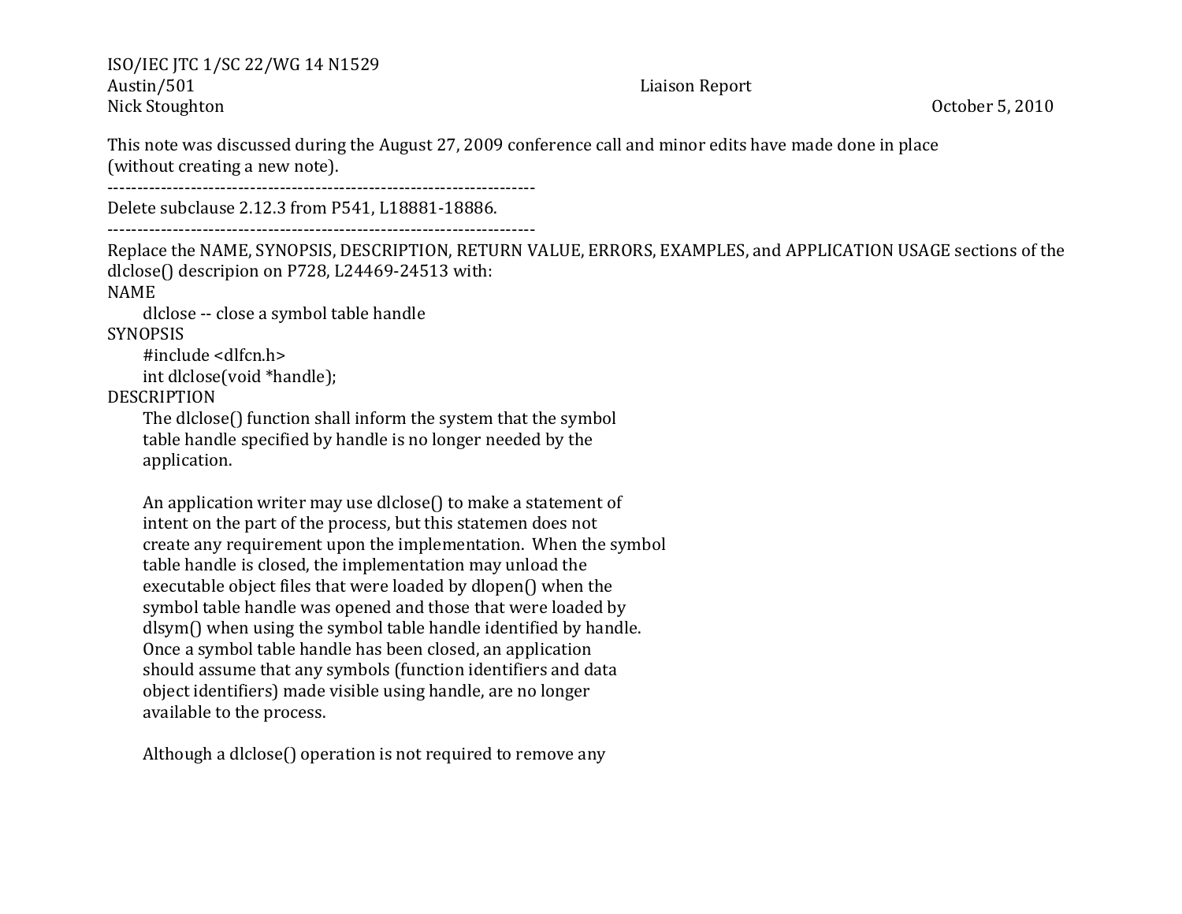ISO/IEC JTC 1/SC 22/WG 14 N1529
Austin/501 Liaison Report
Nick Stoughton October 5, 2010

This note was discussed during the August 27, 2009 conference call and minor edits have made done in place (without creating a new note).

------------------------------------------------------------------------

Delete subclause 2.12.3 from P541, L18881-18886.

------------------------------------------------------------------------

Replace the NAME, SYNOPSIS, DESCRIPTION, RETURN VALUE, ERRORS, EXAMPLES, and APPLICATION USAGE sections of the dlclose() descripion on P728, L24469-24513 with:

NAME

dlclose -- close a symbol table handle

SYNOPSIS

```
#include <dlfcn.h>
int dlclose(void *handle);
```

DESCRIPTION

The dlclose() function shall inform the system that the symbol table handle specified by handle is no longer needed by the application.

An application writer may use dlclose() to make a statement of intent on the part of the process, but this statemen does not create any requirement upon the implementation. When the symbol table handle is closed, the implementation may unload the executable object files that were loaded by dlopen() when the symbol table handle was opened and those that were loaded by dlsym() when using the symbol table handle identified by handle. Once a symbol table handle has been closed, an application should assume that any symbols (function identifiers and data object identifiers) made visible using handle, are no longer available to the process.

Although a dlclose() operation is not required to remove any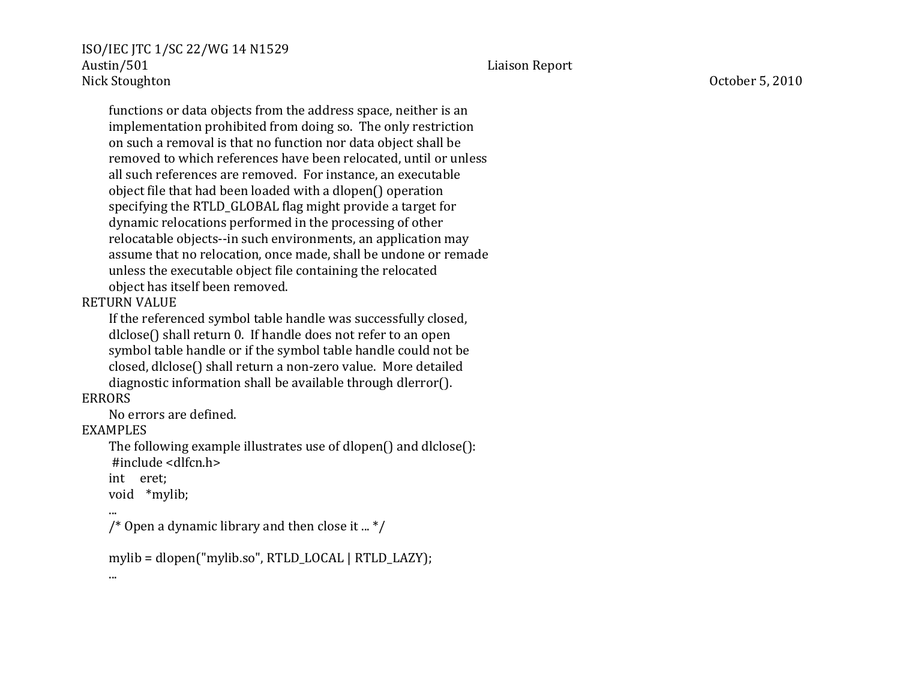functions or data objects from the address space, neither is an implementation prohibited from doing so. The only restriction on such a removal is that no function nor data object shall be removed to which references have been relocated, until or unless all such references are removed. For instance, an executable object file that had been loaded with a dlopen() operation specifying the RTLD_GLOBAL flag might provide a target for dynamic relocations performed in the processing of other relocatable objects--in such environments, an application may assume that no relocation, once made, shall be undone or remade unless the executable object file containing the relocated object has itself been removed.

RETURN VALUE

If the referenced symbol table handle was successfully closed, dlclose() shall return 0. If handle does not refer to an open symbol table handle or if the symbol table handle could not be closed, dlclose() shall return a non-zero value. More detailed diagnostic information shall be available through dlerror().

ERRORS

No errors are defined.

EXAMPLES

The following example illustrates use of dlopen() and dlclose():

```
 #include <dlfcn.h>
int     eret;
void    *mylib;
...
/* Open a dynamic library and then close it ... */

mylib = dlopen("mylib.so", RTLD_LOCAL | RTLD_LAZY);
...
```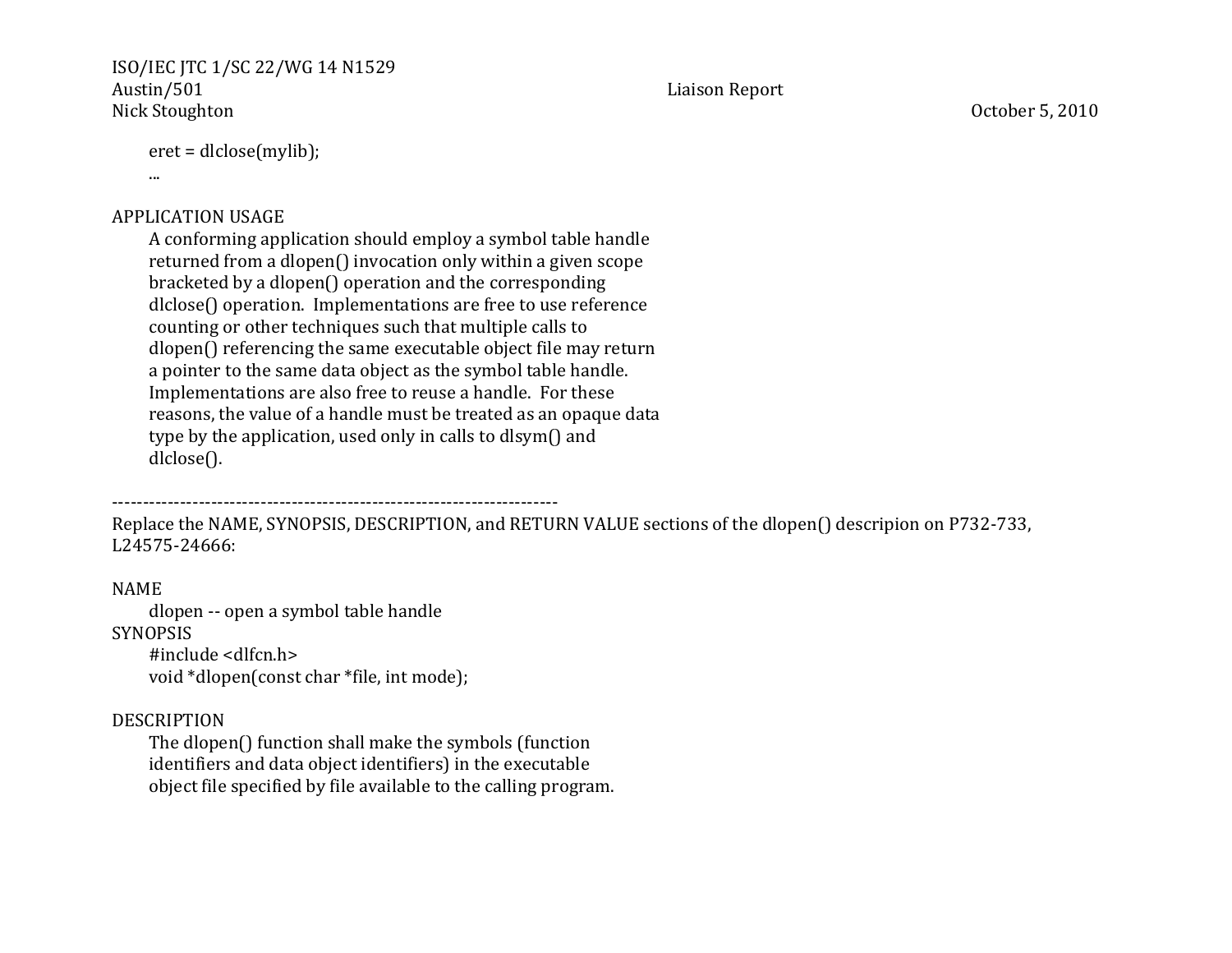```
eret = dlclose(mylib);
...
```

APPLICATION USAGE

A conforming application should employ a symbol table handle returned from a dlopen() invocation only within a given scope bracketed by a dlopen() operation and the corresponding dlclose() operation. Implementations are free to use reference counting or other techniques such that multiple calls to dlopen() referencing the same executable object file may return a pointer to the same data object as the symbol table handle. Implementations are also free to reuse a handle. For these reasons, the value of a handle must be treated as an opaque data type by the application, used only in calls to dlsym() and dlclose().

------------------------------------------------------------------------

Replace the NAME, SYNOPSIS, DESCRIPTION, and RETURN VALUE sections of the dlopen() descripion on P732-733, L24575-24666:

NAME

dlopen -- open a symbol table handle

SYNOPSIS

```
#include <dlfcn.h>
void *dlopen(const char *file, int mode);
```

DESCRIPTION

The dlopen() function shall make the symbols (function identifiers and data object identifiers) in the executable object file specified by file available to the calling program.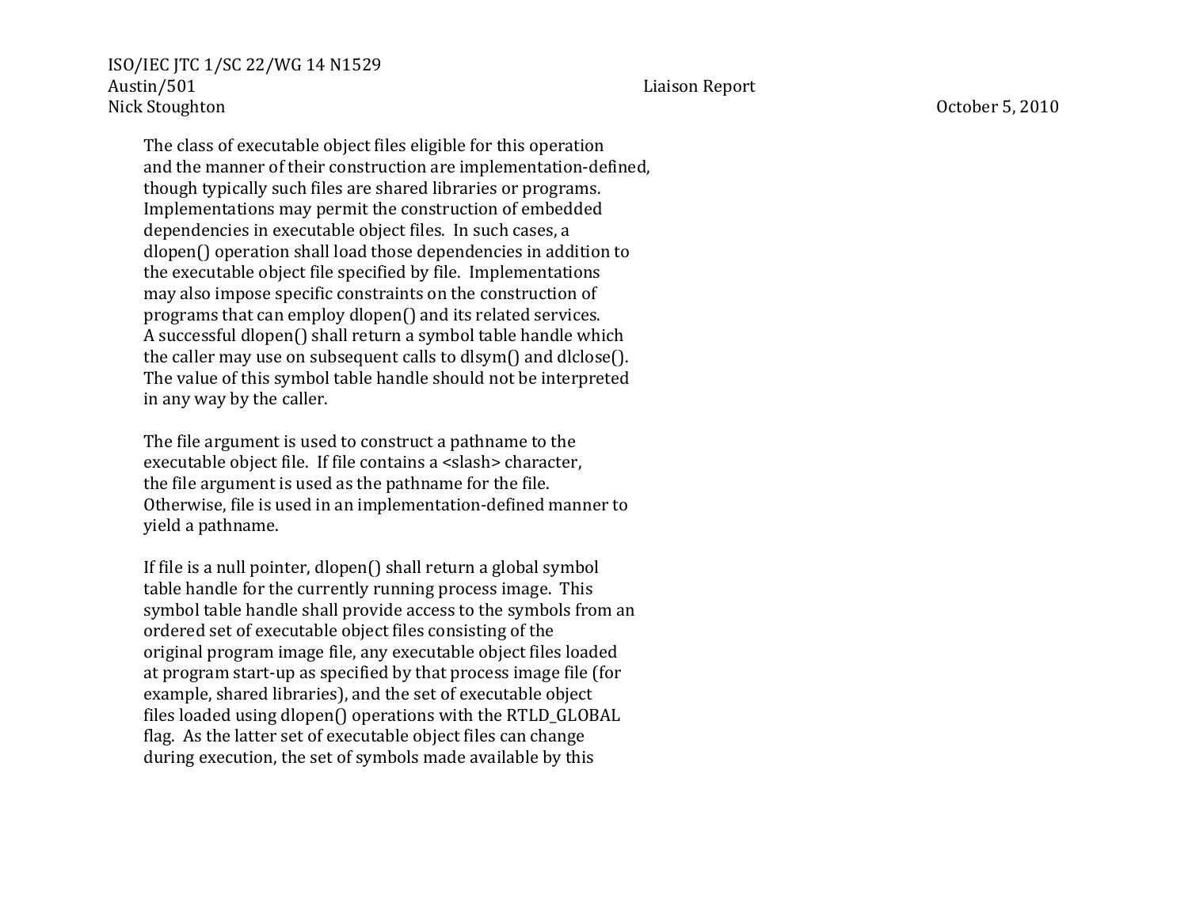The class of executable object files eligible for this operation and the manner of their construction are implementation-defined, though typically such files are shared libraries or programs. Implementations may permit the construction of embedded dependencies in executable object files. In such cases, a dlopen() operation shall load those dependencies in addition to the executable object file specified by file. Implementations may also impose specific constraints on the construction of programs that can employ dlopen() and its related services. A successful dlopen() shall return a symbol table handle which the caller may use on subsequent calls to dlsym() and dlclose(). The value of this symbol table handle should not be interpreted in any way by the caller.

The file argument is used to construct a pathname to the executable object file. If file contains a <slash> character, the file argument is used as the pathname for the file. Otherwise, file is used in an implementation-defined manner to yield a pathname.

If file is a null pointer, dlopen() shall return a global symbol table handle for the currently running process image. This symbol table handle shall provide access to the symbols from an ordered set of executable object files consisting of the original program image file, any executable object files loaded at program start-up as specified by that process image file (for example, shared libraries), and the set of executable object files loaded using dlopen() operations with the RTLD_GLOBAL flag. As the latter set of executable object files can change during execution, the set of symbols made available by this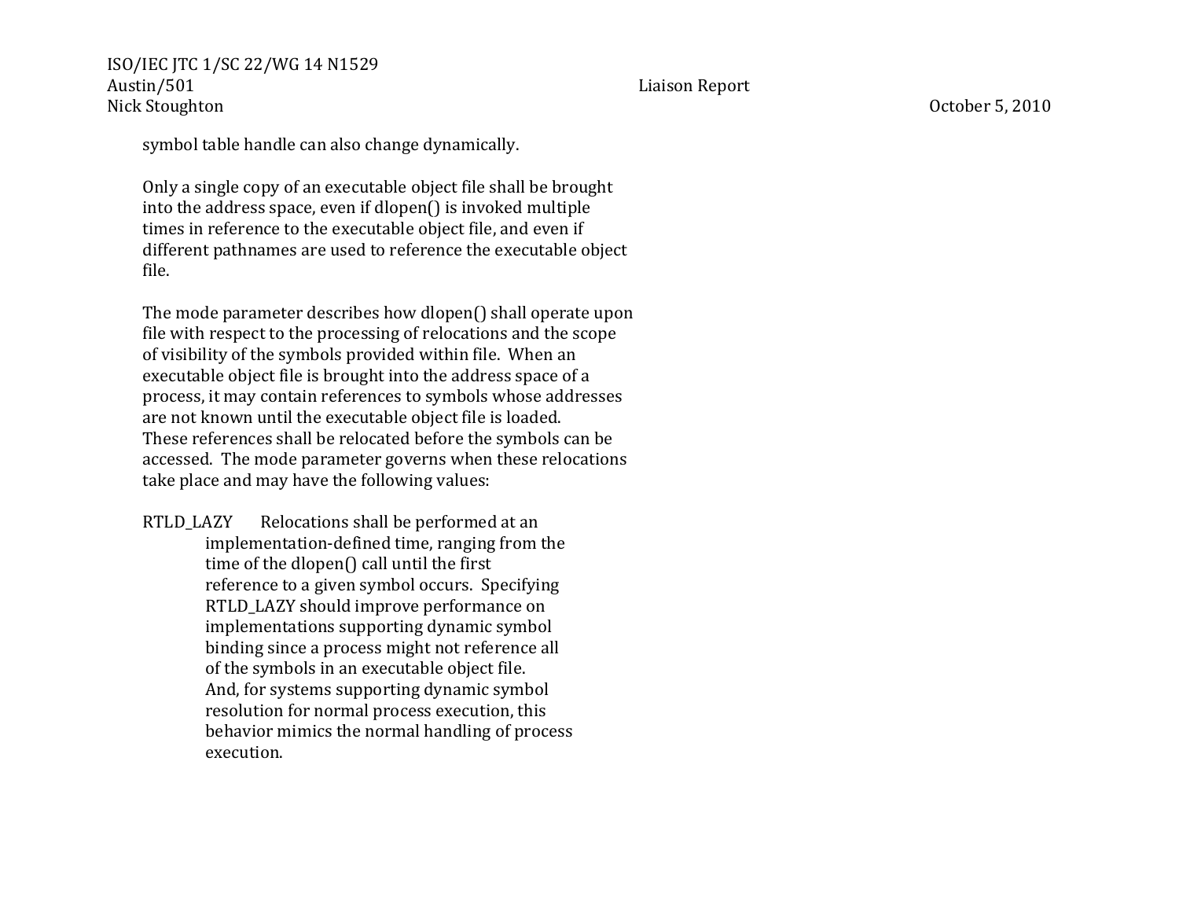symbol table handle can also change dynamically.

Only a single copy of an executable object file shall be brought into the address space, even if dlopen() is invoked multiple times in reference to the executable object file, and even if different pathnames are used to reference the executable object file.

The mode parameter describes how dlopen() shall operate upon file with respect to the processing of relocations and the scope of visibility of the symbols provided within file. When an executable object file is brought into the address space of a process, it may contain references to symbols whose addresses are not known until the executable object file is loaded. These references shall be relocated before the symbols can be accessed. The mode parameter governs when these relocations take place and may have the following values:

RTLD_LAZY Relocations shall be performed at an implementation-defined time, ranging from the time of the dlopen() call until the first reference to a given symbol occurs. Specifying RTLD_LAZY should improve performance on implementations supporting dynamic symbol binding since a process might not reference all of the symbols in an executable object file. And, for systems supporting dynamic symbol resolution for normal process execution, this behavior mimics the normal handling of process execution.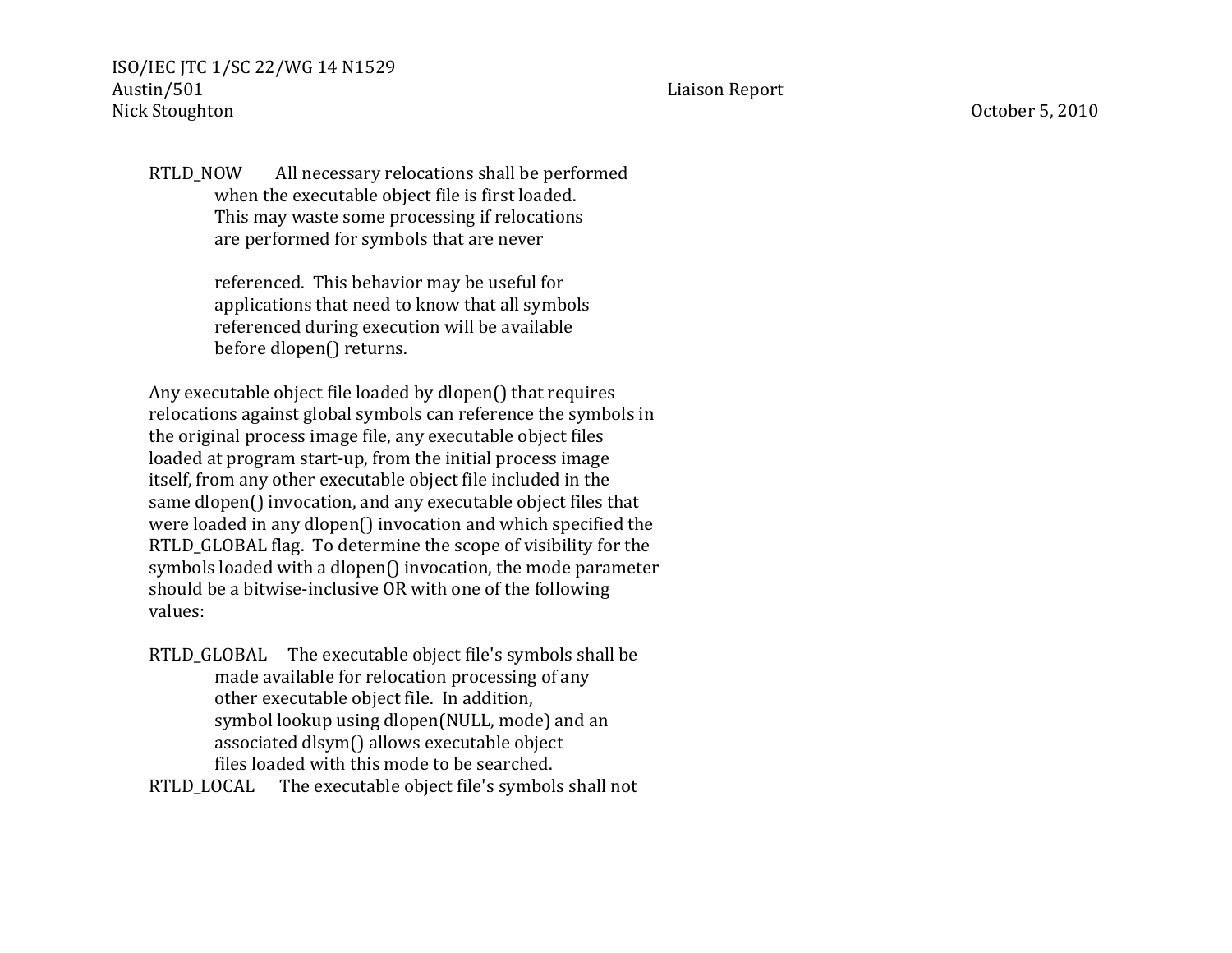RTLD_NOW All necessary relocations shall be performed when the executable object file is first loaded. This may waste some processing if relocations are performed for symbols that are never referenced. This behavior may be useful for applications that need to know that all symbols referenced during execution will be available before dlopen() returns.

Any executable object file loaded by dlopen() that requires relocations against global symbols can reference the symbols in the original process image file, any executable object files loaded at program start-up, from the initial process image itself, from any other executable object file included in the same dlopen() invocation, and any executable object files that were loaded in any dlopen() invocation and which specified the RTLD_GLOBAL flag. To determine the scope of visibility for the symbols loaded with a dlopen() invocation, the mode parameter should be a bitwise-inclusive OR with one of the following values:

RTLD_GLOBAL The executable object file's symbols shall be made available for relocation processing of any other executable object file. In addition, symbol lookup using dlopen(NULL, mode) and an associated dlsym() allows executable object files loaded with this mode to be searched.

RTLD_LOCAL The executable object file's symbols shall not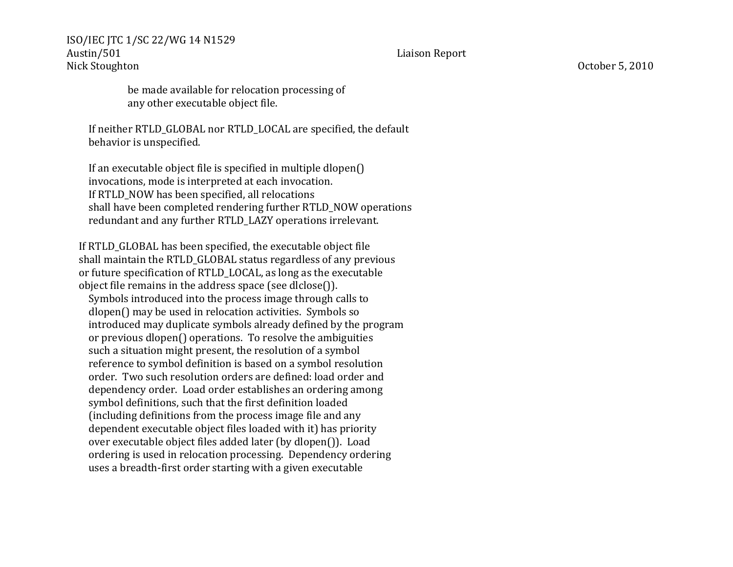be made available for relocation processing of
any other executable object file.

If neither RTLD_GLOBAL nor RTLD_LOCAL are specified, the default behavior is unspecified.

If an executable object file is specified in multiple dlopen() invocations, mode is interpreted at each invocation.
If RTLD_NOW has been specified, all relocations shall have been completed rendering further RTLD_NOW operations redundant and any further RTLD_LAZY operations irrelevant.

If RTLD_GLOBAL has been specified, the executable object file shall maintain the RTLD_GLOBAL status regardless of any previous or future specification of RTLD_LOCAL, as long as the executable object file remains in the address space (see dlclose()).
Symbols introduced into the process image through calls to dlopen() may be used in relocation activities. Symbols so introduced may duplicate symbols already defined by the program or previous dlopen() operations. To resolve the ambiguities such a situation might present, the resolution of a symbol reference to symbol definition is based on a symbol resolution order. Two such resolution orders are defined: load order and dependency order. Load order establishes an ordering among symbol definitions, such that the first definition loaded (including definitions from the process image file and any dependent executable object files loaded with it) has priority over executable object files added later (by dlopen()). Load ordering is used in relocation processing. Dependency ordering uses a breadth-first order starting with a given executable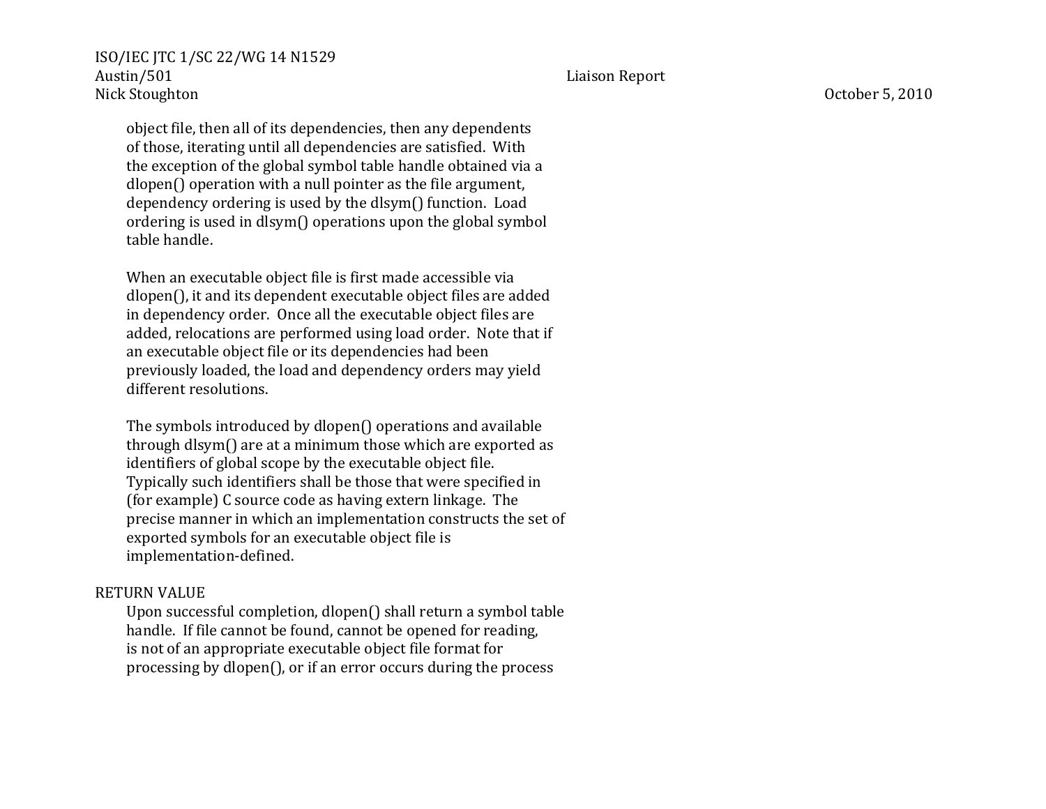object file, then all of its dependencies, then any dependents of those, iterating until all dependencies are satisfied. With the exception of the global symbol table handle obtained via a dlopen() operation with a null pointer as the file argument, dependency ordering is used by the dlsym() function. Load ordering is used in dlsym() operations upon the global symbol table handle.

When an executable object file is first made accessible via dlopen(), it and its dependent executable object files are added in dependency order. Once all the executable object files are added, relocations are performed using load order. Note that if an executable object file or its dependencies had been previously loaded, the load and dependency orders may yield different resolutions.

The symbols introduced by dlopen() operations and available through dlsym() are at a minimum those which are exported as identifiers of global scope by the executable object file. Typically such identifiers shall be those that were specified in (for example) C source code as having extern linkage. The precise manner in which an implementation constructs the set of exported symbols for an executable object file is implementation-defined.

RETURN VALUE

Upon successful completion, dlopen() shall return a symbol table handle. If file cannot be found, cannot be opened for reading, is not of an appropriate executable object file format for processing by dlopen(), or if an error occurs during the process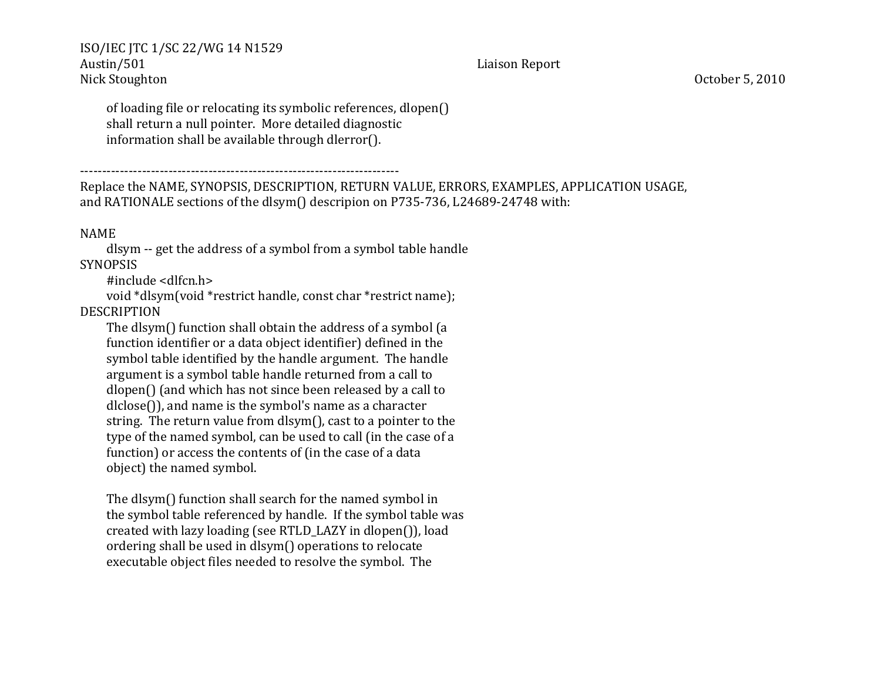of loading file or relocating its symbolic references, dlopen() shall return a null pointer. More detailed diagnostic information shall be available through dlerror().

------------------------------------------------------------------------

Replace the NAME, SYNOPSIS, DESCRIPTION, RETURN VALUE, ERRORS, EXAMPLES, APPLICATION USAGE, and RATIONALE sections of the dlsym() descripion on P735-736, L24689-24748 with:

NAME

dlsym -- get the address of a symbol from a symbol table handle

SYNOPSIS

```
#include <dlfcn.h>
void *dlsym(void *restrict handle, const char *restrict name);
```

DESCRIPTION

The dlsym() function shall obtain the address of a symbol (a function identifier or a data object identifier) defined in the symbol table identified by the handle argument. The handle argument is a symbol table handle returned from a call to dlopen() (and which has not since been released by a call to dlclose()), and name is the symbol's name as a character string. The return value from dlsym(), cast to a pointer to the type of the named symbol, can be used to call (in the case of a function) or access the contents of (in the case of a data object) the named symbol.

The dlsym() function shall search for the named symbol in the symbol table referenced by handle. If the symbol table was created with lazy loading (see RTLD_LAZY in dlopen()), load ordering shall be used in dlsym() operations to relocate executable object files needed to resolve the symbol. The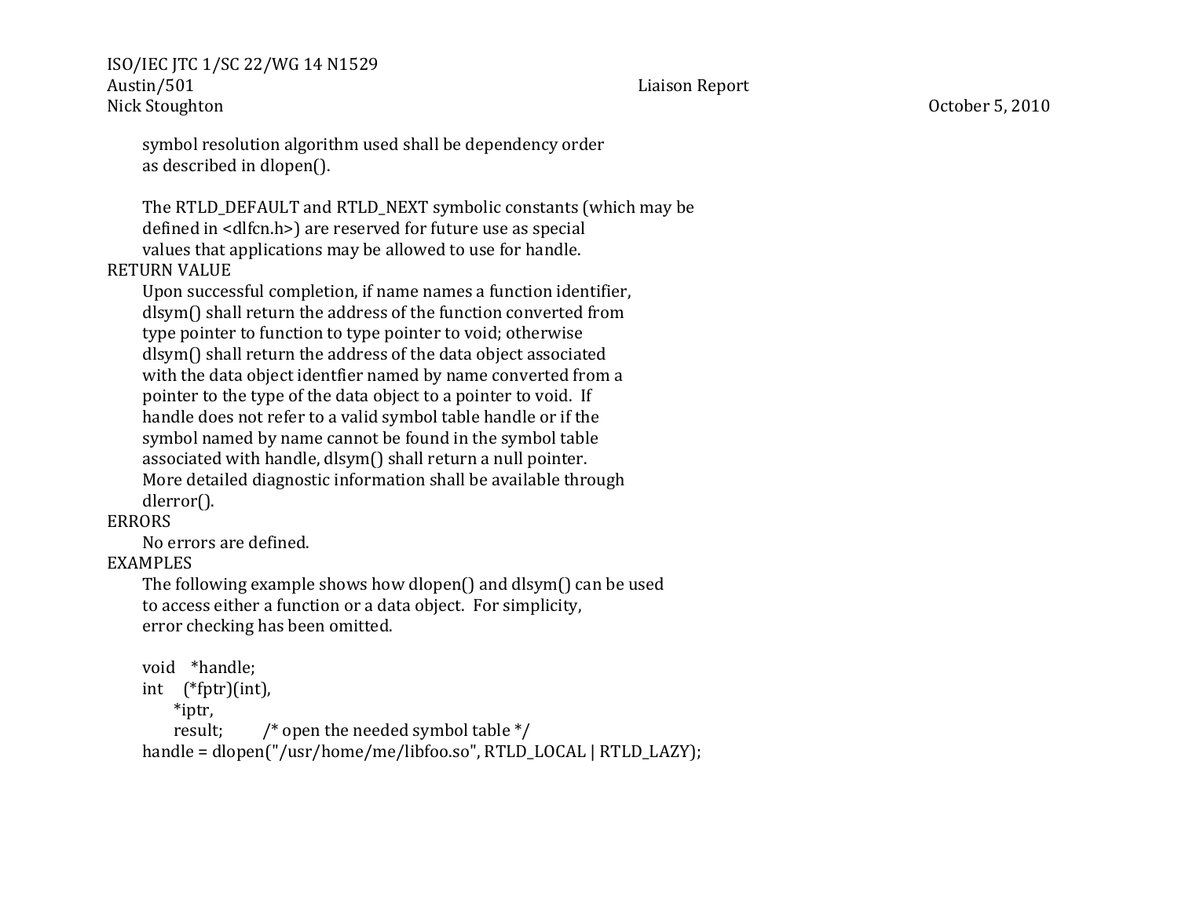symbol resolution algorithm used shall be dependency order as described in dlopen().

The RTLD_DEFAULT and RTLD_NEXT symbolic constants (which may be defined in <dlfcn.h>) are reserved for future use as special values that applications may be allowed to use for handle.

RETURN VALUE

Upon successful completion, if name names a function identifier, dlsym() shall return the address of the function converted from type pointer to function to type pointer to void; otherwise dlsym() shall return the address of the data object associated with the data object identfier named by name converted from a pointer to the type of the data object to a pointer to void. If handle does not refer to a valid symbol table handle or if the symbol named by name cannot be found in the symbol table associated with handle, dlsym() shall return a null pointer. More detailed diagnostic information shall be available through dlerror().

ERRORS

No errors are defined.

EXAMPLES

The following example shows how dlopen() and dlsym() can be used to access either a function or a data object. For simplicity, error checking has been omitted.

```
void    *handle;
int     (*fptr)(int),
        *iptr,
        result;          /* open the needed symbol table */
handle = dlopen("/usr/home/me/libfoo.so", RTLD_LOCAL | RTLD_LAZY);
```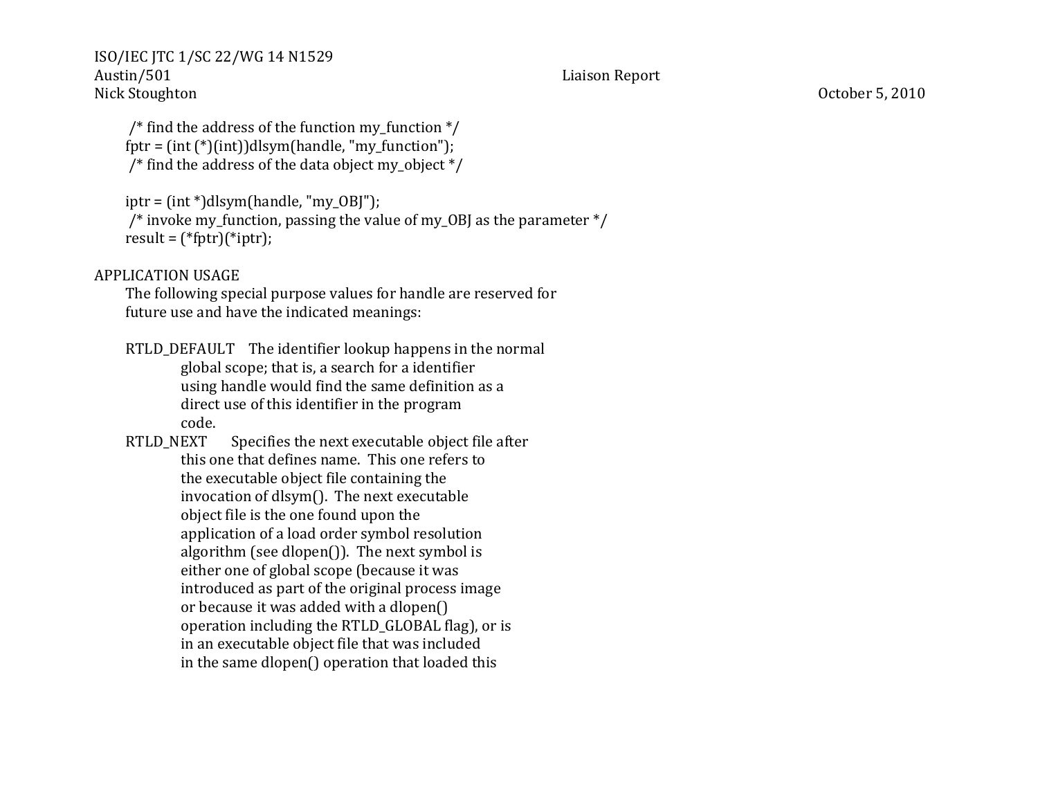```
 /* find the address of the function my_function */
fptr = (int (*)(int))dlsym(handle, "my_function");
 /* find the address of the data object my_object */

iptr = (int *)dlsym(handle, "my_OBJ");
 /* invoke my_function, passing the value of my_OBJ as the parameter */
result = (*fptr)(*iptr);
```

APPLICATION USAGE

The following special purpose values for handle are reserved for future use and have the indicated meanings:

RTLD_DEFAULT The identifier lookup happens in the normal global scope; that is, a search for a identifier using handle would find the same definition as a direct use of this identifier in the program code.

RTLD_NEXT Specifies the next executable object file after this one that defines name. This one refers to the executable object file containing the invocation of dlsym(). The next executable object file is the one found upon the application of a load order symbol resolution algorithm (see dlopen()). The next symbol is either one of global scope (because it was introduced as part of the original process image or because it was added with a dlopen() operation including the RTLD_GLOBAL flag), or is in an executable object file that was included in the same dlopen() operation that loaded this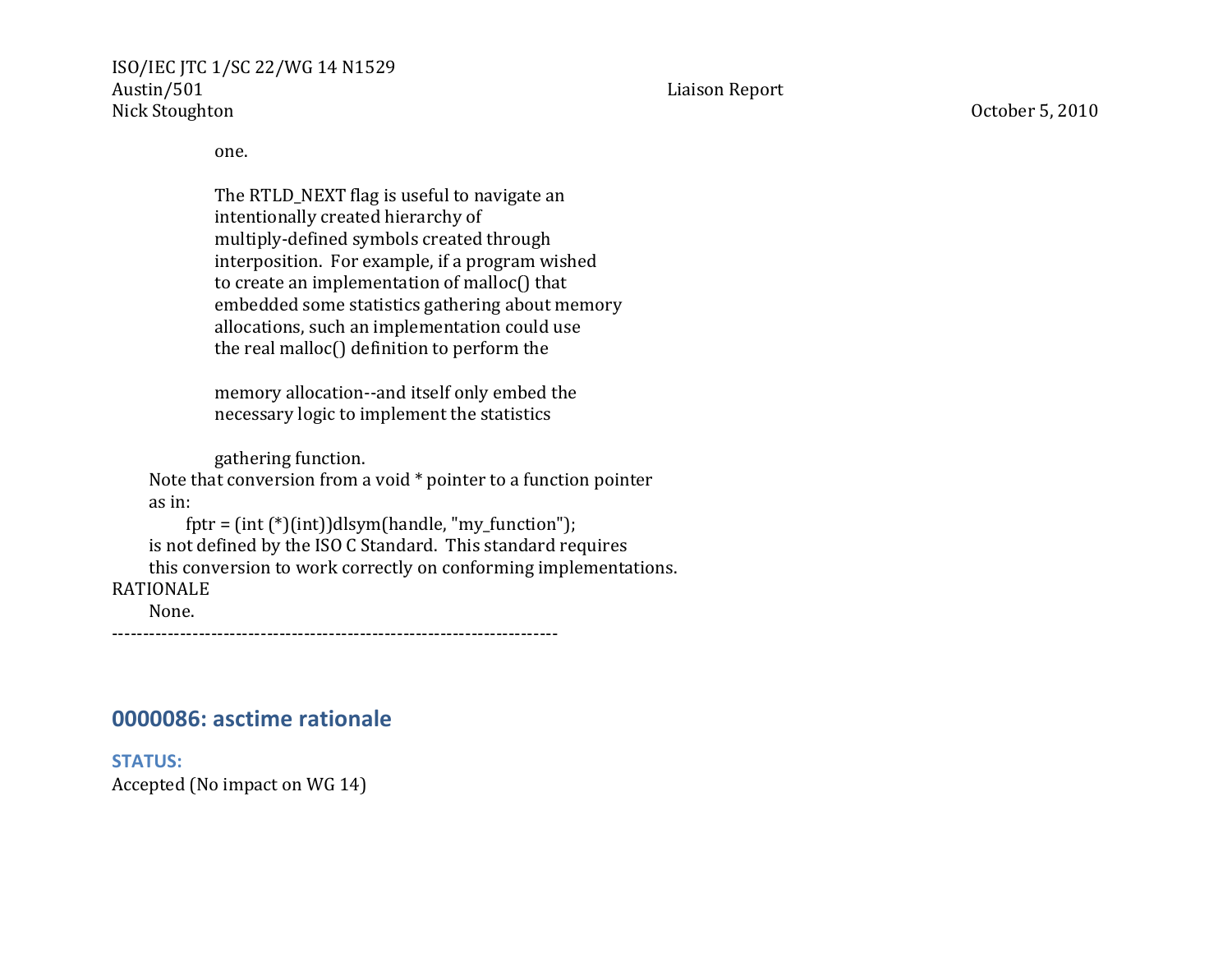one.

The RTLD_NEXT flag is useful to navigate an intentionally created hierarchy of multiply-defined symbols created through interposition.  For example, if a program wished to create an implementation of malloc() that embedded some statistics gathering about memory allocations, such an implementation could use the real malloc() definition to perform the

memory allocation--and itself only embed the necessary logic to implement the statistics

gathering function.

Note that conversion from a void * pointer to a function pointer as in:

```
fptr = (int (*)(int))dlsym(handle, "my_function");
```

is not defined by the ISO C Standard.  This standard requires this conversion to work correctly on conforming implementations.

RATIONALE

None.

----------------------------------------------------------------------

## 0000086: asctime rationale

### STATUS:

Accepted (No impact on WG 14)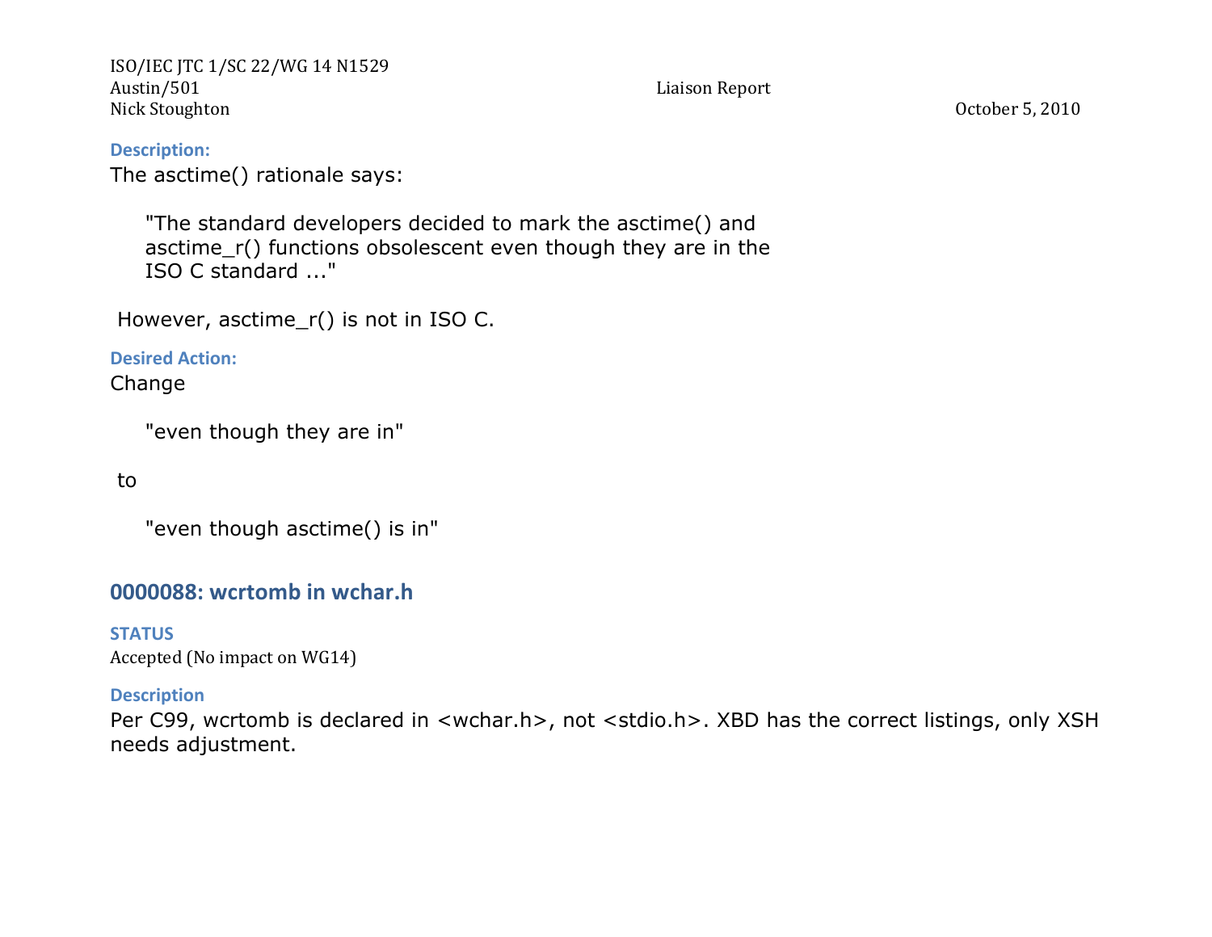**Description:**

The asctime() rationale says:

> "The standard developers decided to mark the asctime() and asctime_r() functions obsolescent even though they are in the ISO C standard ..."

However, asctime_r() is not in ISO C.

**Desired Action:**

Change

> "even though they are in"

to

> "even though asctime() is in"

## 0000088: wcrtomb in wchar.h

**STATUS**

Accepted (No impact on WG14)

**Description**

Per C99, wcrtomb is declared in <wchar.h>, not <stdio.h>. XBD has the correct listings, only XSH needs adjustment.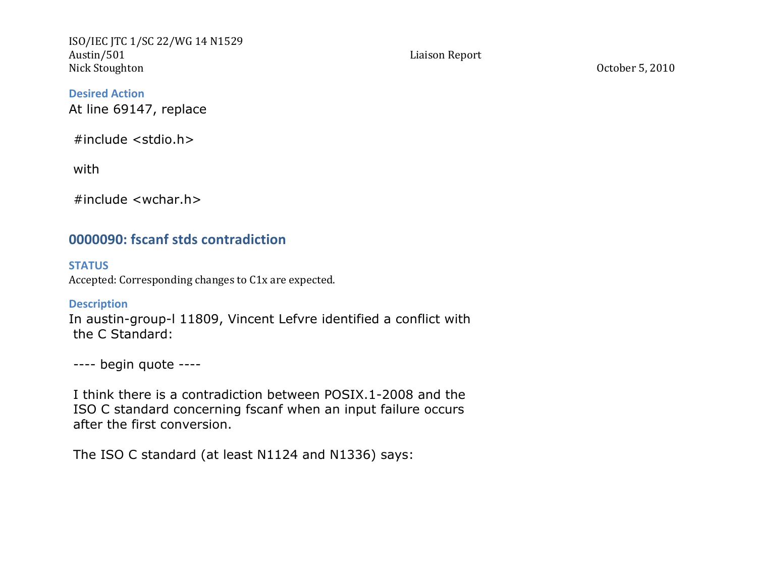#### Desired Action

At line 69147, replace

```
 #include <stdio.h>

 with

 #include <wchar.h>
```

### 0000090: fscanf stds contradiction

#### STATUS

Accepted: Corresponding changes to C1x are expected.

#### Description

```
In austin-group-l 11809, Vincent Lefvre identified a conflict with
 the C Standard:

 ---- begin quote ----

 I think there is a contradiction between POSIX.1-2008 and the
 ISO C standard concerning fscanf when an input failure occurs
 after the first conversion.

 The ISO C standard (at least N1124 and N1336) says:
```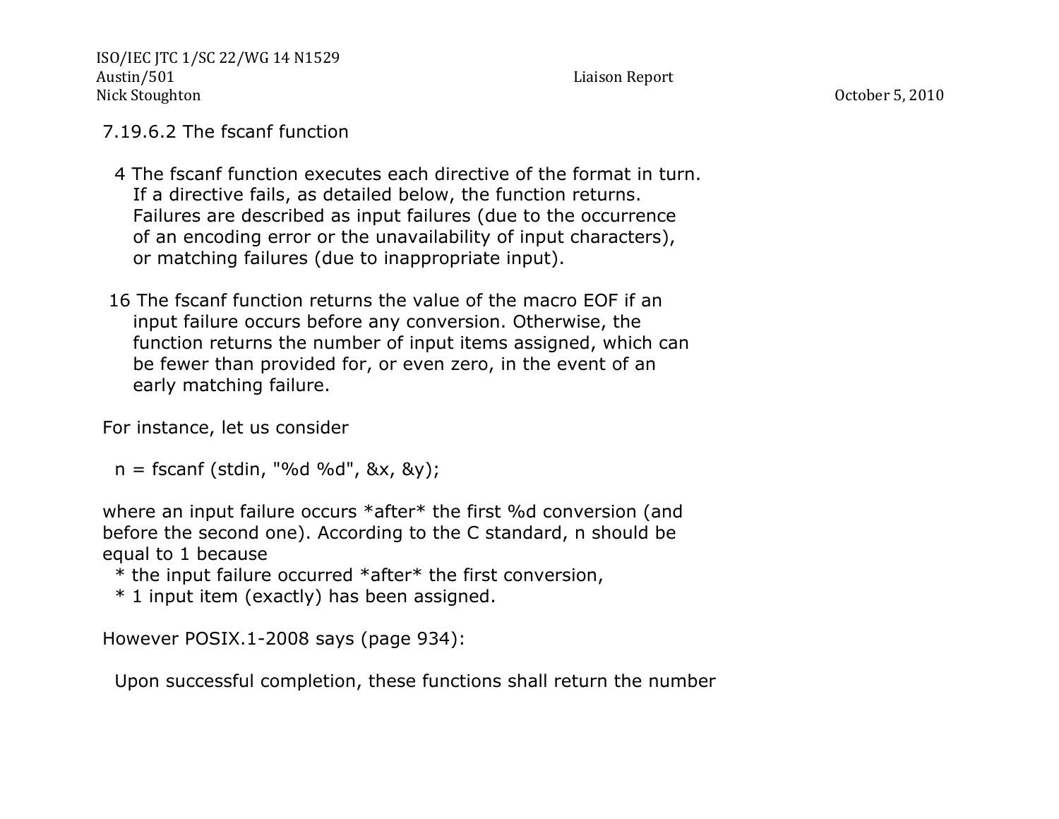7.19.6.2 The fscanf function

```
  4 The fscanf function executes each directive of the format in turn.
    If a directive fails, as detailed below, the function returns.
    Failures are described as input failures (due to the occurrence
    of an encoding error or the unavailability of input characters),
    or matching failures (due to inappropriate input).

 16 The fscanf function returns the value of the macro EOF if an
    input failure occurs before any conversion. Otherwise, the
    function returns the number of input items assigned, which can
    be fewer than provided for, or even zero, in the event of an
    early matching failure.
```

For instance, let us consider

```
  n = fscanf (stdin, "%d %d", &x, &y);
```

where an input failure occurs *after* the first %d conversion (and before the second one). According to the C standard, n should be equal to 1 because

  * the input failure occurred *after* the first conversion,
  * 1 input item (exactly) has been assigned.

However POSIX.1-2008 says (page 934):

  Upon successful completion, these functions shall return the number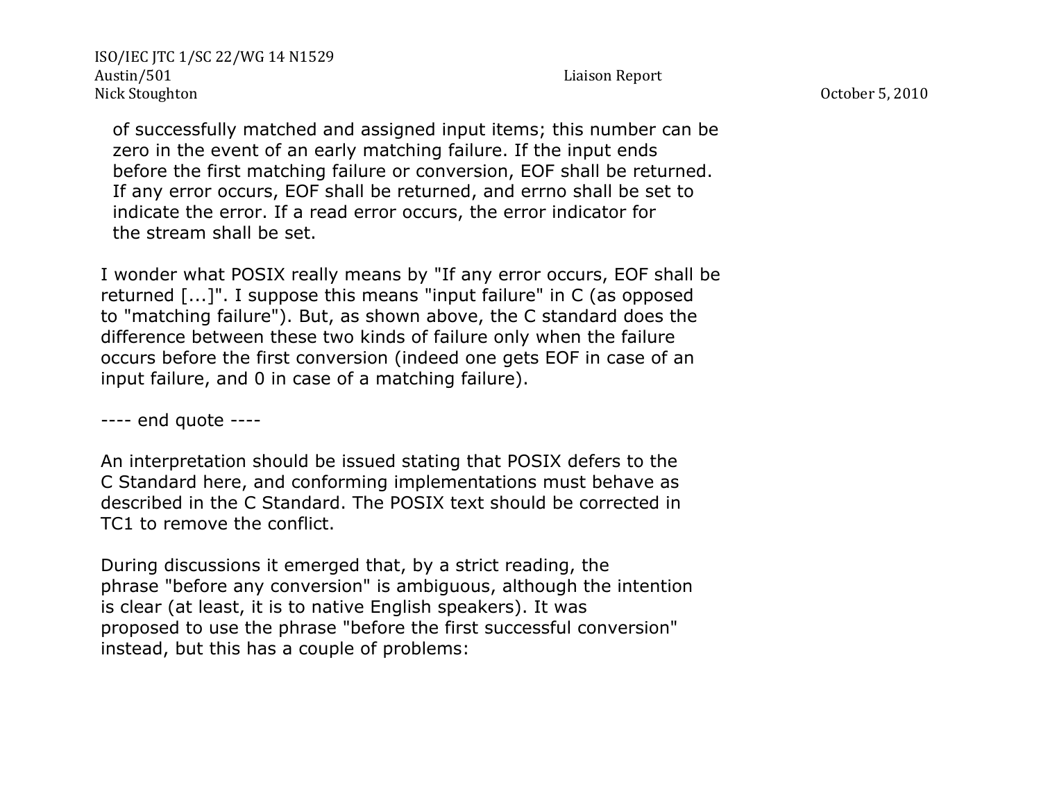of successfully matched and assigned input items; this number can be zero in the event of an early matching failure. If the input ends before the first matching failure or conversion, EOF shall be returned. If any error occurs, EOF shall be returned, and errno shall be set to indicate the error. If a read error occurs, the error indicator for the stream shall be set.

I wonder what POSIX really means by "If any error occurs, EOF shall be returned [...]". I suppose this means "input failure" in C (as opposed to "matching failure"). But, as shown above, the C standard does the difference between these two kinds of failure only when the failure occurs before the first conversion (indeed one gets EOF in case of an input failure, and 0 in case of a matching failure).

---- end quote ----

An interpretation should be issued stating that POSIX defers to the C Standard here, and conforming implementations must behave as described in the C Standard. The POSIX text should be corrected in TC1 to remove the conflict.

During discussions it emerged that, by a strict reading, the phrase "before any conversion" is ambiguous, although the intention is clear (at least, it is to native English speakers). It was proposed to use the phrase "before the first successful conversion" instead, but this has a couple of problems: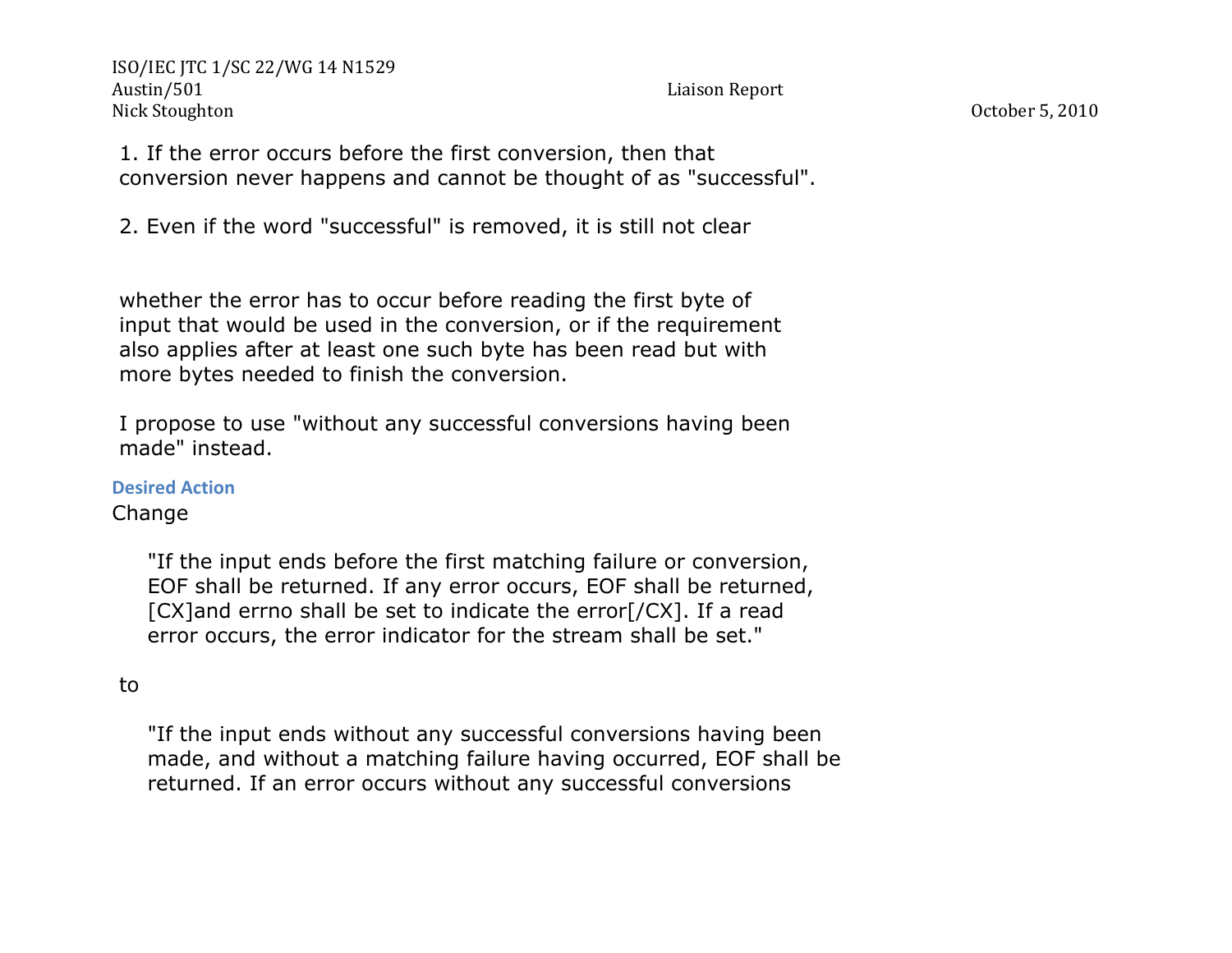1. If the error occurs before the first conversion, then that conversion never happens and cannot be thought of as "successful".

2. Even if the word "successful" is removed, it is still not clear

whether the error has to occur before reading the first byte of input that would be used in the conversion, or if the requirement also applies after at least one such byte has been read but with more bytes needed to finish the conversion.

I propose to use "without any successful conversions having been made" instead.

### Desired Action

Change

> "If the input ends before the first matching failure or conversion, EOF shall be returned. If any error occurs, EOF shall be returned, [CX]and errno shall be set to indicate the error[/CX]. If a read error occurs, the error indicator for the stream shall be set."

to

> "If the input ends without any successful conversions having been made, and without a matching failure having occurred, EOF shall be returned. If an error occurs without any successful conversions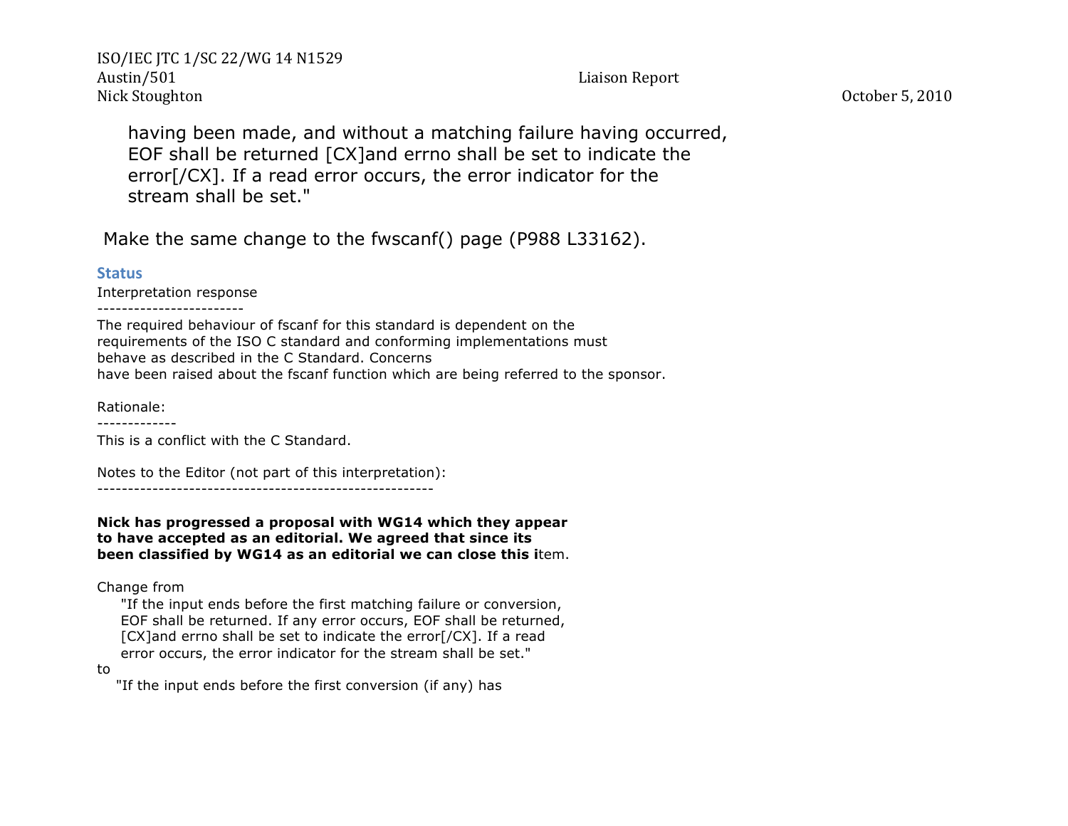having been made, and without a matching failure having occurred, EOF shall be returned [CX]and errno shall be set to indicate the error[/CX]. If a read error occurs, the error indicator for the stream shall be set."

Make the same change to the fwscanf() page (P988 L33162).

### Status

Interpretation response
-----------------------
The required behaviour of fscanf for this standard is dependent on the requirements of the ISO C standard and conforming implementations must behave as described in the C Standard. Concerns have been raised about the fscanf function which are being referred to the sponsor.

Rationale:
-------------
This is a conflict with the C Standard.

Notes to the Editor (not part of this interpretation):
-------------------------------------------------------

**Nick has progressed a proposal with WG14 which they appear to have accepted as an editorial. We agreed that since its been classified by WG14 as an editorial we can close this i**tem.

Change from

"If the input ends before the first matching failure or conversion, EOF shall be returned. If any error occurs, EOF shall be returned, [CX]and errno shall be set to indicate the error[/CX]. If a read error occurs, the error indicator for the stream shall be set."

to

"If the input ends before the first conversion (if any) has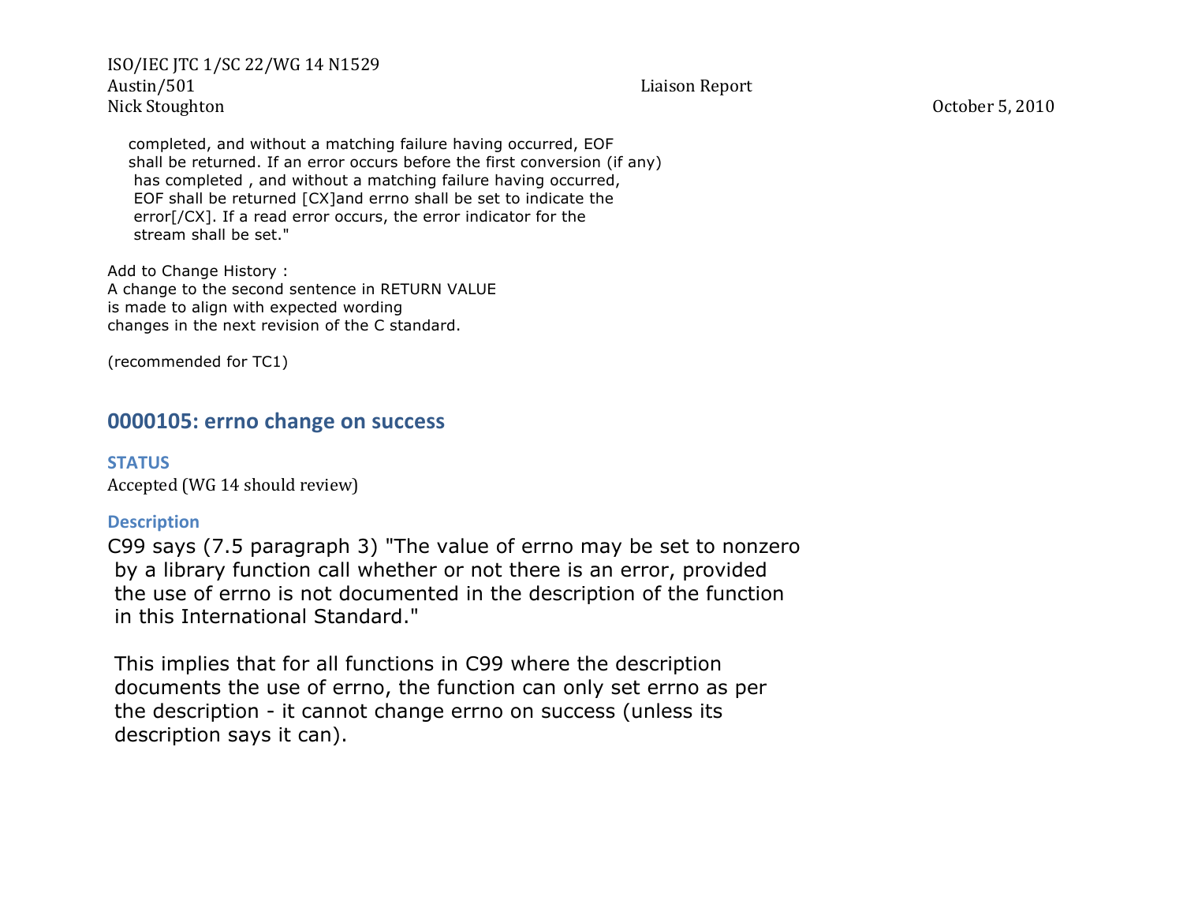completed, and without a matching failure having occurred, EOF
shall be returned. If an error occurs before the first conversion (if any)
has completed , and without a matching failure having occurred,
EOF shall be returned [CX]and errno shall be set to indicate the
error[/CX]. If a read error occurs, the error indicator for the
stream shall be set."

Add to Change History :
A change to the second sentence in RETURN VALUE
is made to align with expected wording
changes in the next revision of the C standard.

(recommended for TC1)

## 0000105: errno change on success

### STATUS

Accepted (WG 14 should review)

### Description

C99 says (7.5 paragraph 3) "The value of errno may be set to nonzero
by a library function call whether or not there is an error, provided
the use of errno is not documented in the description of the function
in this International Standard."

This implies that for all functions in C99 where the description
documents the use of errno, the function can only set errno as per
the description - it cannot change errno on success (unless its
description says it can).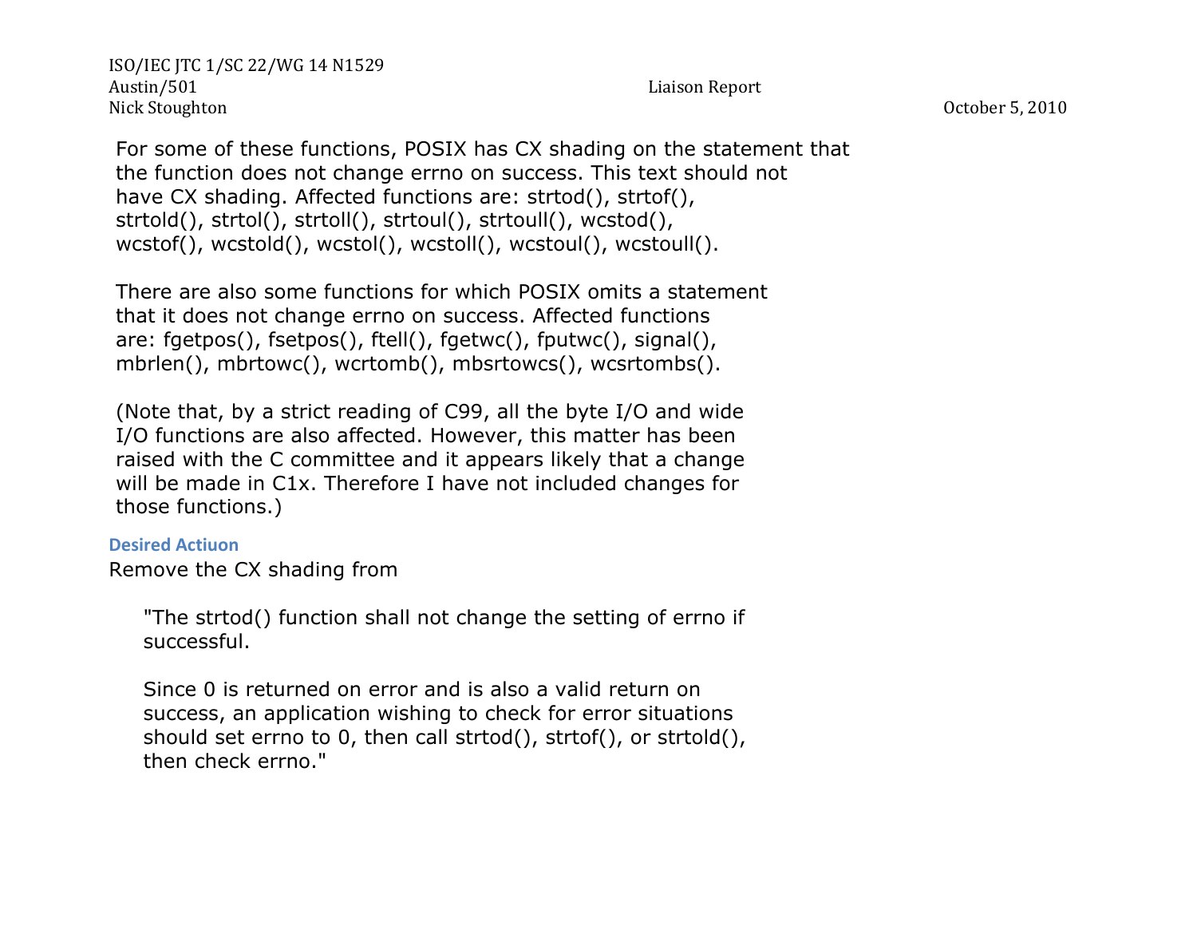For some of these functions, POSIX has CX shading on the statement that the function does not change errno on success. This text should not have CX shading. Affected functions are: strtod(), strtof(), strtold(), strtol(), strtoll(), strtoul(), strtoull(), wcstod(), wcstof(), wcstold(), wcstol(), wcstoll(), wcstoul(), wcstoull().

There are also some functions for which POSIX omits a statement that it does not change errno on success. Affected functions are: fgetpos(), fsetpos(), ftell(), fgetwc(), fputwc(), signal(), mbrlen(), mbrtowc(), wcrtomb(), mbsrtowcs(), wcsrtombs().

(Note that, by a strict reading of C99, all the byte I/O and wide I/O functions are also affected. However, this matter has been raised with the C committee and it appears likely that a change will be made in C1x. Therefore I have not included changes for those functions.)

### Desired Actiuon

Remove the CX shading from

> "The strtod() function shall not change the setting of errno if successful.
>
> Since 0 is returned on error and is also a valid return on success, an application wishing to check for error situations should set errno to 0, then call strtod(), strtof(), or strtold(), then check errno."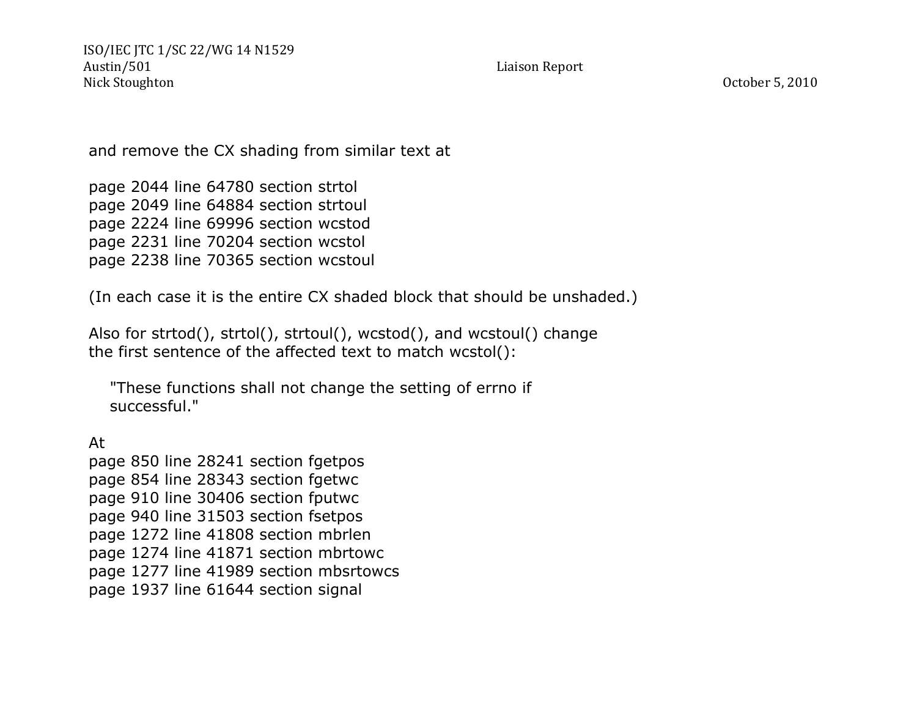and remove the CX shading from similar text at

page 2044 line 64780 section strtol
page 2049 line 64884 section strtoul
page 2224 line 69996 section wcstod
page 2231 line 70204 section wcstol
page 2238 line 70365 section wcstoul

(In each case it is the entire CX shaded block that should be unshaded.)

Also for strtod(), strtol(), strtoul(), wcstod(), and wcstoul() change
the first sentence of the affected text to match wcstol():

> "These functions shall not change the setting of errno if
> successful."

At
page 850 line 28241 section fgetpos
page 854 line 28343 section fgetwc
page 910 line 30406 section fputwc
page 940 line 31503 section fsetpos
page 1272 line 41808 section mbrlen
page 1274 line 41871 section mbrtowc
page 1277 line 41989 section mbsrtowcs
page 1937 line 61644 section signal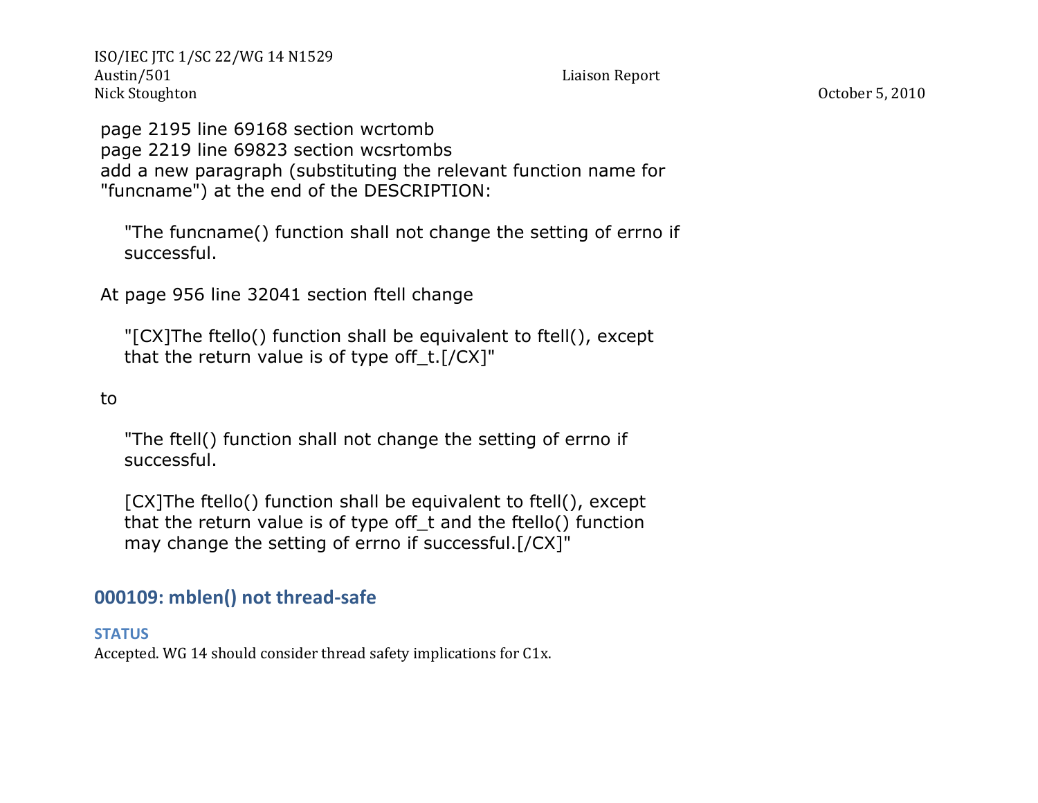page 2195 line 69168 section wcrtomb
page 2219 line 69823 section wcsrtombs
add a new paragraph (substituting the relevant function name for "funcname") at the end of the DESCRIPTION:

> "The funcname() function shall not change the setting of errno if successful.

At page 956 line 32041 section ftell change

> "[CX]The ftello() function shall be equivalent to ftell(), except that the return value is of type off_t.[/CX]"

to

> "The ftell() function shall not change the setting of errno if successful.
>
> [CX]The ftello() function shall be equivalent to ftell(), except that the return value is of type off_t and the ftello() function may change the setting of errno if successful.[/CX]"

## 000109: mblen() not thread-safe

### STATUS

Accepted. WG 14 should consider thread safety implications for C1x.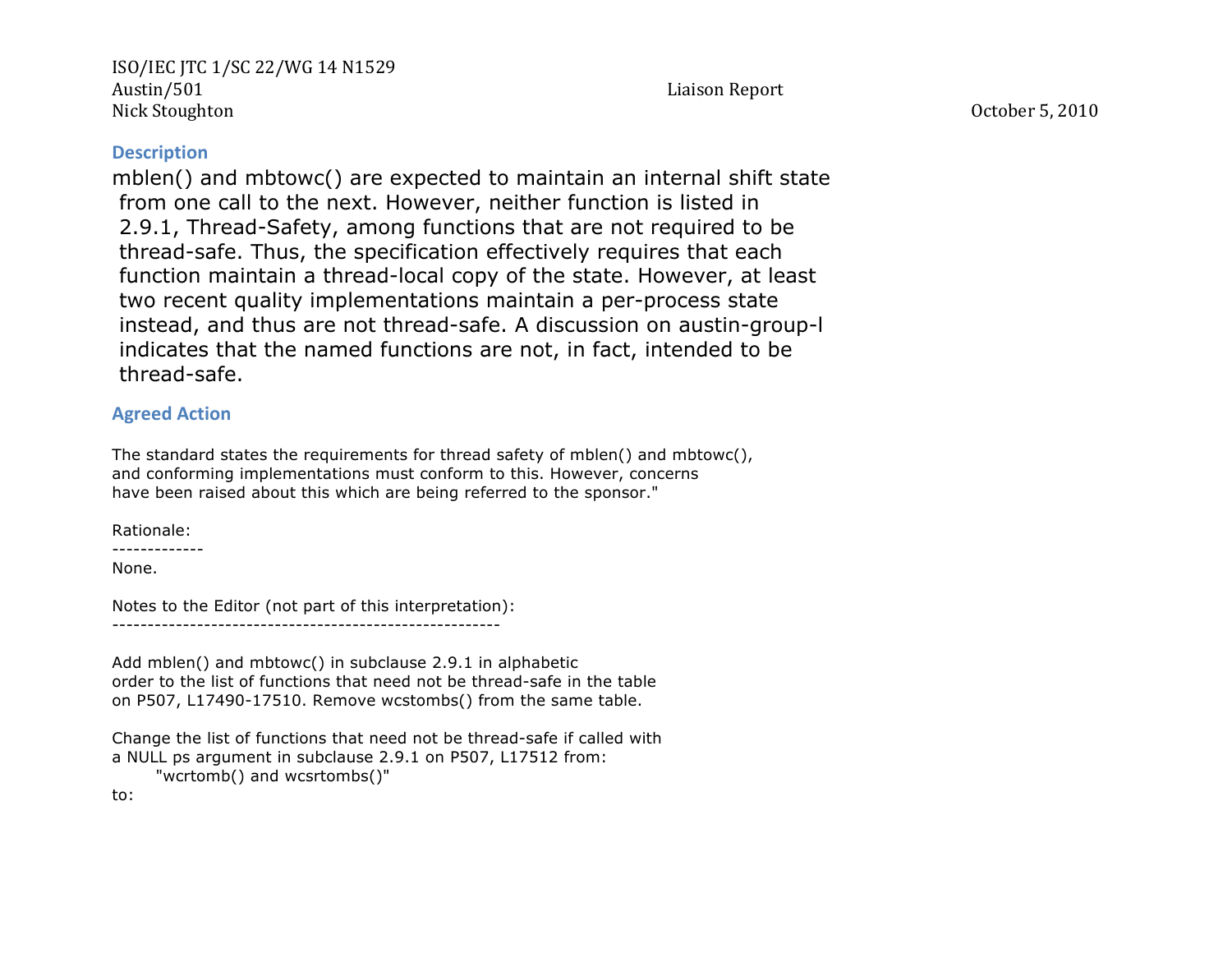## Description

mblen() and mbtowc() are expected to maintain an internal shift state from one call to the next. However, neither function is listed in 2.9.1, Thread-Safety, among functions that are not required to be thread-safe. Thus, the specification effectively requires that each function maintain a thread-local copy of the state. However, at least two recent quality implementations maintain a per-process state instead, and thus are not thread-safe. A discussion on austin-group-l indicates that the named functions are not, in fact, intended to be thread-safe.

## Agreed Action

The standard states the requirements for thread safety of mblen() and mbtowc(), and conforming implementations must conform to this. However, concerns have been raised about this which are being referred to the sponsor."

Rationale:
-------------
None.

Notes to the Editor (not part of this interpretation):
-------------------------------------------------------

Add mblen() and mbtowc() in subclause 2.9.1 in alphabetic order to the list of functions that need not be thread-safe in the table on P507, L17490-17510. Remove wcstombs() from the same table.

Change the list of functions that need not be thread-safe if called with a NULL ps argument in subclause 2.9.1 on P507, L17512 from:

"wcrtomb() and wcsrtombs()"

to: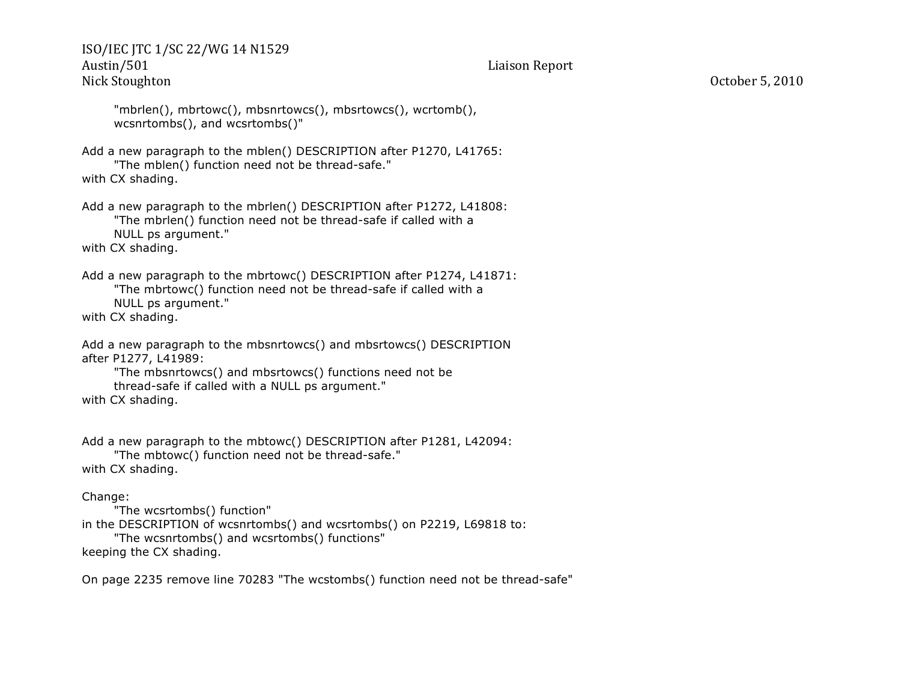"mbrlen(), mbrtowc(), mbsnrtowcs(), mbsrtowcs(), wcrtomb(), wcsnrtombs(), and wcsrtombs()"

Add a new paragraph to the mblen() DESCRIPTION after P1270, L41765:

"The mblen() function need not be thread-safe."

with CX shading.

Add a new paragraph to the mbrlen() DESCRIPTION after P1272, L41808:

"The mbrlen() function need not be thread-safe if called with a NULL ps argument."

with CX shading.

Add a new paragraph to the mbrtowc() DESCRIPTION after P1274, L41871:

"The mbrtowc() function need not be thread-safe if called with a NULL ps argument."

with CX shading.

Add a new paragraph to the mbsnrtowcs() and mbsrtowcs() DESCRIPTION after P1277, L41989:

"The mbsnrtowcs() and mbsrtowcs() functions need not be thread-safe if called with a NULL ps argument."

with CX shading.

Add a new paragraph to the mbtowc() DESCRIPTION after P1281, L42094:

"The mbtowc() function need not be thread-safe."

with CX shading.

Change:

"The wcsrtombs() function"

in the DESCRIPTION of wcsnrtombs() and wcsrtombs() on P2219, L69818 to:

"The wcsnrtombs() and wcsrtombs() functions"

keeping the CX shading.

On page 2235 remove line 70283 "The wcstombs() function need not be thread-safe"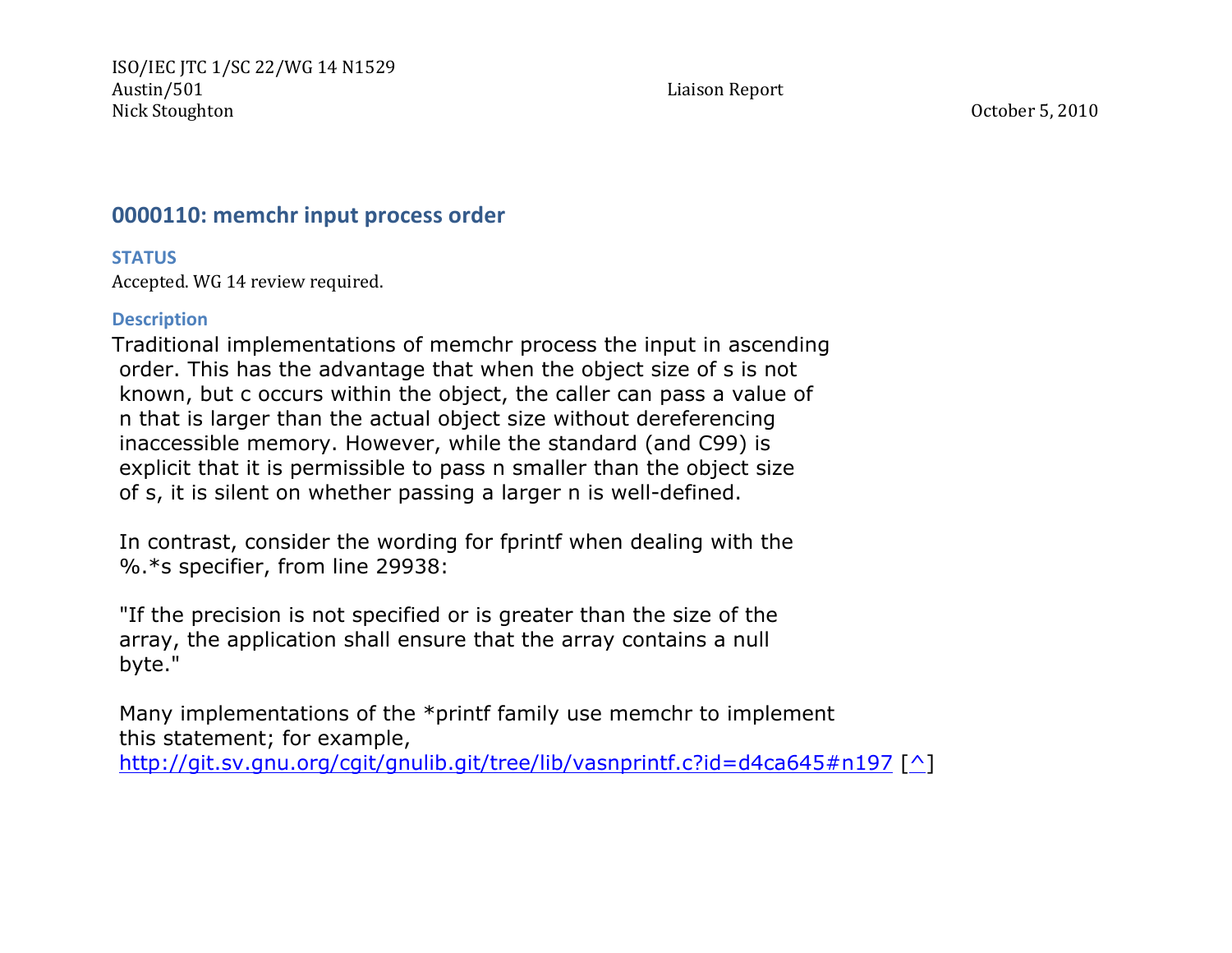## 0000110: memchr input process order

### STATUS

Accepted. WG 14 review required.

### Description

Traditional implementations of memchr process the input in ascending order. This has the advantage that when the object size of s is not known, but c occurs within the object, the caller can pass a value of n that is larger than the actual object size without dereferencing inaccessible memory. However, while the standard (and C99) is explicit that it is permissible to pass n smaller than the object size of s, it is silent on whether passing a larger n is well-defined.

In contrast, consider the wording for fprintf when dealing with the %.*s specifier, from line 29938:

"If the precision is not specified or is greater than the size of the array, the application shall ensure that the array contains a null byte."

Many implementations of the *printf family use memchr to implement this statement; for example, http://git.sv.gnu.org/cgit/gnulib.git/tree/lib/vasnprintf.c?id=d4ca645#n197 [^]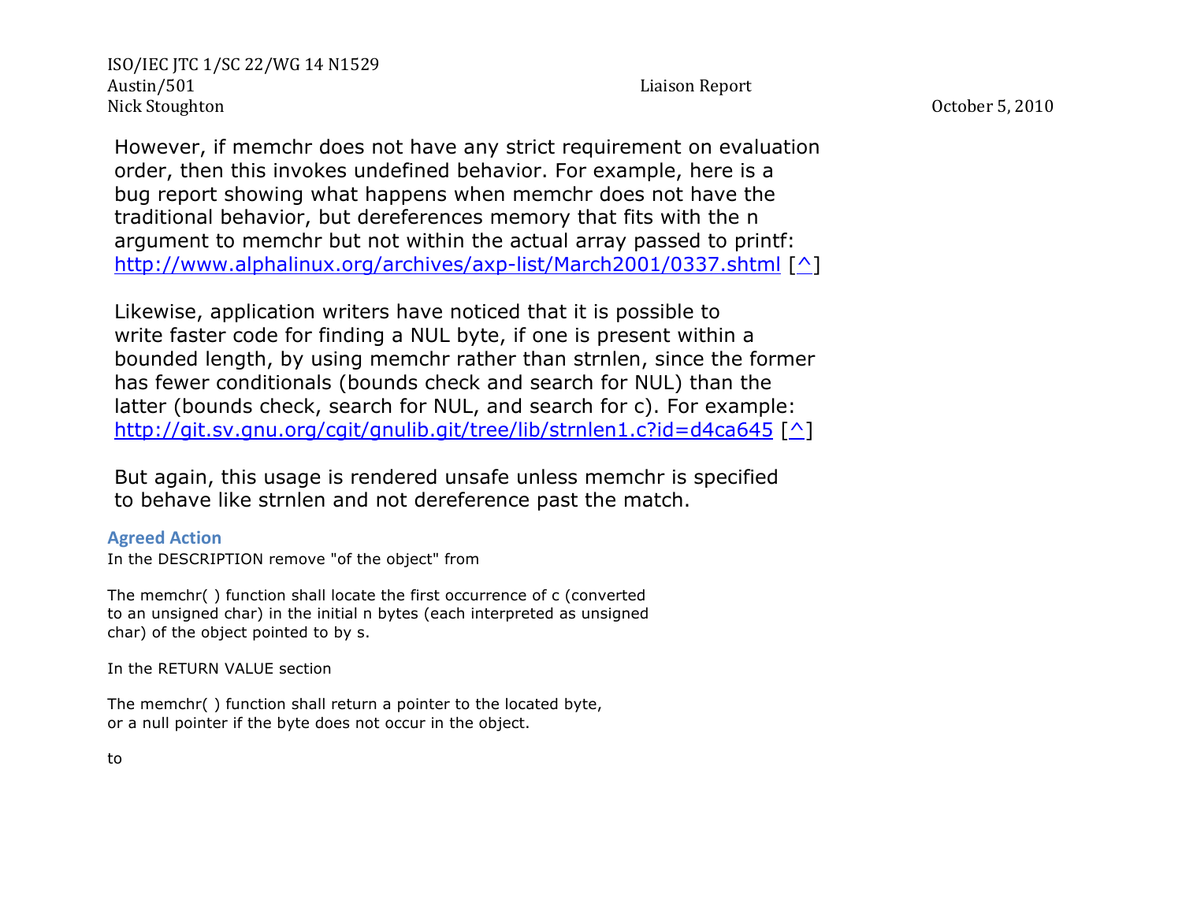However, if memchr does not have any strict requirement on evaluation order, then this invokes undefined behavior. For example, here is a bug report showing what happens when memchr does not have the traditional behavior, but dereferences memory that fits with the n argument to memchr but not within the actual array passed to printf: http://www.alphalinux.org/archives/axp-list/March2001/0337.shtml [^]

Likewise, application writers have noticed that it is possible to write faster code for finding a NUL byte, if one is present within a bounded length, by using memchr rather than strnlen, since the former has fewer conditionals (bounds check and search for NUL) than the latter (bounds check, search for NUL, and search for c). For example: http://git.sv.gnu.org/cgit/gnulib.git/tree/lib/strnlen1.c?id=d4ca645 [^]

But again, this usage is rendered unsafe unless memchr is specified to behave like strnlen and not dereference past the match.

### Agreed Action

In the DESCRIPTION remove "of the object" from

The memchr( ) function shall locate the first occurrence of c (converted to an unsigned char) in the initial n bytes (each interpreted as unsigned char) of the object pointed to by s.

In the RETURN VALUE section

The memchr( ) function shall return a pointer to the located byte, or a null pointer if the byte does not occur in the object.

to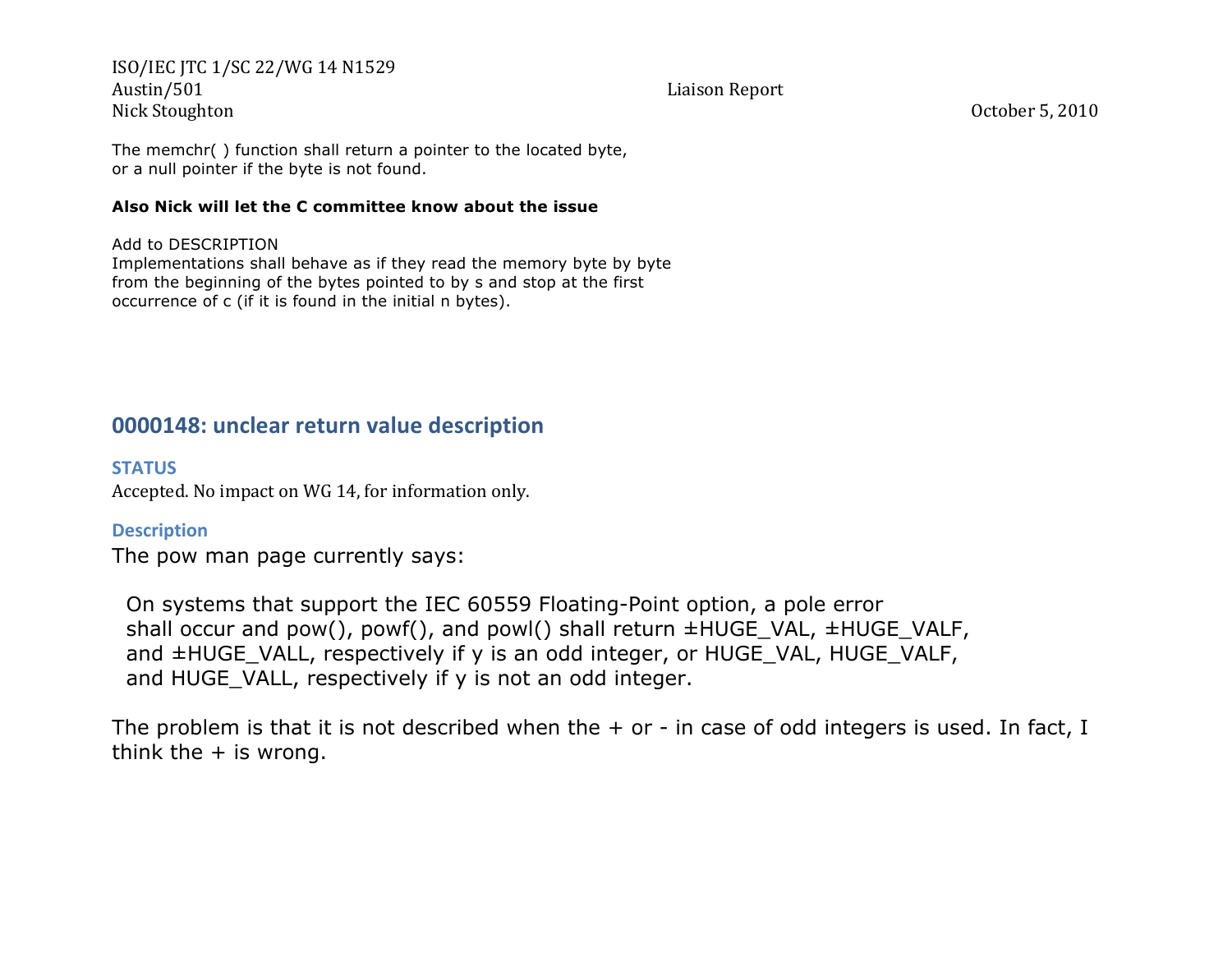The memchr( ) function shall return a pointer to the located byte,
or a null pointer if the byte is not found.

**Also Nick will let the C committee know about the issue**

Add to DESCRIPTION
Implementations shall behave as if they read the memory byte by byte
from the beginning of the bytes pointed to by s and stop at the first
occurrence of c (if it is found in the initial n bytes).

## 0000148: unclear return value description

### STATUS

Accepted. No impact on WG 14, for information only.

### Description

The pow man page currently says:

```
On systems that support the IEC 60559 Floating-Point option, a pole error
shall occur and pow(), powf(), and powl() shall return ±HUGE_VAL, ±HUGE_VALF,
and ±HUGE_VALL, respectively if y is an odd integer, or HUGE_VAL, HUGE_VALF,
and HUGE_VALL, respectively if y is not an odd integer.
```

The problem is that it is not described when the + or - in case of odd integers is used. In fact, I think the + is wrong.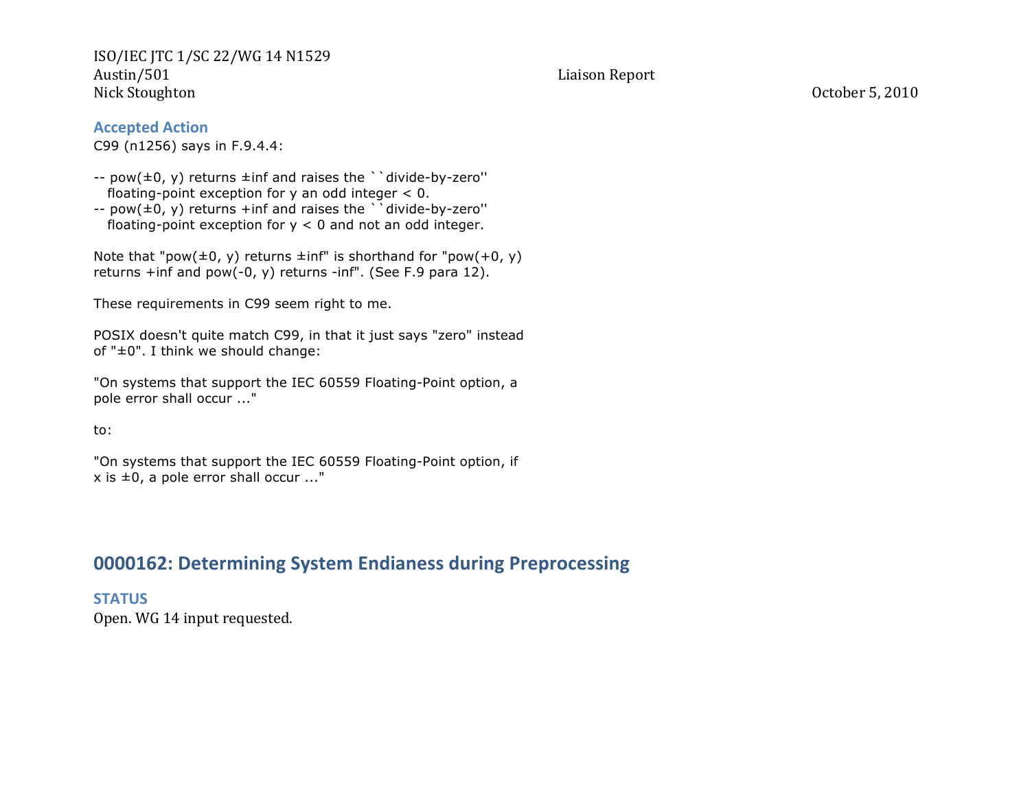### Accepted Action

C99 (n1256) says in F.9.4.4:

```
-- pow(±0, y) returns ±inf and raises the ``divide-by-zero''
   floating-point exception for y an odd integer < 0.
-- pow(±0, y) returns +inf and raises the ``divide-by-zero''
   floating-point exception for y < 0 and not an odd integer.
```

Note that "pow(±0, y) returns ±inf" is shorthand for "pow(+0, y) returns +inf and pow(-0, y) returns -inf". (See F.9 para 12).

These requirements in C99 seem right to me.

POSIX doesn't quite match C99, in that it just says "zero" instead of "±0". I think we should change:

"On systems that support the IEC 60559 Floating-Point option, a pole error shall occur ..."

to:

"On systems that support the IEC 60559 Floating-Point option, if x is ±0, a pole error shall occur ..."

## 0000162: Determining System Endianess during Preprocessing

### STATUS

Open. WG 14 input requested.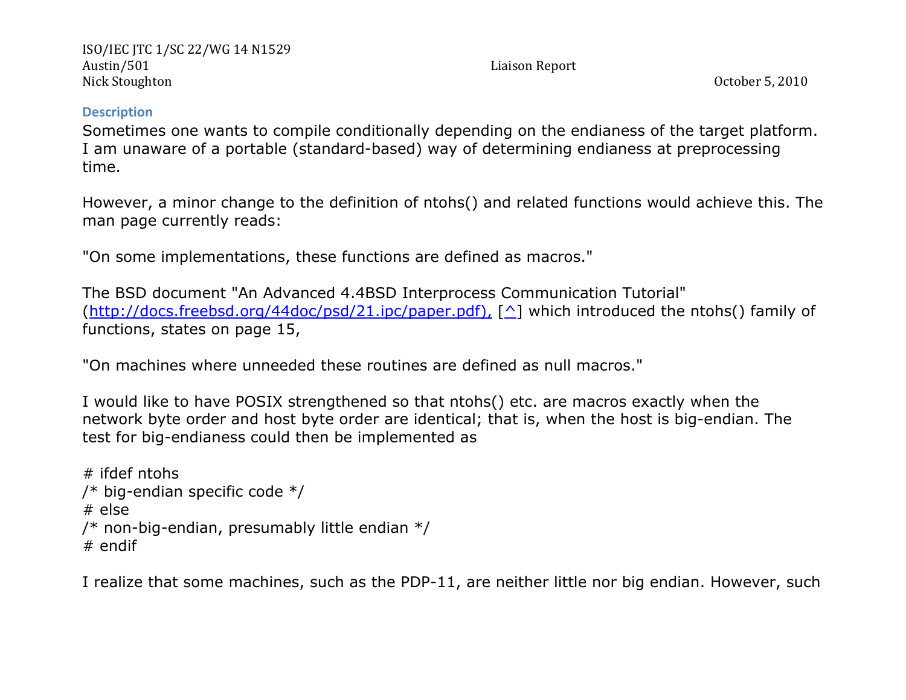### Description

Sometimes one wants to compile conditionally depending on the endianess of the target platform. I am unaware of a portable (standard-based) way of determining endianess at preprocessing time.

However, a minor change to the definition of ntohs() and related functions would achieve this. The man page currently reads:

"On some implementations, these functions are defined as macros."

The BSD document "An Advanced 4.4BSD Interprocess Communication Tutorial" (http://docs.freebsd.org/44doc/psd/21.ipc/paper.pdf), [^] which introduced the ntohs() family of functions, states on page 15,

"On machines where unneeded these routines are defined as null macros."

I would like to have POSIX strengthened so that ntohs() etc. are macros exactly when the network byte order and host byte order are identical; that is, when the host is big-endian. The test for big-endianess could then be implemented as

```
# ifdef ntohs
/* big-endian specific code */
# else
/* non-big-endian, presumably little endian */
# endif
```

I realize that some machines, such as the PDP-11, are neither little nor big endian. However, such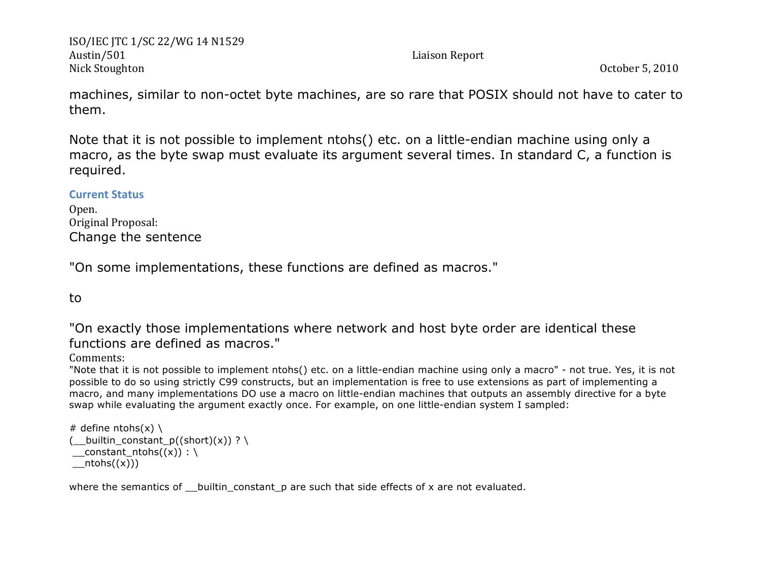machines, similar to non-octet byte machines, are so rare that POSIX should not have to cater to them.

Note that it is not possible to implement ntohs() etc. on a little-endian machine using only a macro, as the byte swap must evaluate its argument several times. In standard C, a function is required.

### Current Status

Open.
Original Proposal:
Change the sentence

"On some implementations, these functions are defined as macros."

to

"On exactly those implementations where network and host byte order are identical these functions are defined as macros."
Comments:
"Note that it is not possible to implement ntohs() etc. on a little-endian machine using only a macro" - not true. Yes, it is not possible to do so using strictly C99 constructs, but an implementation is free to use extensions as part of implementing a macro, and many implementations DO use a macro on little-endian machines that outputs an assembly directive for a byte swap while evaluating the argument exactly once. For example, on one little-endian system I sampled:

```
# define ntohs(x) \
(__builtin_constant_p((short)(x)) ? \
 __constant_ntohs((x)) : \
 __ntohs((x)))
```

where the semantics of __builtin_constant_p are such that side effects of x are not evaluated.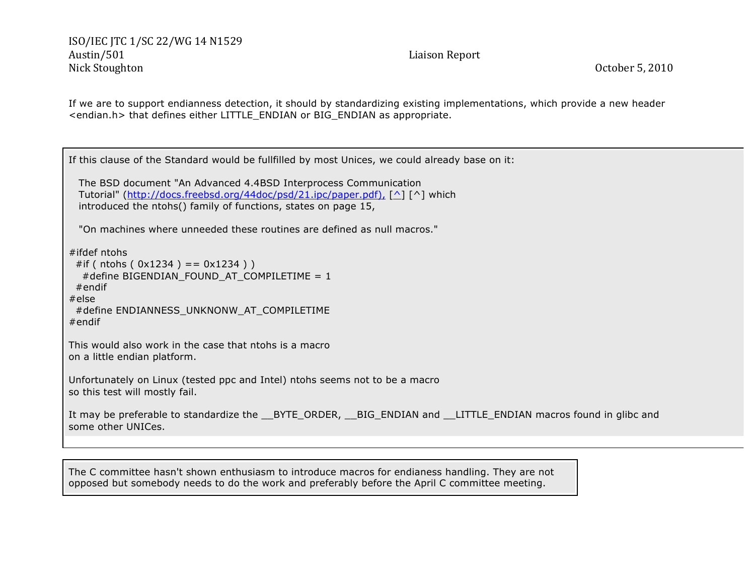If we are to support endianness detection, it should by standardizing existing implementations, which provide a new header <endian.h> that defines either LITTLE_ENDIAN or BIG_ENDIAN as appropriate.

If this clause of the Standard would be fullfilled by most Unices, we could already base on it:

> The BSD document "An Advanced 4.4BSD Interprocess Communication Tutorial" (http://docs.freebsd.org/44doc/psd/21.ipc/paper.pdf), [^] [^] which introduced the ntohs() family of functions, states on page 15,
>
> "On machines where unneeded these routines are defined as null macros."

```
#ifdef ntohs
  #if ( ntohs ( 0x1234 ) == 0x1234 ) )
    #define BIGENDIAN_FOUND_AT_COMPILETIME = 1
  #endif
#else
  #define ENDIANNESS_UNKNONW_AT_COMPILETIME
#endif
```

This would also work in the case that ntohs is a macro on a little endian platform.

Unfortunately on Linux (tested ppc and Intel) ntohs seems not to be a macro so this test will mostly fail.

It may be preferable to standardize the __BYTE_ORDER, __BIG_ENDIAN and __LITTLE_ENDIAN macros found in glibc and some other UNICes.

The C committee hasn't shown enthusiasm to introduce macros for endianess handling. They are not opposed but somebody needs to do the work and preferably before the April C committee meeting.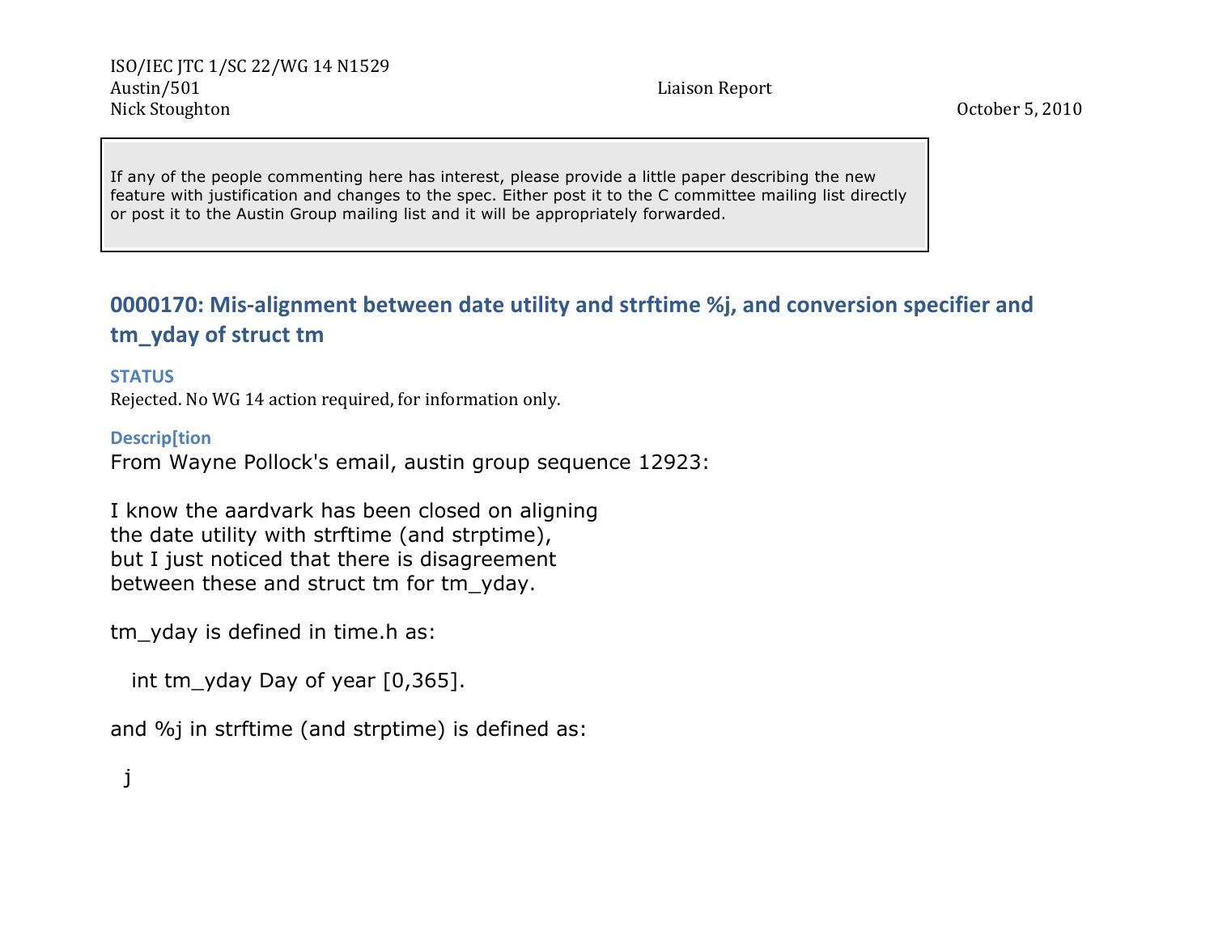If any of the people commenting here has interest, please provide a little paper describing the new feature with justification and changes to the spec. Either post it to the C committee mailing list directly or post it to the Austin Group mailing list and it will be appropriately forwarded.

## 0000170: Mis-alignment between date utility and strftime %j, and conversion specifier and tm_yday of struct tm

### STATUS

Rejected. No WG 14 action required, for information only.

### Descrip[tion

From Wayne Pollock's email, austin group sequence 12923:

I know the aardvark has been closed on aligning
the date utility with strftime (and strptime),
but I just noticed that there is disagreement
between these and struct tm for tm_yday.

tm_yday is defined in time.h as:

```
   int tm_yday Day of year [0,365].
```

and %j in strftime (and strptime) is defined as:

```
  j
```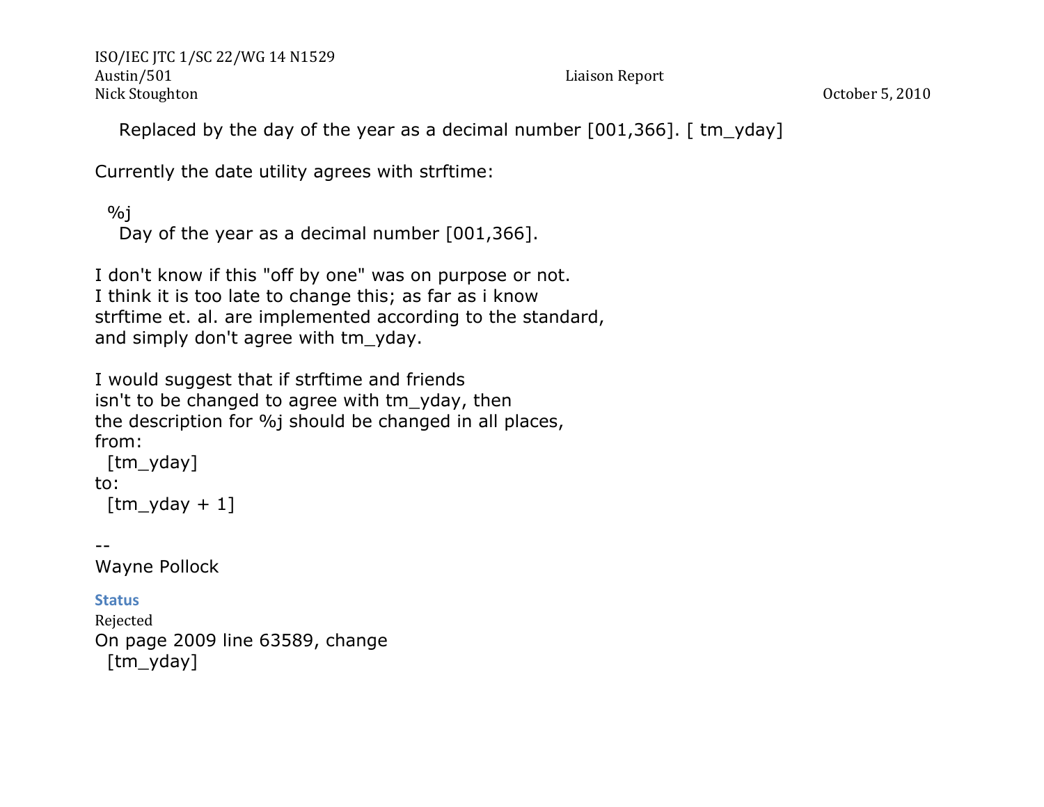Replaced by the day of the year as a decimal number [001,366]. [ tm_yday]

Currently the date utility agrees with strftime:

```
  %j
    Day of the year as a decimal number [001,366].
```

I don't know if this "off by one" was on purpose or not.
I think it is too late to change this; as far as i know
strftime et. al. are implemented according to the standard,
and simply don't agree with tm_yday.

I would suggest that if strftime and friends
isn't to be changed to agree with tm_yday, then
the description for %j should be changed in all places,
from:
  [tm_yday]
to:
  [tm_yday + 1]

--
Wayne Pollock

### Status

Rejected

On page 2009 line 63589, change
  [tm_yday]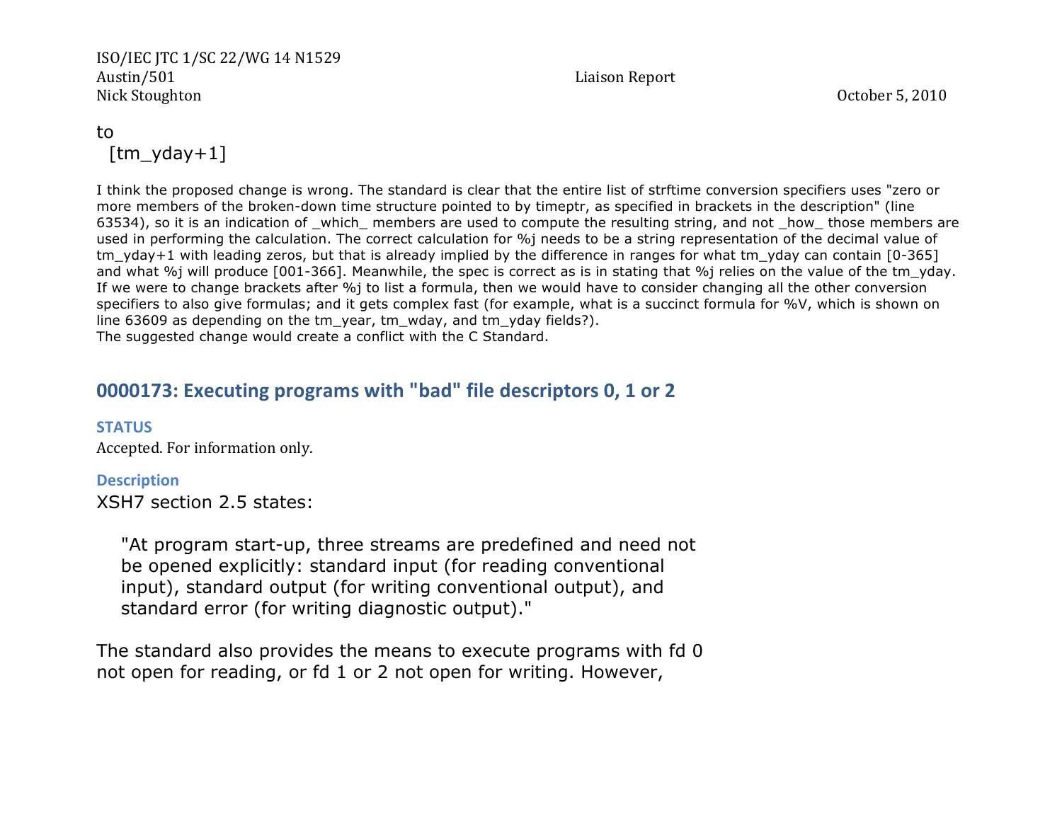to

 [tm_yday+1]

I think the proposed change is wrong. The standard is clear that the entire list of strftime conversion specifiers uses "zero or more members of the broken-down time structure pointed to by timeptr, as specified in brackets in the description" (line 63534), so it is an indication of _which_ members are used to compute the resulting string, and not _how_ those members are used in performing the calculation. The correct calculation for %j needs to be a string representation of the decimal value of tm_yday+1 with leading zeros, but that is already implied by the difference in ranges for what tm_yday can contain [0-365] and what %j will produce [001-366]. Meanwhile, the spec is correct as is in stating that %j relies on the value of the tm_yday. If we were to change brackets after %j to list a formula, then we would have to consider changing all the other conversion specifiers to also give formulas; and it gets complex fast (for example, what is a succinct formula for %V, which is shown on line 63609 as depending on the tm_year, tm_wday, and tm_yday fields?).
The suggested change would create a conflict with the C Standard.

## 0000173: Executing programs with "bad" file descriptors 0, 1 or 2

### STATUS

Accepted. For information only.

### Description

XSH7 section 2.5 states:

> "At program start-up, three streams are predefined and need not be opened explicitly: standard input (for reading conventional input), standard output (for writing conventional output), and standard error (for writing diagnostic output)."

The standard also provides the means to execute programs with fd 0 not open for reading, or fd 1 or 2 not open for writing. However,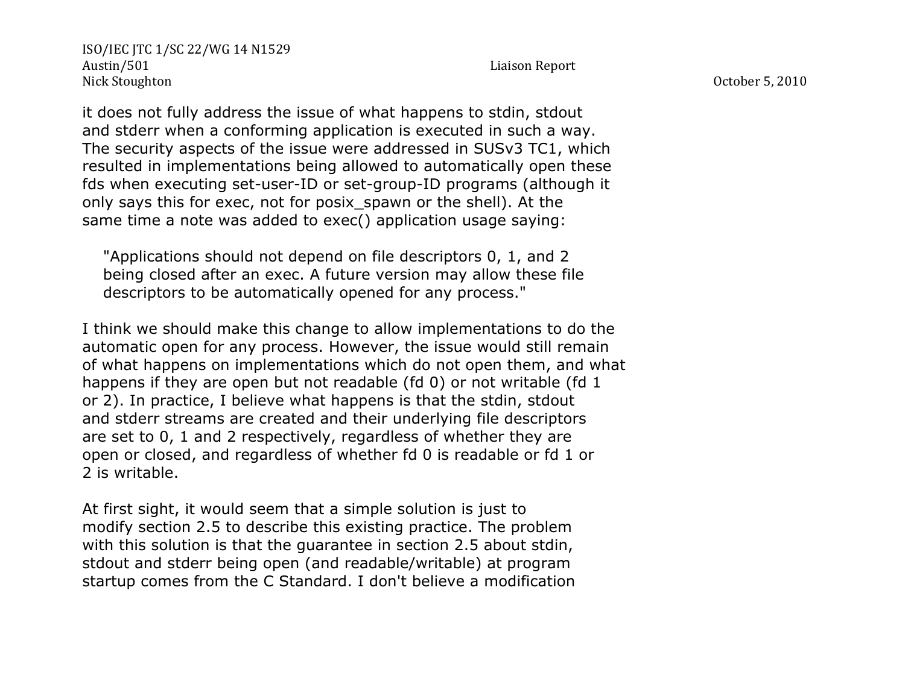it does not fully address the issue of what happens to stdin, stdout and stderr when a conforming application is executed in such a way. The security aspects of the issue were addressed in SUSv3 TC1, which resulted in implementations being allowed to automatically open these fds when executing set-user-ID or set-group-ID programs (although it only says this for exec, not for posix_spawn or the shell). At the same time a note was added to exec() application usage saying:

> "Applications should not depend on file descriptors 0, 1, and 2 being closed after an exec. A future version may allow these file descriptors to be automatically opened for any process."

I think we should make this change to allow implementations to do the automatic open for any process. However, the issue would still remain of what happens on implementations which do not open them, and what happens if they are open but not readable (fd 0) or not writable (fd 1 or 2). In practice, I believe what happens is that the stdin, stdout and stderr streams are created and their underlying file descriptors are set to 0, 1 and 2 respectively, regardless of whether they are open or closed, and regardless of whether fd 0 is readable or fd 1 or 2 is writable.

At first sight, it would seem that a simple solution is just to modify section 2.5 to describe this existing practice. The problem with this solution is that the guarantee in section 2.5 about stdin, stdout and stderr being open (and readable/writable) at program startup comes from the C Standard. I don't believe a modification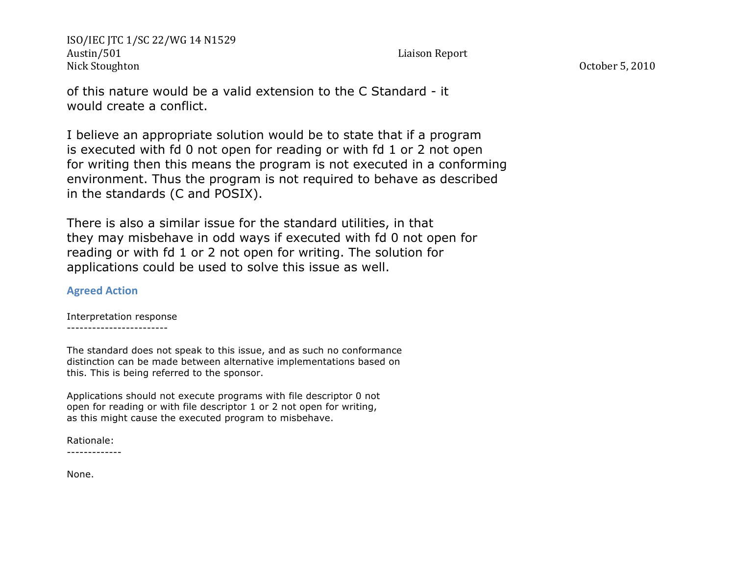of this nature would be a valid extension to the C Standard - it
would create a conflict.

I believe an appropriate solution would be to state that if a program
is executed with fd 0 not open for reading or with fd 1 or 2 not open
for writing then this means the program is not executed in a conforming
environment. Thus the program is not required to behave as described
in the standards (C and POSIX).

There is also a similar issue for the standard utilities, in that
they may misbehave in odd ways if executed with fd 0 not open for
reading or with fd 1 or 2 not open for writing. The solution for
applications could be used to solve this issue as well.

### Agreed Action

Interpretation response
------------------------

The standard does not speak to this issue, and as such no conformance
distinction can be made between alternative implementations based on
this. This is being referred to the sponsor.

Applications should not execute programs with file descriptor 0 not
open for reading or with file descriptor 1 or 2 not open for writing,
as this might cause the executed program to misbehave.

Rationale:
-------------

None.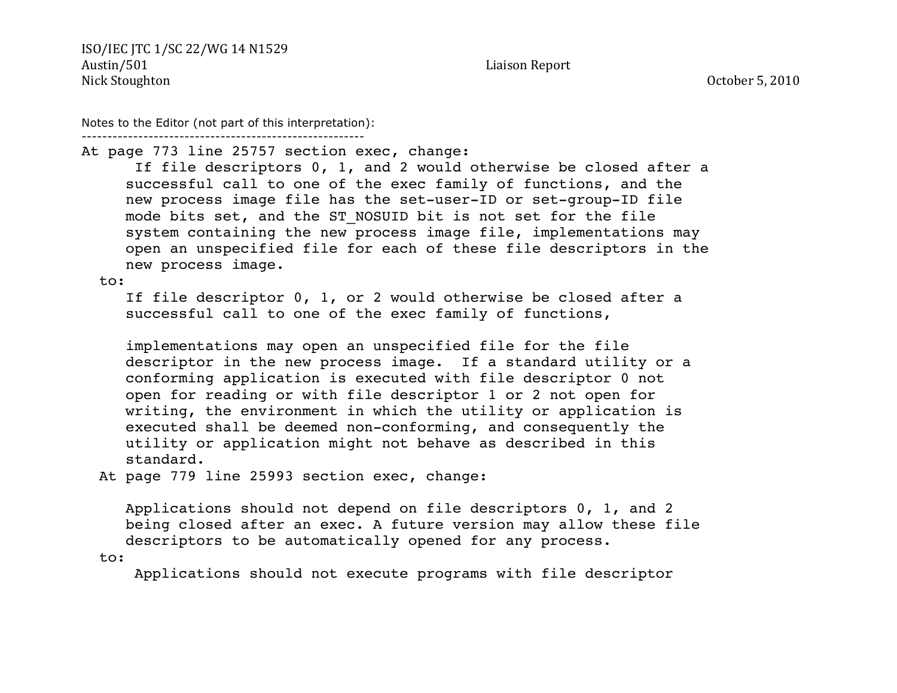ISO/IEC JTC 1/SC 22/WG 14 N1529
Austin/501 Liaison Report
Nick Stoughton October 5, 2010

Notes to the Editor (not part of this interpretation):

```
--------------------------------------------------------
At page 773 line 25757 section exec, change:
      If file descriptors 0, 1, and 2 would otherwise be closed after a
     successful call to one of the exec family of functions, and the
     new process image file has the set-user-ID or set-group-ID file
     mode bits set, and the ST_NOSUID bit is not set for the file
     system containing the new process image file, implementations may
     open an unspecified file for each of these file descriptors in the
     new process image.
  to:
     If file descriptor 0, 1, or 2 would otherwise be closed after a
     successful call to one of the exec family of functions,

     implementations may open an unspecified file for the file
     descriptor in the new process image.  If a standard utility or a
     conforming application is executed with file descriptor 0 not
     open for reading or with file descriptor 1 or 2 not open for
     writing, the environment in which the utility or application is
     executed shall be deemed non-conforming, and consequently the
     utility or application might not behave as described in this
     standard.
  At page 779 line 25993 section exec, change:

     Applications should not depend on file descriptors 0, 1, and 2
     being closed after an exec. A future version may allow these file
     descriptors to be automatically opened for any process.
  to:
      Applications should not execute programs with file descriptor
```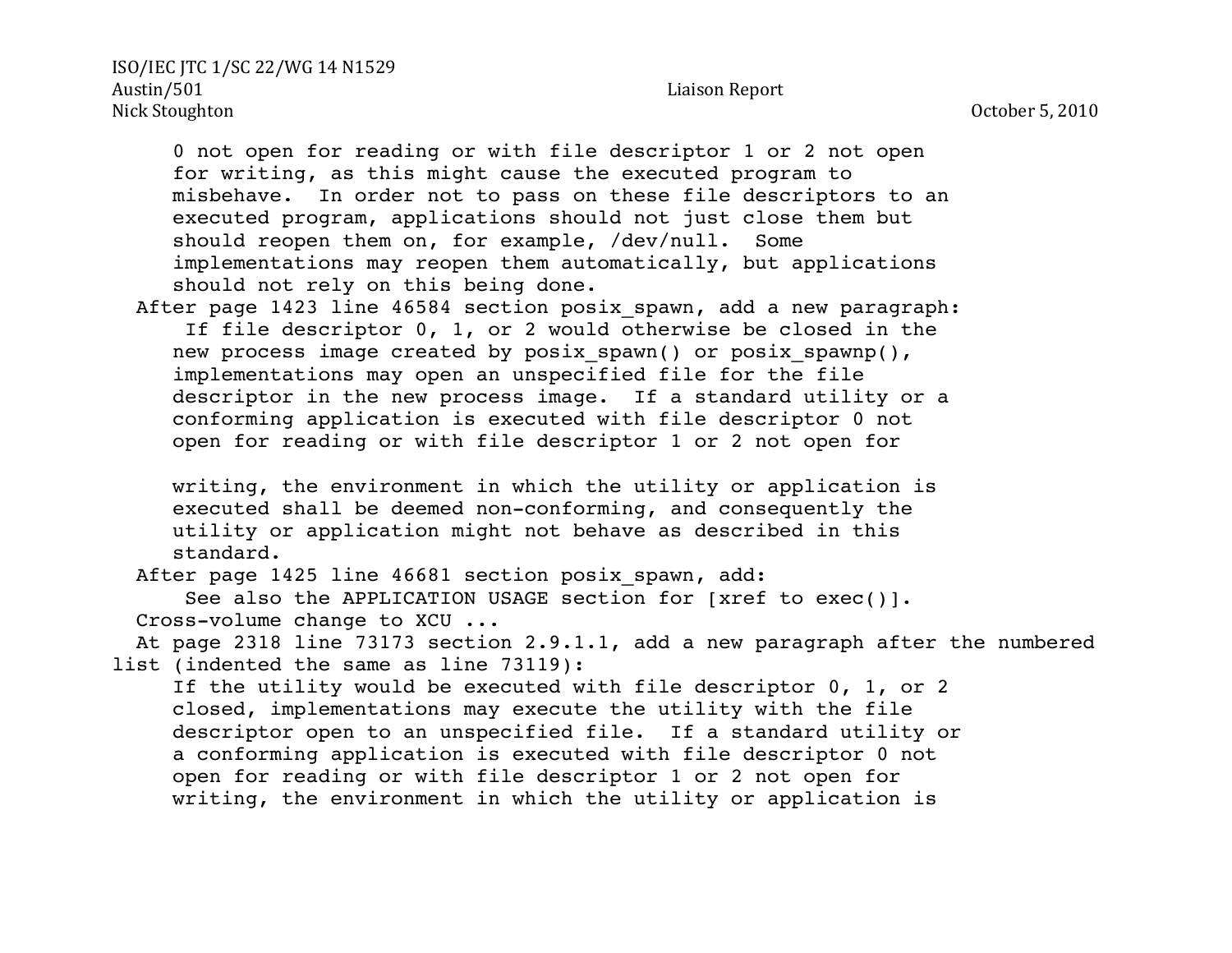0 not open for reading or with file descriptor 1 or 2 not open for writing, as this might cause the executed program to misbehave. In order not to pass on these file descriptors to an executed program, applications should not just close them but should reopen them on, for example, /dev/null. Some implementations may reopen them automatically, but applications should not rely on this being done.

After page 1423 line 46584 section posix_spawn, add a new paragraph:

> If file descriptor 0, 1, or 2 would otherwise be closed in the new process image created by posix_spawn() or posix_spawnp(), implementations may open an unspecified file for the file descriptor in the new process image. If a standard utility or a conforming application is executed with file descriptor 0 not open for reading or with file descriptor 1 or 2 not open for writing, the environment in which the utility or application is executed shall be deemed non-conforming, and consequently the utility or application might not behave as described in this standard.

After page 1425 line 46681 section posix_spawn, add:

> See also the APPLICATION USAGE section for [xref to exec()].

Cross-volume change to XCU ...

At page 2318 line 73173 section 2.9.1.1, add a new paragraph after the numbered list (indented the same as line 73119):

> If the utility would be executed with file descriptor 0, 1, or 2 closed, implementations may execute the utility with the file descriptor open to an unspecified file. If a standard utility or a conforming application is executed with file descriptor 0 not open for reading or with file descriptor 1 or 2 not open for writing, the environment in which the utility or application is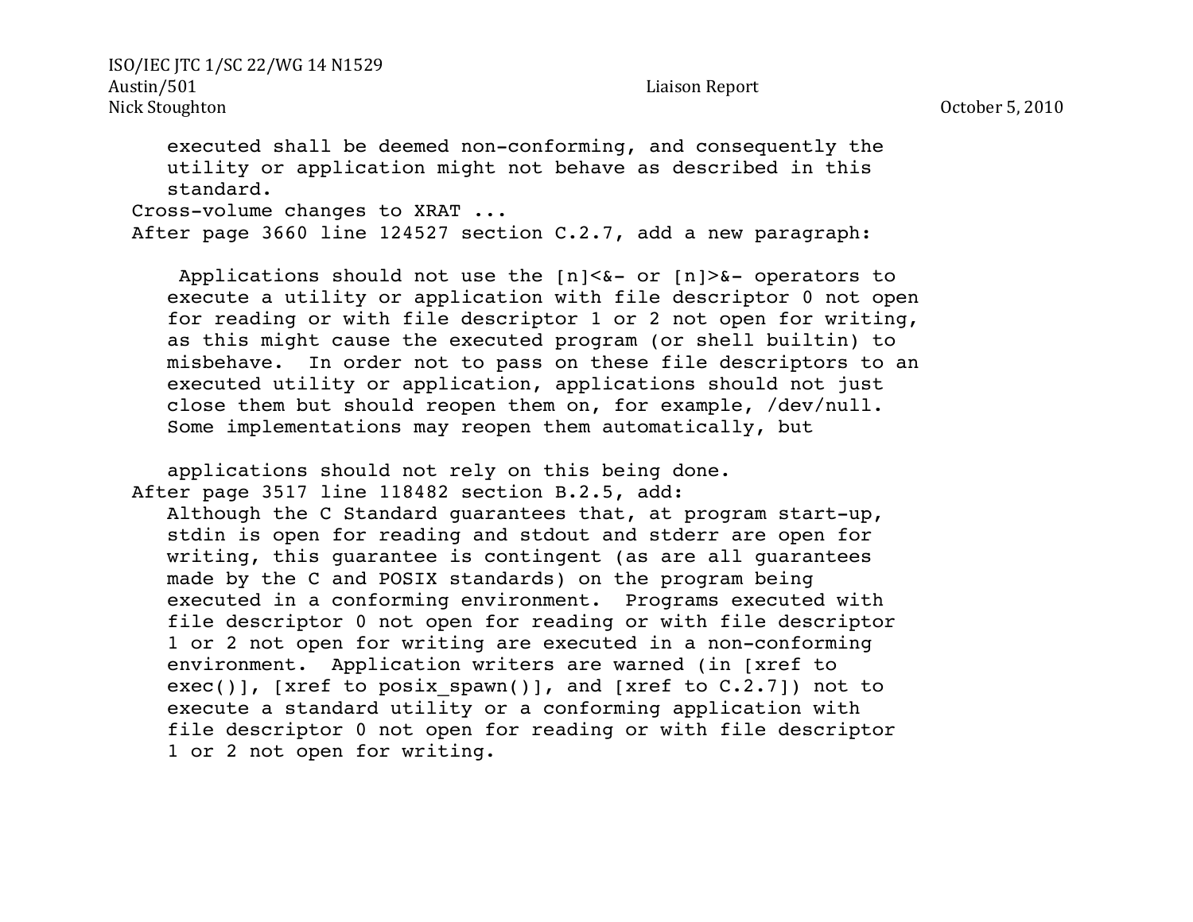executed shall be deemed non-conforming, and consequently the utility or application might not behave as described in this standard.

Cross-volume changes to XRAT ...

After page 3660 line 124527 section C.2.7, add a new paragraph:

> Applications should not use the [n]<&- or [n]>&- operators to execute a utility or application with file descriptor 0 not open for reading or with file descriptor 1 or 2 not open for writing, as this might cause the executed program (or shell builtin) to misbehave. In order not to pass on these file descriptors to an executed utility or application, applications should not just close them but should reopen them on, for example, /dev/null. Some implementations may reopen them automatically, but applications should not rely on this being done.

After page 3517 line 118482 section B.2.5, add:

> Although the C Standard guarantees that, at program start-up, stdin is open for reading and stdout and stderr are open for writing, this guarantee is contingent (as are all guarantees made by the C and POSIX standards) on the program being executed in a conforming environment. Programs executed with file descriptor 0 not open for reading or with file descriptor 1 or 2 not open for writing are executed in a non-conforming environment. Application writers are warned (in [xref to exec()], [xref to posix_spawn()], and [xref to C.2.7]) not to execute a standard utility or a conforming application with file descriptor 0 not open for reading or with file descriptor 1 or 2 not open for writing.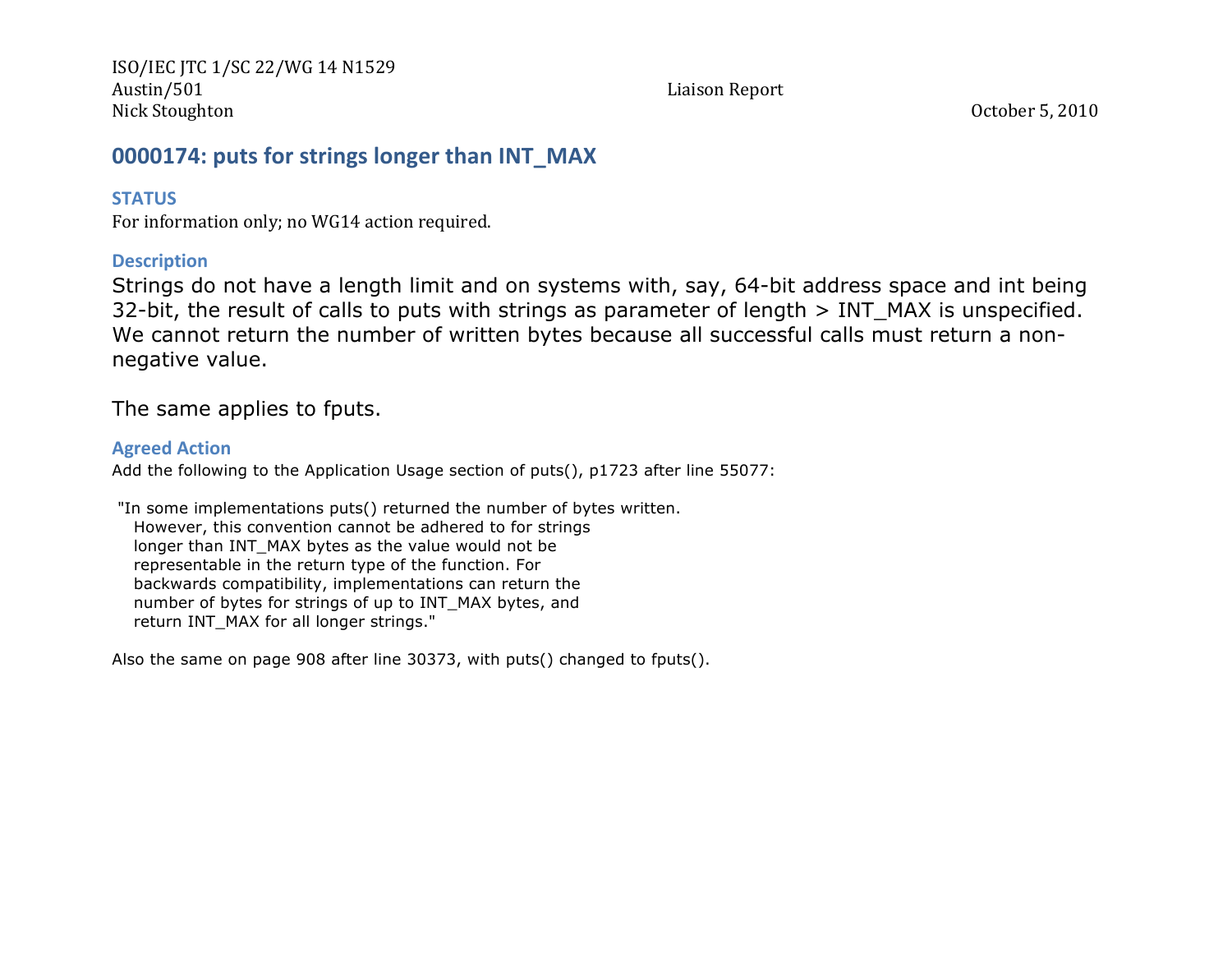## 0000174: puts for strings longer than INT_MAX

### STATUS

For information only; no WG14 action required.

### Description

Strings do not have a length limit and on systems with, say, 64-bit address space and int being 32-bit, the result of calls to puts with strings as parameter of length > INT_MAX is unspecified. We cannot return the number of written bytes because all successful calls must return a non-negative value.

The same applies to fputs.

### Agreed Action

Add the following to the Application Usage section of puts(), p1723 after line 55077:

"In some implementations puts() returned the number of bytes written. However, this convention cannot be adhered to for strings longer than INT_MAX bytes as the value would not be representable in the return type of the function. For backwards compatibility, implementations can return the number of bytes for strings of up to INT_MAX bytes, and return INT_MAX for all longer strings."

Also the same on page 908 after line 30373, with puts() changed to fputs().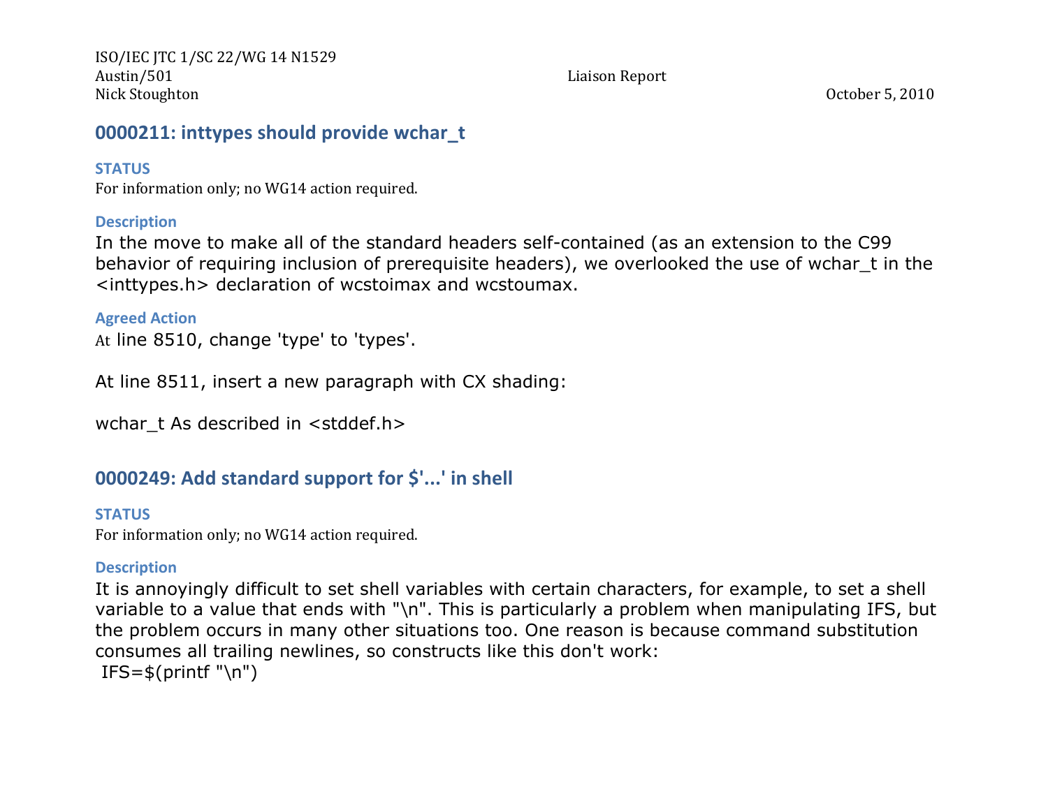## 0000211: inttypes should provide wchar_t

### STATUS

For information only; no WG14 action required.

### Description

In the move to make all of the standard headers self-contained (as an extension to the C99 behavior of requiring inclusion of prerequisite headers), we overlooked the use of wchar_t in the <inttypes.h> declaration of wcstoimax and wcstoumax.

### Agreed Action

At line 8510, change 'type' to 'types'.

At line 8511, insert a new paragraph with CX shading:

wchar_t As described in <stddef.h>

## 0000249: Add standard support for $'...' in shell

### STATUS

For information only; no WG14 action required.

### Description

It is annoyingly difficult to set shell variables with certain characters, for example, to set a shell variable to a value that ends with "\n". This is particularly a problem when manipulating IFS, but the problem occurs in many other situations too. One reason is because command substitution consumes all trailing newlines, so constructs like this don't work:

```
IFS=$(printf "\n")
```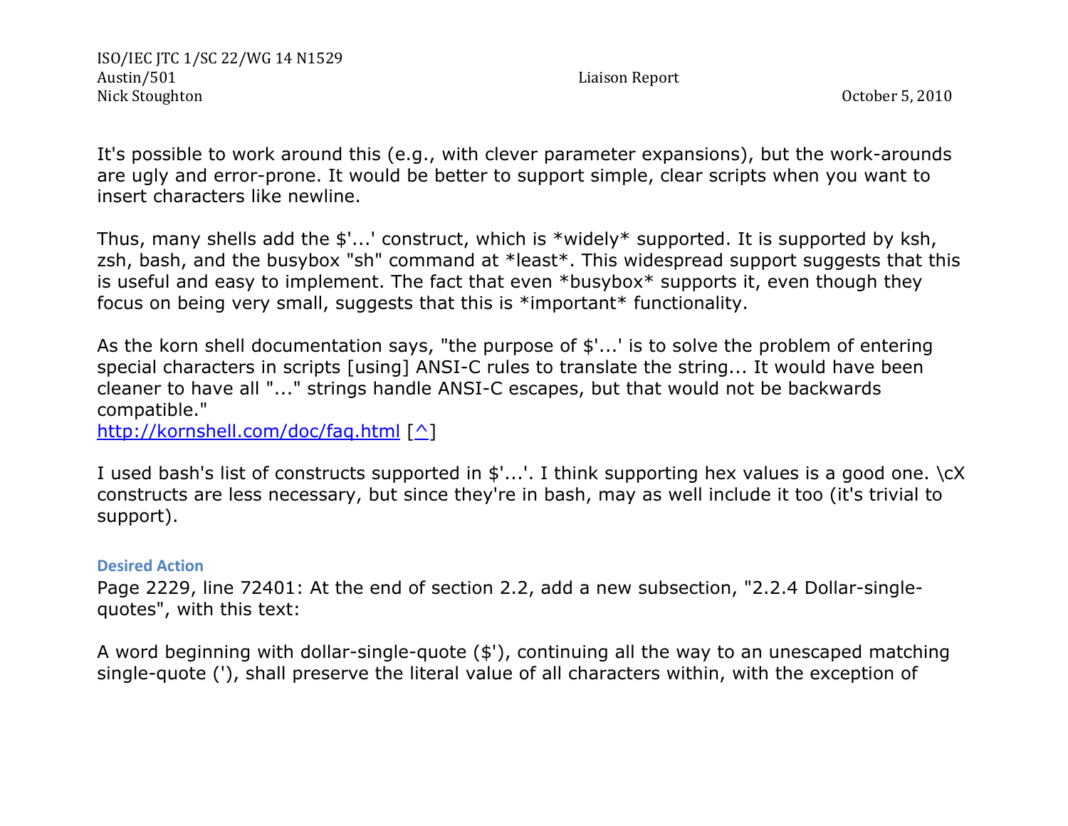It's possible to work around this (e.g., with clever parameter expansions), but the work-arounds are ugly and error-prone. It would be better to support simple, clear scripts when you want to insert characters like newline.

Thus, many shells add the $'...' construct, which is *widely* supported. It is supported by ksh, zsh, bash, and the busybox "sh" command at *least*. This widespread support suggests that this is useful and easy to implement. The fact that even *busybox* supports it, even though they focus on being very small, suggests that this is *important* functionality.

As the korn shell documentation says, "the purpose of $'...' is to solve the problem of entering special characters in scripts [using] ANSI-C rules to translate the string... It would have been cleaner to have all "..." strings handle ANSI-C escapes, but that would not be backwards compatible."
http://kornshell.com/doc/faq.html [^]

I used bash's list of constructs supported in $'...'. I think supporting hex values is a good one. \cX constructs are less necessary, but since they're in bash, may as well include it too (it's trivial to support).

#### Desired Action

Page 2229, line 72401: At the end of section 2.2, add a new subsection, "2.2.4 Dollar-single-quotes", with this text:

A word beginning with dollar-single-quote ($'), continuing all the way to an unescaped matching single-quote ('), shall preserve the literal value of all characters within, with the exception of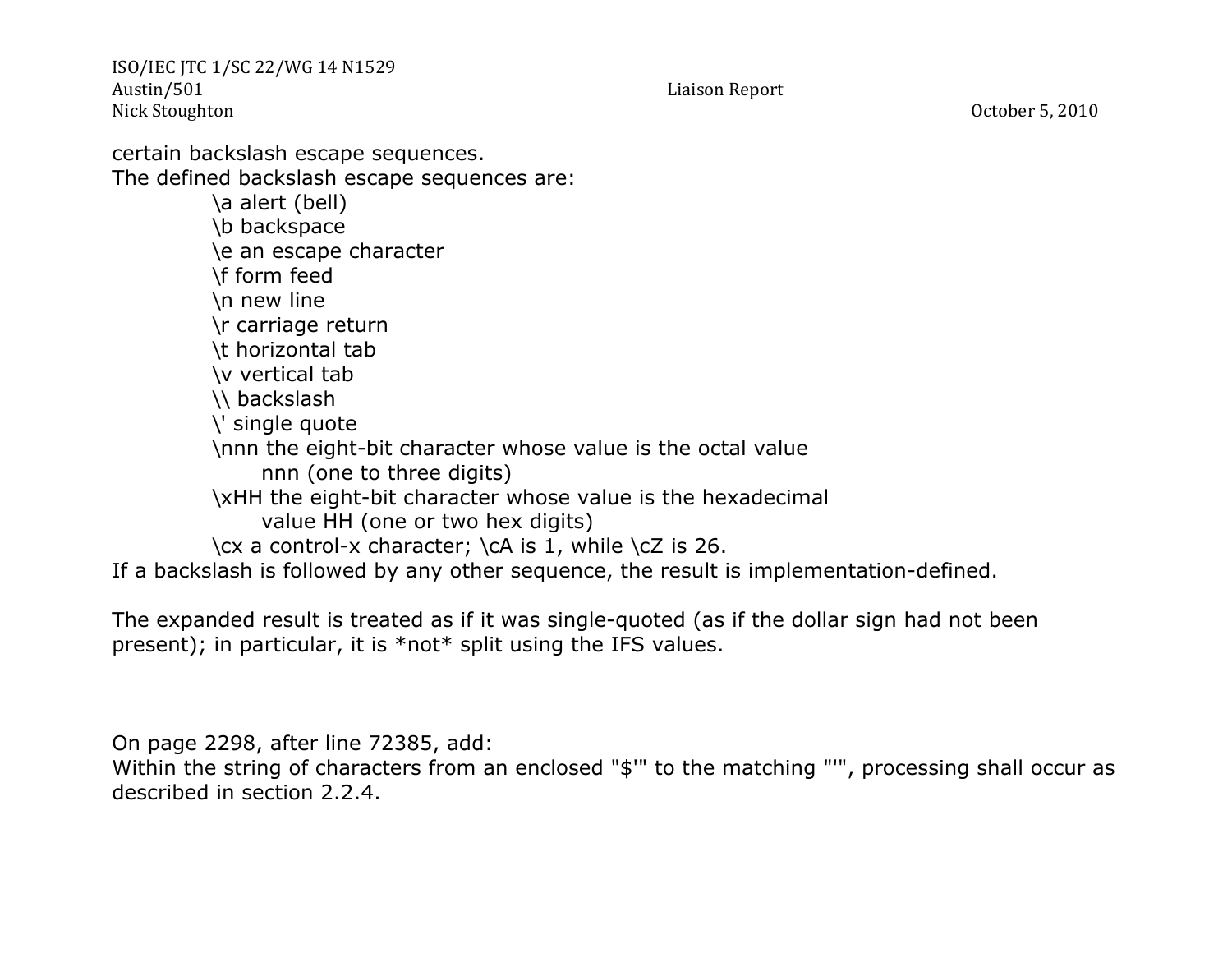certain backslash escape sequences.
The defined backslash escape sequences are:

- \a alert (bell)
- \b backspace
- \e an escape character
- \f form feed
- \n new line
- \r carriage return
- \t horizontal tab
- \v vertical tab
- \\ backslash
- \' single quote
- \nnn the eight-bit character whose value is the octal value nnn (one to three digits)
- \xHH the eight-bit character whose value is the hexadecimal value HH (one or two hex digits)
- \cx a control-x character; \cA is 1, while \cZ is 26.

If a backslash is followed by any other sequence, the result is implementation-defined.

The expanded result is treated as if it was single-quoted (as if the dollar sign had not been present); in particular, it is *not* split using the IFS values.

On page 2298, after line 72385, add:
Within the string of characters from an enclosed "$'" to the matching "'", processing shall occur as described in section 2.2.4.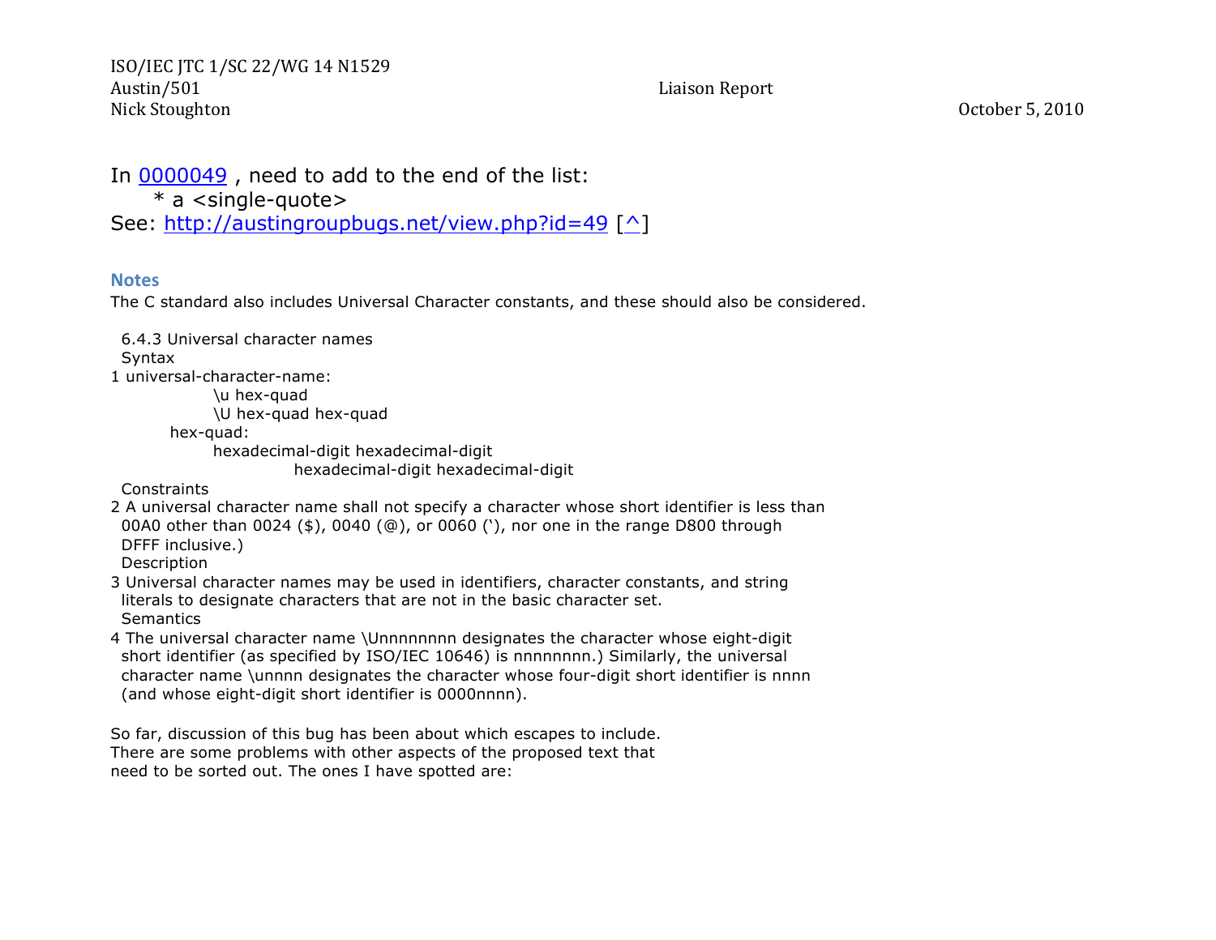In 0000049 , need to add to the end of the list:

* a <single-quote>

See: http://austingroupbugs.net/view.php?id=49 [^]

### Notes

The C standard also includes Universal Character constants, and these should also be considered.

```
  6.4.3 Universal character names
  Syntax
1 universal-character-name:
              \u hex-quad
              \U hex-quad hex-quad
        hex-quad:
              hexadecimal-digit hexadecimal-digit
                        hexadecimal-digit hexadecimal-digit
  Constraints
2 A universal character name shall not specify a character whose short identifier is less than
  00A0 other than 0024 ($), 0040 (@), or 0060 (‘), nor one in the range D800 through
  DFFF inclusive.)
  Description
3 Universal character names may be used in identifiers, character constants, and string
  literals to designate characters that are not in the basic character set.
  Semantics
4 The universal character name \Unnnnnnnn designates the character whose eight-digit
  short identifier (as specified by ISO/IEC 10646) is nnnnnnnn.) Similarly, the universal
  character name \unnnn designates the character whose four-digit short identifier is nnnn
  (and whose eight-digit short identifier is 0000nnnn).
```

So far, discussion of this bug has been about which escapes to include.
There are some problems with other aspects of the proposed text that
need to be sorted out. The ones I have spotted are: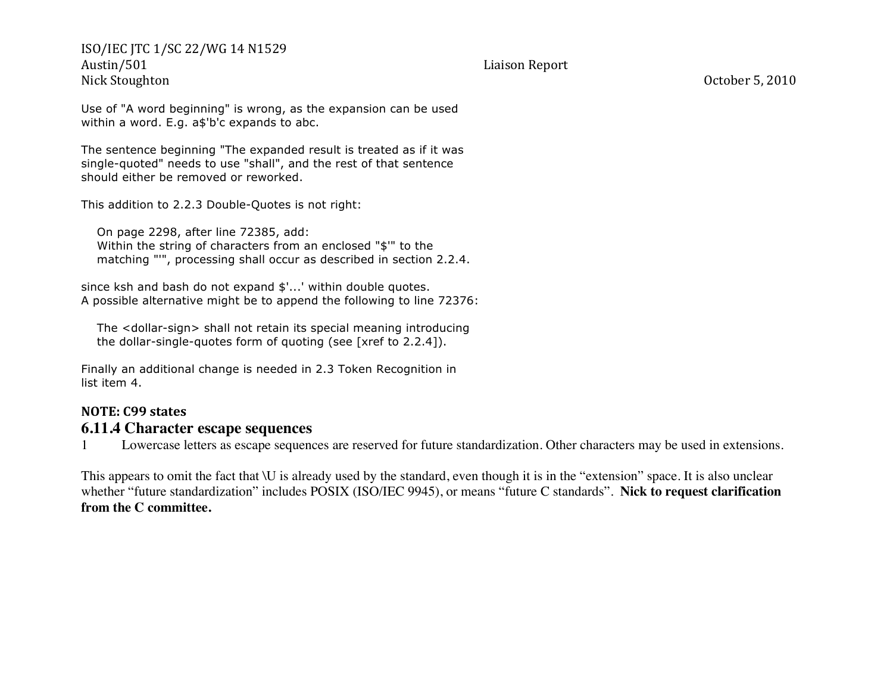Use of "A word beginning" is wrong, as the expansion can be used within a word. E.g. a$'b'c expands to abc.

The sentence beginning "The expanded result is treated as if it was single-quoted" needs to use "shall", and the rest of that sentence should either be removed or reworked.

This addition to 2.2.3 Double-Quotes is not right:

> On page 2298, after line 72385, add:
> Within the string of characters from an enclosed "$'" to the matching "'", processing shall occur as described in section 2.2.4.

since ksh and bash do not expand $'...' within double quotes.
A possible alternative might be to append the following to line 72376:

> The <dollar-sign> shall not retain its special meaning introducing the dollar-single-quotes form of quoting (see [xref to 2.2.4]).

Finally an additional change is needed in 2.3 Token Recognition in list item 4.

**NOTE: C99 states**

### 6.11.4 Character escape sequences

1 Lowercase letters as escape sequences are reserved for future standardization. Other characters may be used in extensions.

This appears to omit the fact that \U is already used by the standard, even though it is in the "extension" space. It is also unclear whether "future standardization" includes POSIX (ISO/IEC 9945), or means "future C standards". **Nick to request clarification from the C committee.**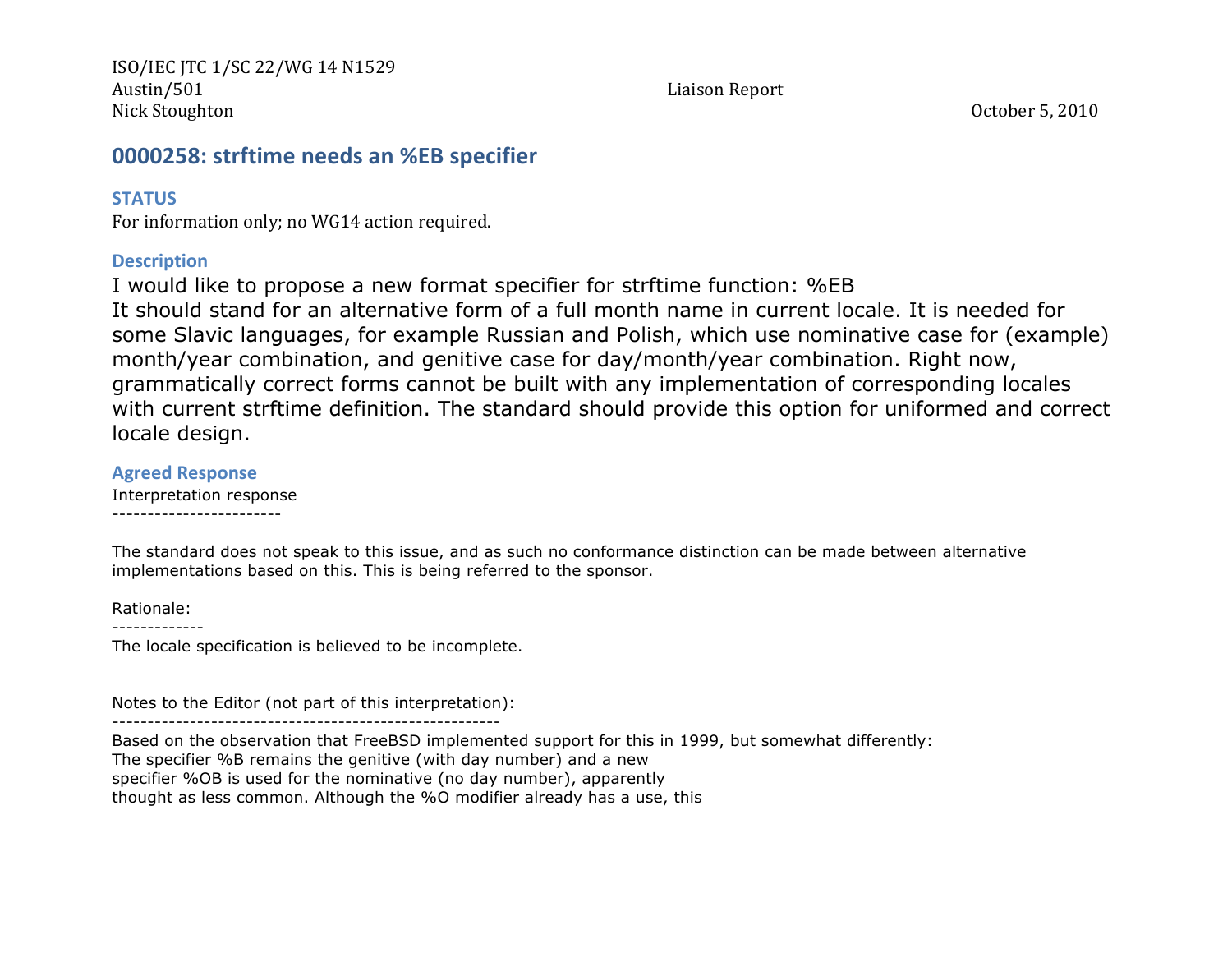ISO/IEC JTC 1/SC 22/WG 14 N1529
Austin/501 Liaison Report
Nick Stoughton October 5, 2010

## 0000258: strftime needs an %EB specifier

### STATUS

For information only; no WG14 action required.

### Description

I would like to propose a new format specifier for strftime function: %EB
It should stand for an alternative form of a full month name in current locale. It is needed for some Slavic languages, for example Russian and Polish, which use nominative case for (example) month/year combination, and genitive case for day/month/year combination. Right now, grammatically correct forms cannot be built with any implementation of corresponding locales with current strftime definition. The standard should provide this option for uniformed and correct locale design.

### Agreed Response

Interpretation response
------------------------

The standard does not speak to this issue, and as such no conformance distinction can be made between alternative implementations based on this. This is being referred to the sponsor.

Rationale:
-------------
The locale specification is believed to be incomplete.

Notes to the Editor (not part of this interpretation):
-------------------------------------------------------
Based on the observation that FreeBSD implemented support for this in 1999, but somewhat differently:
The specifier %B remains the genitive (with day number) and a new
specifier %OB is used for the nominative (no day number), apparently
thought as less common. Although the %O modifier already has a use, this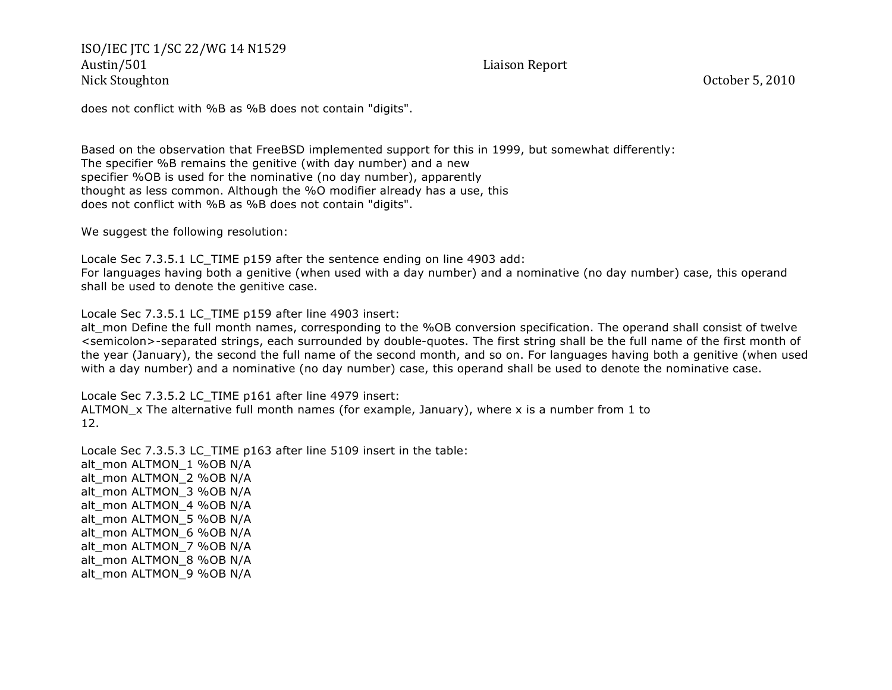does not conflict with %B as %B does not contain "digits".

Based on the observation that FreeBSD implemented support for this in 1999, but somewhat differently:
The specifier %B remains the genitive (with day number) and a new
specifier %OB is used for the nominative (no day number), apparently
thought as less common. Although the %O modifier already has a use, this
does not conflict with %B as %B does not contain "digits".

We suggest the following resolution:

Locale Sec 7.3.5.1 LC_TIME p159 after the sentence ending on line 4903 add:
For languages having both a genitive (when used with a day number) and a nominative (no day number) case, this operand shall be used to denote the genitive case.

Locale Sec 7.3.5.1 LC_TIME p159 after line 4903 insert:
alt_mon Define the full month names, corresponding to the %OB conversion specification. The operand shall consist of twelve <semicolon>-separated strings, each surrounded by double-quotes. The first string shall be the full name of the first month of the year (January), the second the full name of the second month, and so on. For languages having both a genitive (when used with a day number) and a nominative (no day number) case, this operand shall be used to denote the nominative case.

Locale Sec 7.3.5.2 LC_TIME p161 after line 4979 insert:
ALTMON_x The alternative full month names (for example, January), where x is a number from 1 to
12.

Locale Sec 7.3.5.3 LC_TIME p163 after line 5109 insert in the table:
alt_mon ALTMON_1 %OB N/A
alt_mon ALTMON_2 %OB N/A
alt_mon ALTMON_3 %OB N/A
alt_mon ALTMON_4 %OB N/A
alt_mon ALTMON_5 %OB N/A
alt_mon ALTMON_6 %OB N/A
alt_mon ALTMON_7 %OB N/A
alt_mon ALTMON_8 %OB N/A
alt_mon ALTMON_9 %OB N/A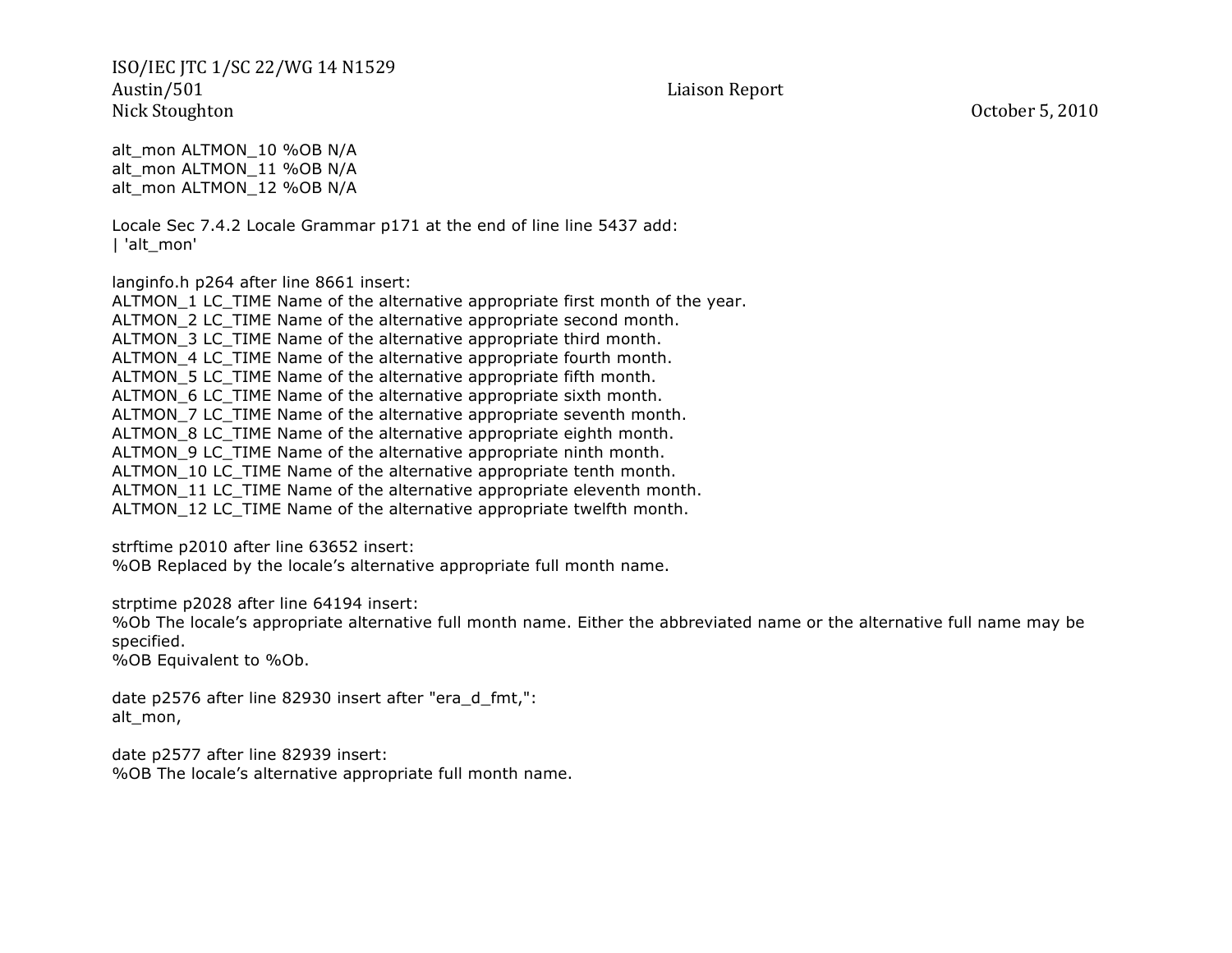alt_mon ALTMON_10 %OB N/A
alt_mon ALTMON_11 %OB N/A
alt_mon ALTMON_12 %OB N/A

Locale Sec 7.4.2 Locale Grammar p171 at the end of line line 5437 add:
| 'alt_mon'

langinfo.h p264 after line 8661 insert:
ALTMON_1 LC_TIME Name of the alternative appropriate first month of the year.
ALTMON_2 LC_TIME Name of the alternative appropriate second month.
ALTMON_3 LC_TIME Name of the alternative appropriate third month.
ALTMON_4 LC_TIME Name of the alternative appropriate fourth month.
ALTMON_5 LC_TIME Name of the alternative appropriate fifth month.
ALTMON_6 LC_TIME Name of the alternative appropriate sixth month.
ALTMON_7 LC_TIME Name of the alternative appropriate seventh month.
ALTMON_8 LC_TIME Name of the alternative appropriate eighth month.
ALTMON_9 LC_TIME Name of the alternative appropriate ninth month.
ALTMON_10 LC_TIME Name of the alternative appropriate tenth month.
ALTMON_11 LC_TIME Name of the alternative appropriate eleventh month.
ALTMON_12 LC_TIME Name of the alternative appropriate twelfth month.

strftime p2010 after line 63652 insert:
%OB Replaced by the locale's alternative appropriate full month name.

strptime p2028 after line 64194 insert:
%Ob The locale's appropriate alternative full month name. Either the abbreviated name or the alternative full name may be specified.
%OB Equivalent to %Ob.

date p2576 after line 82930 insert after "era_d_fmt,":
alt_mon,

date p2577 after line 82939 insert:
%OB The locale's alternative appropriate full month name.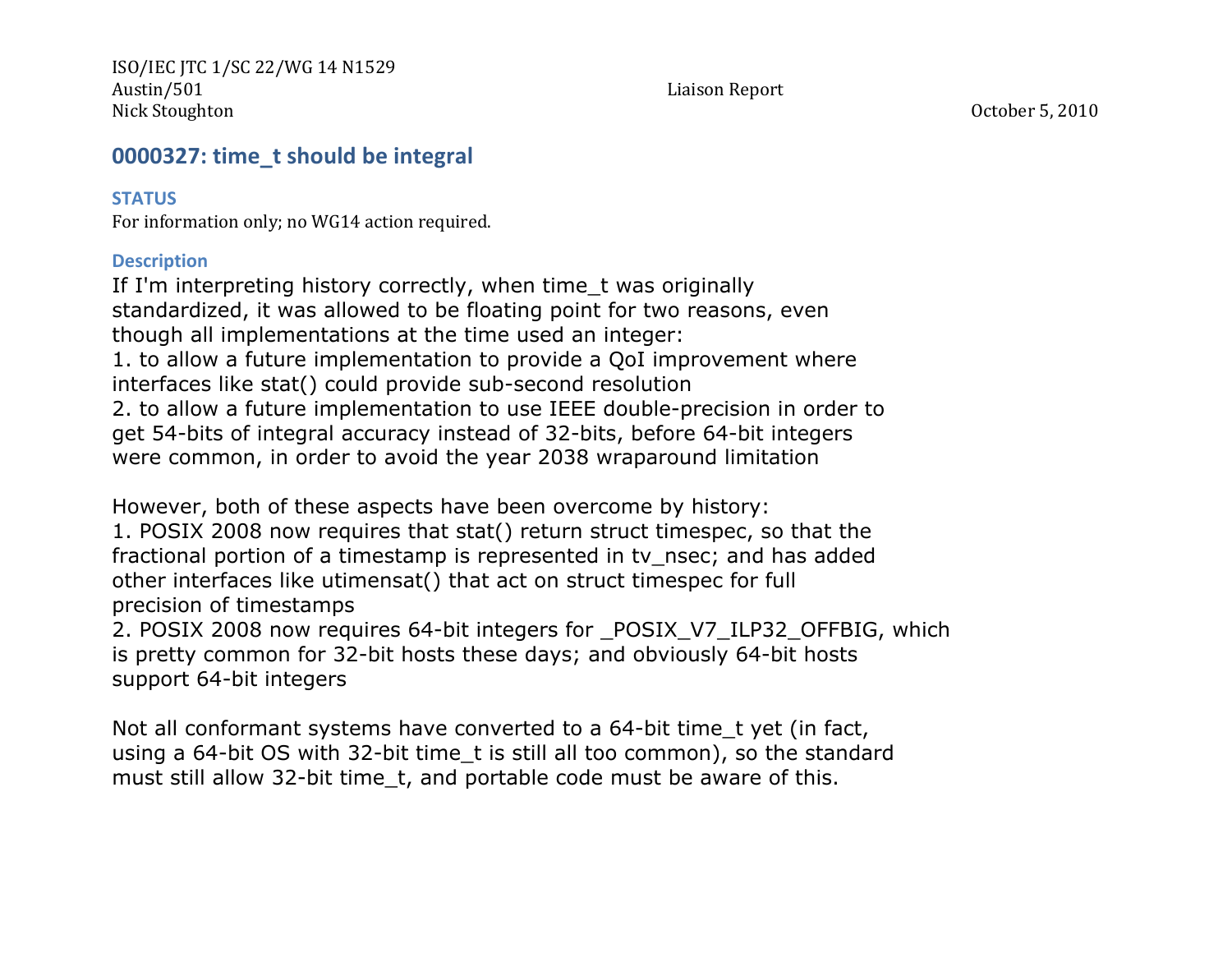ISO/IEC JTC 1/SC 22/WG 14 N1529
Austin/501 Liaison Report
Nick Stoughton October 5, 2010

## 0000327: time_t should be integral

### STATUS

For information only; no WG14 action required.

### Description

If I'm interpreting history correctly, when time_t was originally standardized, it was allowed to be floating point for two reasons, even though all implementations at the time used an integer:

1. to allow a future implementation to provide a QoI improvement where interfaces like stat() could provide sub-second resolution
2. to allow a future implementation to use IEEE double-precision in order to get 54-bits of integral accuracy instead of 32-bits, before 64-bit integers were common, in order to avoid the year 2038 wraparound limitation

However, both of these aspects have been overcome by history:

1. POSIX 2008 now requires that stat() return struct timespec, so that the fractional portion of a timestamp is represented in tv_nsec; and has added other interfaces like utimensat() that act on struct timespec for full precision of timestamps
2. POSIX 2008 now requires 64-bit integers for _POSIX_V7_ILP32_OFFBIG, which is pretty common for 32-bit hosts these days; and obviously 64-bit hosts support 64-bit integers

Not all conformant systems have converted to a 64-bit time_t yet (in fact, using a 64-bit OS with 32-bit time_t is still all too common), so the standard must still allow 32-bit time_t, and portable code must be aware of this.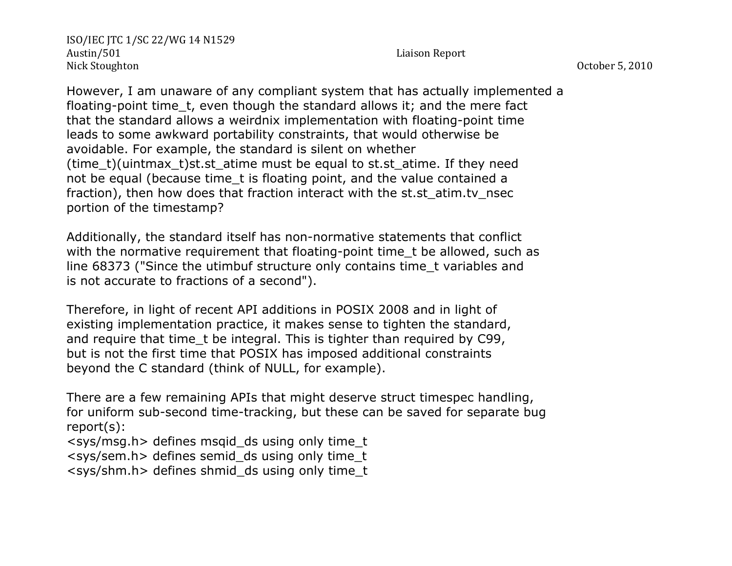However, I am unaware of any compliant system that has actually implemented a floating-point time_t, even though the standard allows it; and the mere fact that the standard allows a weirdnix implementation with floating-point time leads to some awkward portability constraints, that would otherwise be avoidable. For example, the standard is silent on whether (time_t)(uintmax_t)st.st_atime must be equal to st.st_atime. If they need not be equal (because time_t is floating point, and the value contained a fraction), then how does that fraction interact with the st.st_atim.tv_nsec portion of the timestamp?

Additionally, the standard itself has non-normative statements that conflict with the normative requirement that floating-point time_t be allowed, such as line 68373 ("Since the utimbuf structure only contains time_t variables and is not accurate to fractions of a second").

Therefore, in light of recent API additions in POSIX 2008 and in light of existing implementation practice, it makes sense to tighten the standard, and require that time_t be integral. This is tighter than required by C99, but is not the first time that POSIX has imposed additional constraints beyond the C standard (think of NULL, for example).

There are a few remaining APIs that might deserve struct timespec handling, for uniform sub-second time-tracking, but these can be saved for separate bug report(s):
<sys/msg.h> defines msqid_ds using only time_t
<sys/sem.h> defines semid_ds using only time_t
<sys/shm.h> defines shmid_ds using only time_t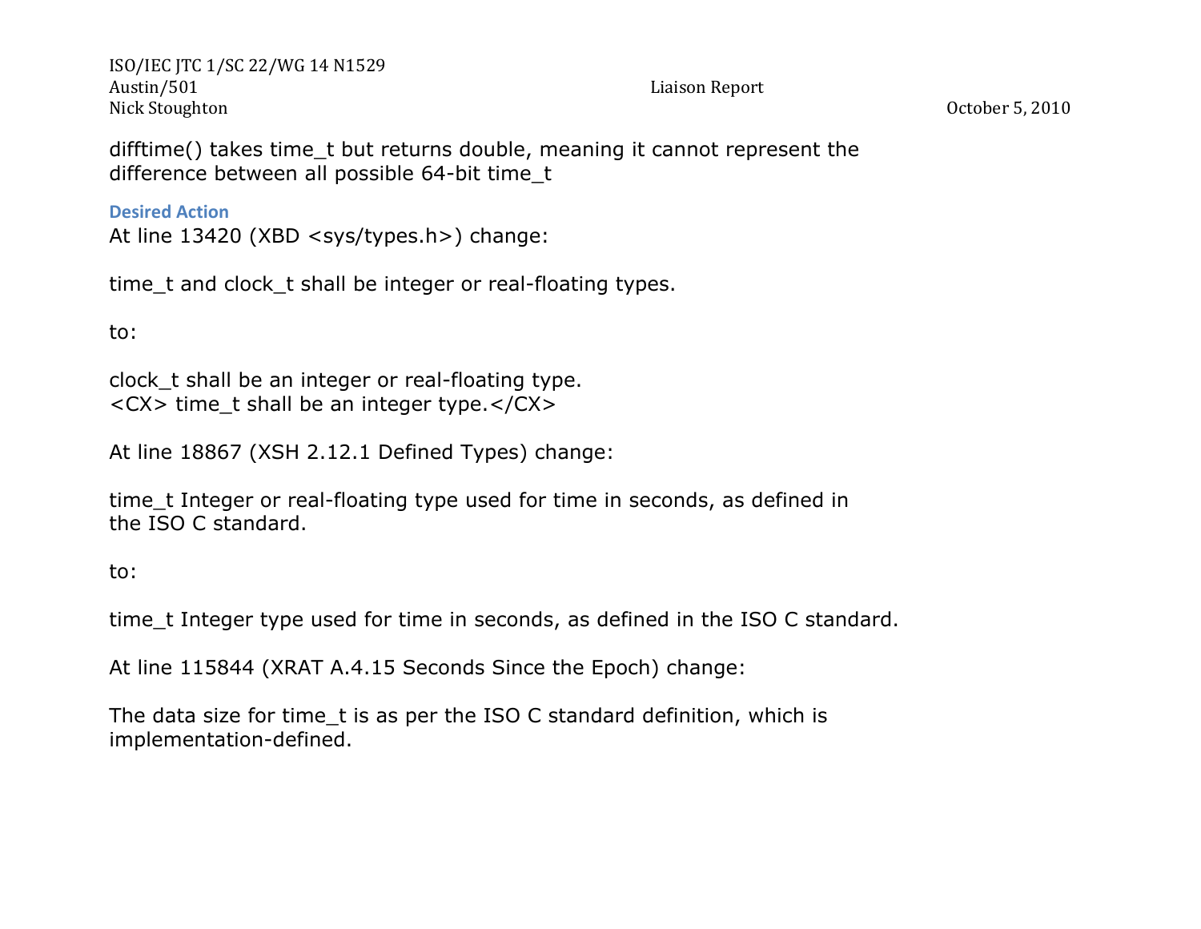difftime() takes time_t but returns double, meaning it cannot represent the difference between all possible 64-bit time_t

**Desired Action**

At line 13420 (XBD <sys/types.h>) change:

time_t and clock_t shall be integer or real-floating types.

to:

clock_t shall be an integer or real-floating type.
<CX> time_t shall be an integer type.</CX>

At line 18867 (XSH 2.12.1 Defined Types) change:

time_t Integer or real-floating type used for time in seconds, as defined in the ISO C standard.

to:

time_t Integer type used for time in seconds, as defined in the ISO C standard.

At line 115844 (XRAT A.4.15 Seconds Since the Epoch) change:

The data size for time_t is as per the ISO C standard definition, which is implementation-defined.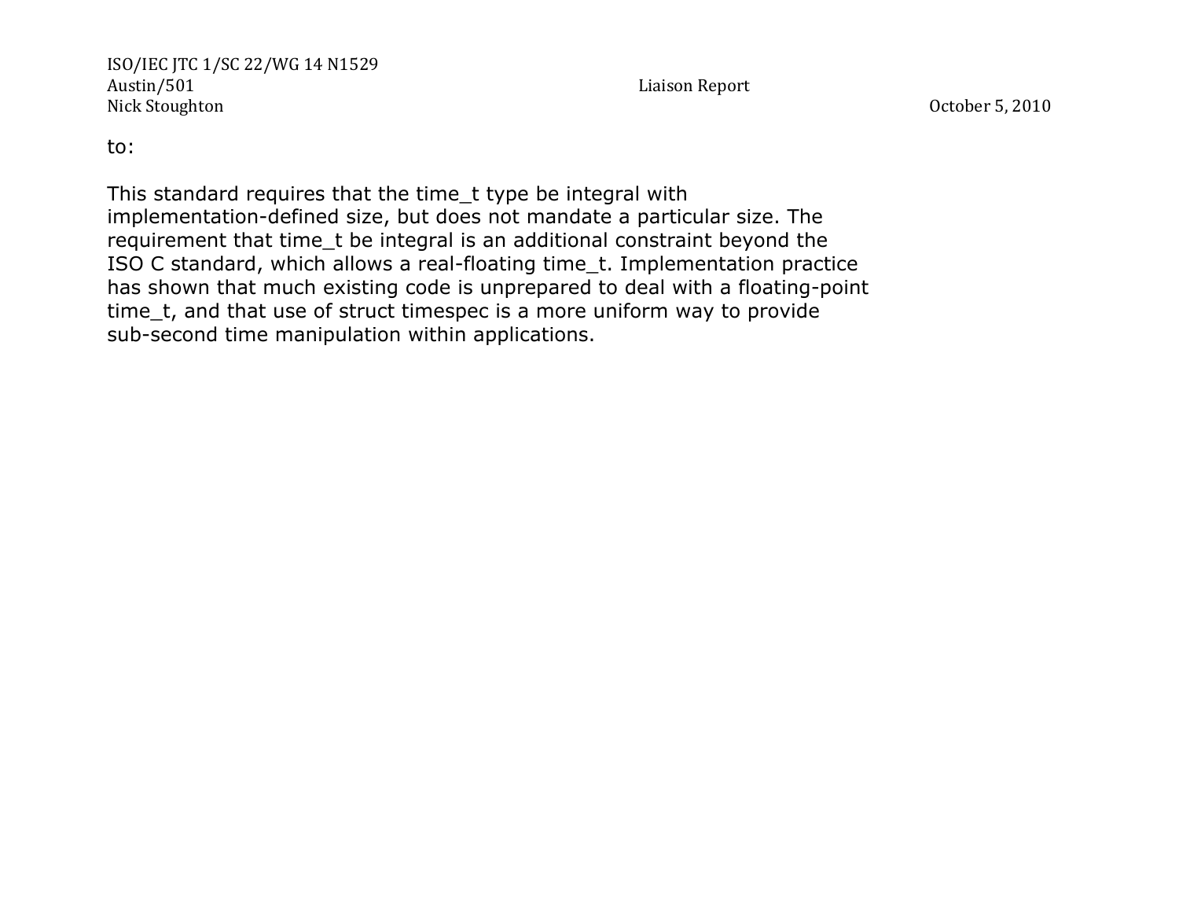to:

This standard requires that the time_t type be integral with implementation-defined size, but does not mandate a particular size. The requirement that time_t be integral is an additional constraint beyond the ISO C standard, which allows a real-floating time_t. Implementation practice has shown that much existing code is unprepared to deal with a floating-point time_t, and that use of struct timespec is a more uniform way to provide sub-second time manipulation within applications.